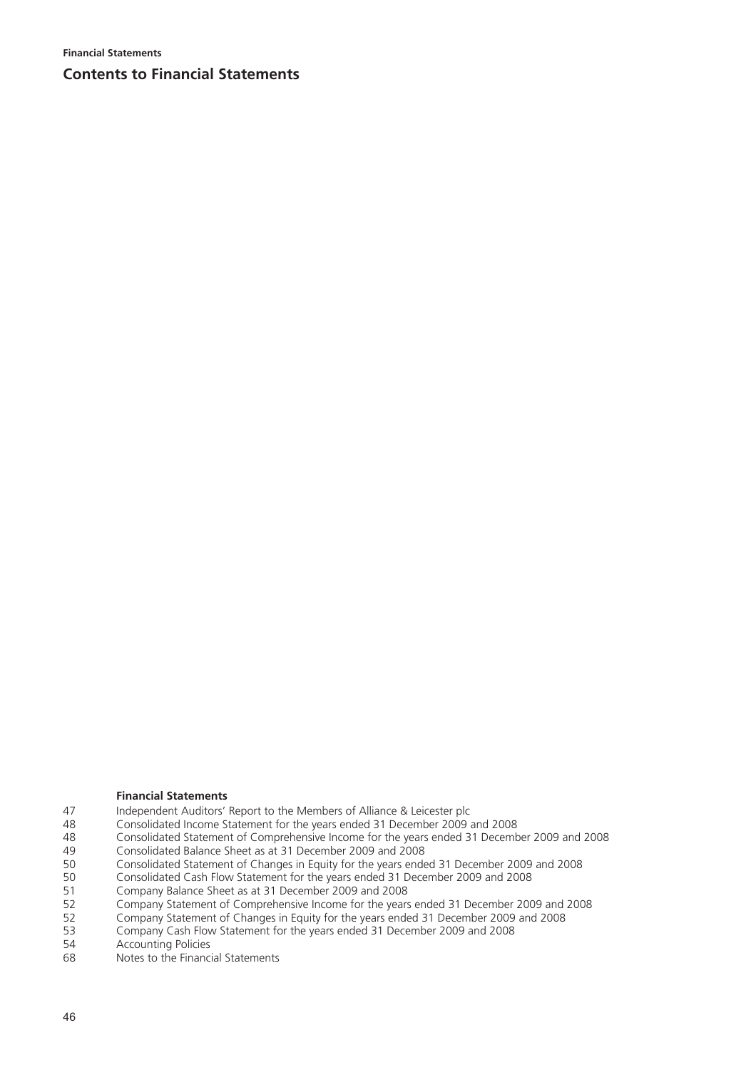# Contents to Financial Statements

**Financial Statements**

| | |
|---|---|
| 47 | Independent Auditors' Report to the Members of Alliance & Leicester plc |
| 48 | Consolidated Income Statement for the years ended 31 December 2009 and 2008 |
| 48 | Consolidated Statement of Comprehensive Income for the years ended 31 December 2009 and 2008 |
| 49 | Consolidated Balance Sheet as at 31 December 2009 and 2008 |
| 50 | Consolidated Statement of Changes in Equity for the years ended 31 December 2009 and 2008 |
| 50 | Consolidated Cash Flow Statement for the years ended 31 December 2009 and 2008 |
| 51 | Company Balance Sheet as at 31 December 2009 and 2008 |
| 52 | Company Statement of Comprehensive Income for the years ended 31 December 2009 and 2008 |
| 52 | Company Statement of Changes in Equity for the years ended 31 December 2009 and 2008 |
| 53 | Company Cash Flow Statement for the years ended 31 December 2009 and 2008 |
| 54 | Accounting Policies |
| 68 | Notes to the Financial Statements |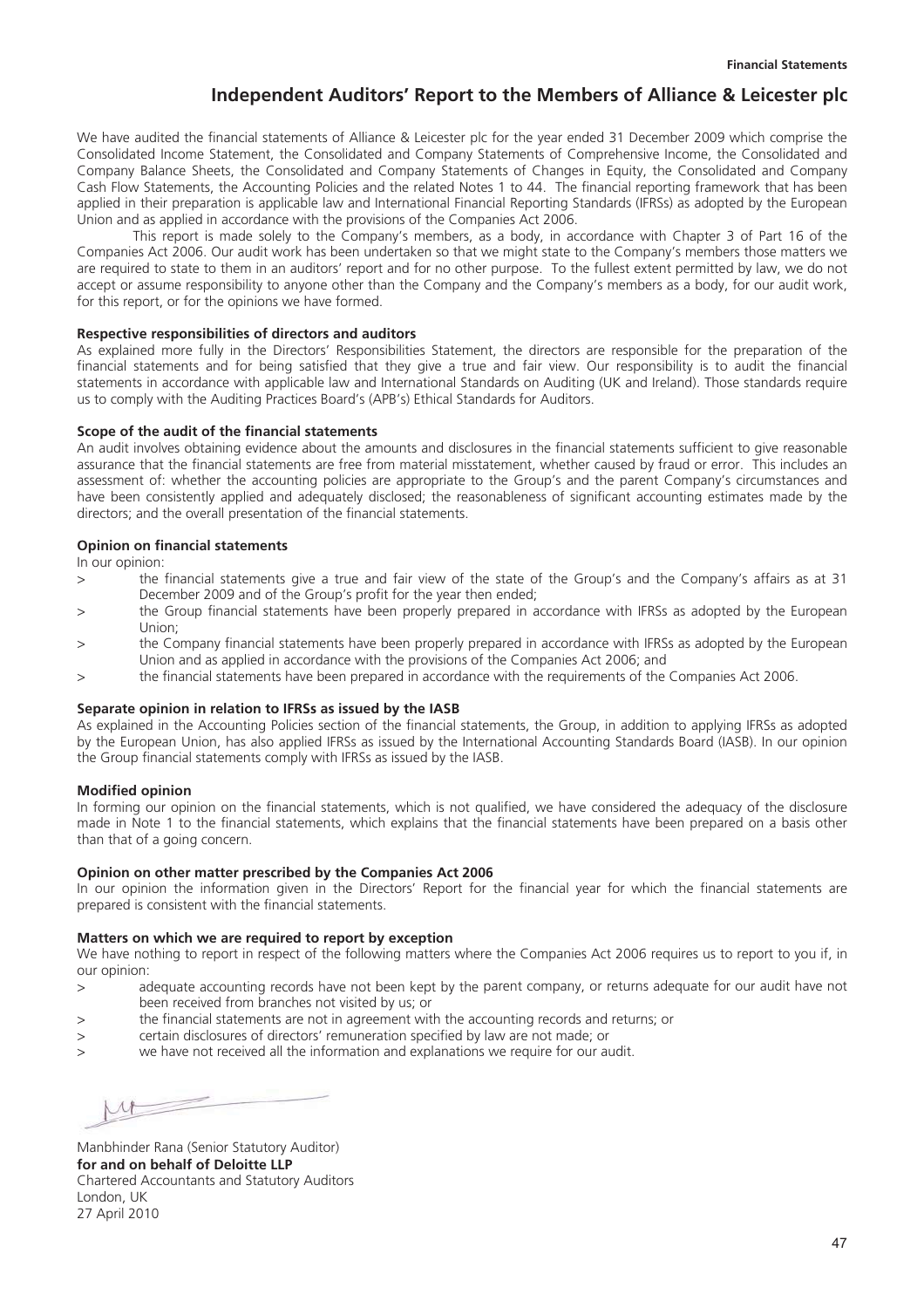# Independent Auditors' Report to the Members of Alliance & Leicester plc

We have audited the financial statements of Alliance & Leicester plc for the year ended 31 December 2009 which comprise the Consolidated Income Statement, the Consolidated and Company Statements of Comprehensive Income, the Consolidated and Company Balance Sheets, the Consolidated and Company Statements of Changes in Equity, the Consolidated and Company Cash Flow Statements, the Accounting Policies and the related Notes 1 to 44. The financial reporting framework that has been applied in their preparation is applicable law and International Financial Reporting Standards (IFRSs) as adopted by the European Union and as applied in accordance with the provisions of the Companies Act 2006.

This report is made solely to the Company's members, as a body, in accordance with Chapter 3 of Part 16 of the Companies Act 2006. Our audit work has been undertaken so that we might state to the Company's members those matters we are required to state to them in an auditors' report and for no other purpose. To the fullest extent permitted by law, we do not accept or assume responsibility to anyone other than the Company and the Company's members as a body, for our audit work, for this report, or for the opinions we have formed.

**Respective responsibilities of directors and auditors**

As explained more fully in the Directors' Responsibilities Statement, the directors are responsible for the preparation of the financial statements and for being satisfied that they give a true and fair view. Our responsibility is to audit the financial statements in accordance with applicable law and International Standards on Auditing (UK and Ireland). Those standards require us to comply with the Auditing Practices Board's (APB's) Ethical Standards for Auditors.

**Scope of the audit of the financial statements**

An audit involves obtaining evidence about the amounts and disclosures in the financial statements sufficient to give reasonable assurance that the financial statements are free from material misstatement, whether caused by fraud or error. This includes an assessment of: whether the accounting policies are appropriate to the Group's and the parent Company's circumstances and have been consistently applied and adequately disclosed; the reasonableness of significant accounting estimates made by the directors; and the overall presentation of the financial statements.

**Opinion on financial statements**

In our opinion:

> the financial statements give a true and fair view of the state of the Group's and the Company's affairs as at 31 December 2009 and of the Group's profit for the year then ended;

> the Group financial statements have been properly prepared in accordance with IFRSs as adopted by the European Union;

> the Company financial statements have been properly prepared in accordance with IFRSs as adopted by the European Union and as applied in accordance with the provisions of the Companies Act 2006; and

> the financial statements have been prepared in accordance with the requirements of the Companies Act 2006.

**Separate opinion in relation to IFRSs as issued by the IASB**

As explained in the Accounting Policies section of the financial statements, the Group, in addition to applying IFRSs as adopted by the European Union, has also applied IFRSs as issued by the International Accounting Standards Board (IASB). In our opinion the Group financial statements comply with IFRSs as issued by the IASB.

**Modified opinion**

In forming our opinion on the financial statements, which is not qualified, we have considered the adequacy of the disclosure made in Note 1 to the financial statements, which explains that the financial statements have been prepared on a basis other than that of a going concern.

**Opinion on other matter prescribed by the Companies Act 2006**

In our opinion the information given in the Directors' Report for the financial year for which the financial statements are prepared is consistent with the financial statements.

**Matters on which we are required to report by exception**

We have nothing to report in respect of the following matters where the Companies Act 2006 requires us to report to you if, in our opinion:

> adequate accounting records have not been kept by the parent company, or returns adequate for our audit have not been received from branches not visited by us; or

> the financial statements are not in agreement with the accounting records and returns; or

> certain disclosures of directors' remuneration specified by law are not made; or

> we have not received all the information and explanations we require for our audit.

Manbhinder Rana (Senior Statutory Auditor)
**for and on behalf of Deloitte LLP**
Chartered Accountants and Statutory Auditors
London, UK
27 April 2010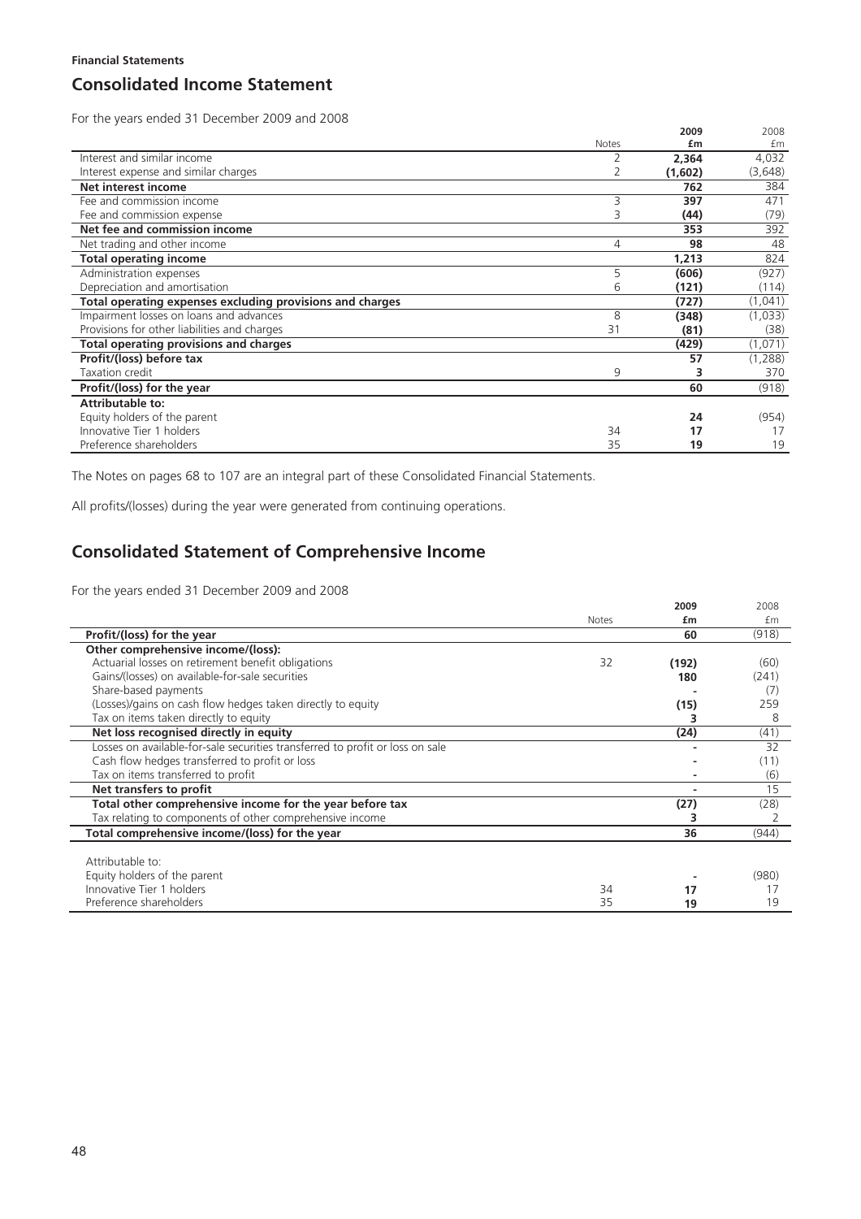**Financial Statements**

# Consolidated Income Statement

For the years ended 31 December 2009 and 2008

| | Notes | 2009 £m | 2008 £m |
|---|---|---|---|
| Interest and similar income | 2 | **2,364** | 4,032 |
| Interest expense and similar charges | 2 | **(1,602)** | (3,648) |
| **Net interest income** | | **762** | 384 |
| Fee and commission income | 3 | **397** | 471 |
| Fee and commission expense | 3 | **(44)** | (79) |
| **Net fee and commission income** | | **353** | 392 |
| Net trading and other income | 4 | **98** | 48 |
| **Total operating income** | | **1,213** | 824 |
| Administration expenses | 5 | **(606)** | (927) |
| Depreciation and amortisation | 6 | **(121)** | (114) |
| **Total operating expenses excluding provisions and charges** | | **(727)** | (1,041) |
| Impairment losses on loans and advances | 8 | **(348)** | (1,033) |
| Provisions for other liabilities and charges | 31 | **(81)** | (38) |
| **Total operating provisions and charges** | | **(429)** | (1,071) |
| **Profit/(loss) before tax** | | **57** | (1,288) |
| Taxation credit | 9 | **3** | 370 |
| **Profit/(loss) for the year** | | **60** | (918) |
| **Attributable to:** | | | |
| Equity holders of the parent | | **24** | (954) |
| Innovative Tier 1 holders | 34 | **17** | 17 |
| Preference shareholders | 35 | **19** | 19 |

The Notes on pages 68 to 107 are an integral part of these Consolidated Financial Statements.

All profits/(losses) during the year were generated from continuing operations.

# Consolidated Statement of Comprehensive Income

For the years ended 31 December 2009 and 2008

| | Notes | 2009 £m | 2008 £m |
|---|---|---|---|
| **Profit/(loss) for the year** | | **60** | (918) |
| **Other comprehensive income/(loss):** | | | |
| Actuarial losses on retirement benefit obligations | 32 | **(192)** | (60) |
| Gains/(losses) on available-for-sale securities | | **180** | (241) |
| Share-based payments | | **-** | (7) |
| (Losses)/gains on cash flow hedges taken directly to equity | | **(15)** | 259 |
| Tax on items taken directly to equity | | **3** | 8 |
| **Net loss recognised directly in equity** | | **(24)** | (41) |
| Losses on available-for-sale securities transferred to profit or loss on sale | | **-** | 32 |
| Cash flow hedges transferred to profit or loss | | **-** | (11) |
| Tax on items transferred to profit | | **-** | (6) |
| **Net transfers to profit** | | **-** | 15 |
| **Total other comprehensive income for the year before tax** | | **(27)** | (28) |
| Tax relating to components of other comprehensive income | | **3** | 2 |
| **Total comprehensive income/(loss) for the year** | | **36** | (944) |
| Attributable to: | | | |
| Equity holders of the parent | | **-** | (980) |
| Innovative Tier 1 holders | 34 | **17** | 17 |
| Preference shareholders | 35 | **19** | 19 |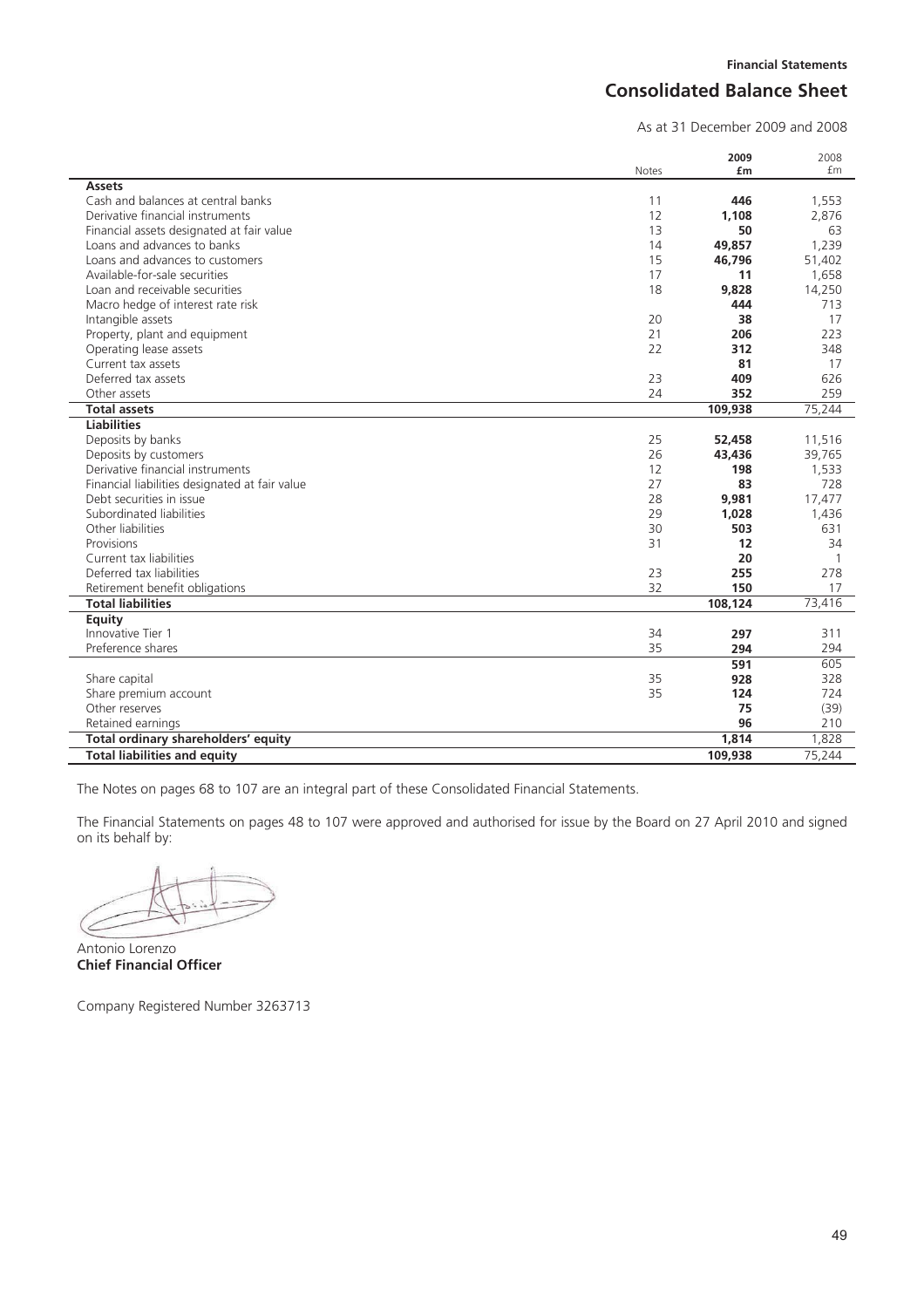## Consolidated Balance Sheet

As at 31 December 2009 and 2008

| | Notes | 2009 £m | 2008 £m |
|---|---|---|---|
| **Assets** | | | |
| Cash and balances at central banks | 11 | **446** | 1,553 |
| Derivative financial instruments | 12 | **1,108** | 2,876 |
| Financial assets designated at fair value | 13 | **50** | 63 |
| Loans and advances to banks | 14 | **49,857** | 1,239 |
| Loans and advances to customers | 15 | **46,796** | 51,402 |
| Available-for-sale securities | 17 | **11** | 1,658 |
| Loan and receivable securities | 18 | **9,828** | 14,250 |
| Macro hedge of interest rate risk | | **444** | 713 |
| Intangible assets | 20 | **38** | 17 |
| Property, plant and equipment | 21 | **206** | 223 |
| Operating lease assets | 22 | **312** | 348 |
| Current tax assets | | **81** | 17 |
| Deferred tax assets | 23 | **409** | 626 |
| Other assets | 24 | **352** | 259 |
| **Total assets** | | **109,938** | 75,244 |
| **Liabilities** | | | |
| Deposits by banks | 25 | **52,458** | 11,516 |
| Deposits by customers | 26 | **43,436** | 39,765 |
| Derivative financial instruments | 12 | **198** | 1,533 |
| Financial liabilities designated at fair value | 27 | **83** | 728 |
| Debt securities in issue | 28 | **9,981** | 17,477 |
| Subordinated liabilities | 29 | **1,028** | 1,436 |
| Other liabilities | 30 | **503** | 631 |
| Provisions | 31 | **12** | 34 |
| Current tax liabilities | | **20** | 1 |
| Deferred tax liabilities | 23 | **255** | 278 |
| Retirement benefit obligations | 32 | **150** | 17 |
| **Total liabilities** | | **108,124** | 73,416 |
| **Equity** | | | |
| Innovative Tier 1 | 34 | **297** | 311 |
| Preference shares | 35 | **294** | 294 |
| | | **591** | 605 |
| Share capital | 35 | **928** | 328 |
| Share premium account | 35 | **124** | 724 |
| Other reserves | | **75** | (39) |
| Retained earnings | | **96** | 210 |
| **Total ordinary shareholders' equity** | | **1,814** | 1,828 |
| **Total liabilities and equity** | | **109,938** | 75,244 |

The Notes on pages 68 to 107 are an integral part of these Consolidated Financial Statements.

The Financial Statements on pages 48 to 107 were approved and authorised for issue by the Board on 27 April 2010 and signed on its behalf by:

Antonio Lorenzo
**Chief Financial Officer**

Company Registered Number 3263713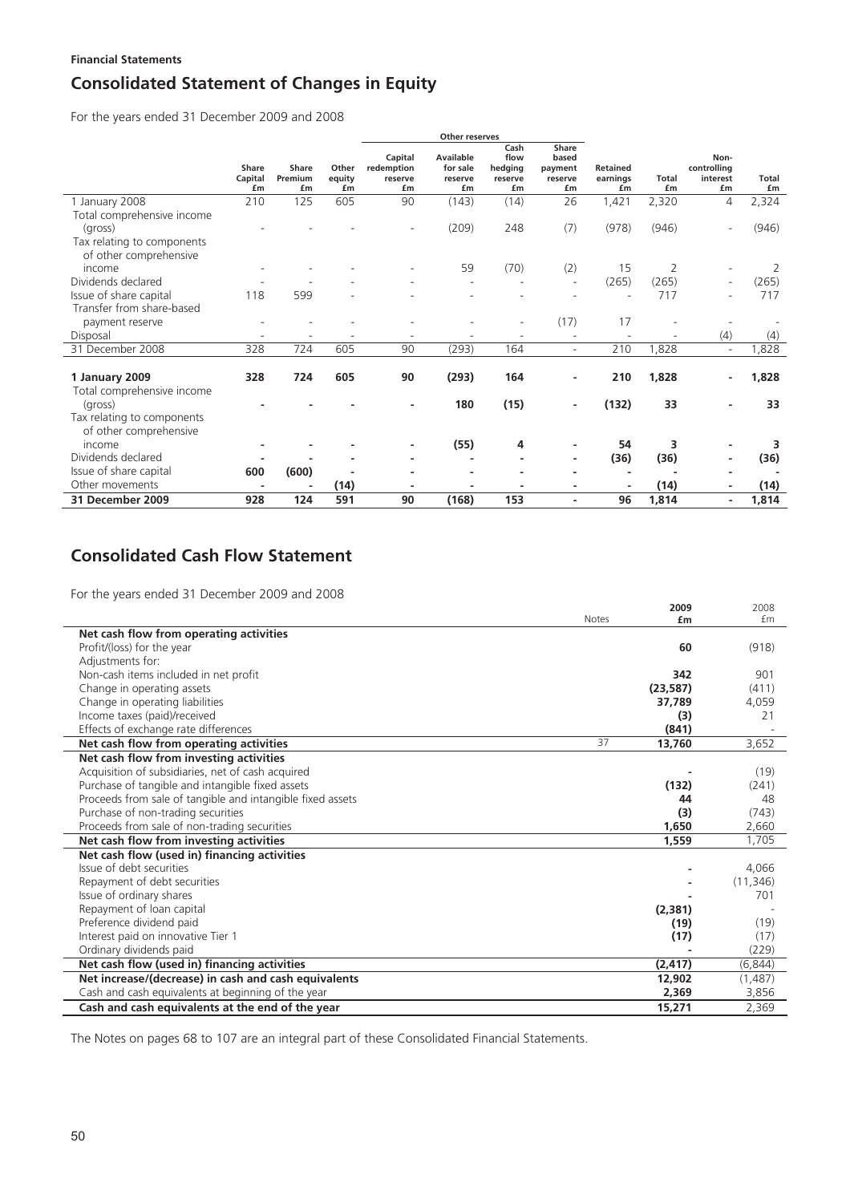**Financial Statements**

## Consolidated Statement of Changes in Equity

For the years ended 31 December 2009 and 2008

| | Share Capital £m | Share Premium £m | Other equity £m | Other reserves: Capital redemption reserve £m | Other reserves: Available for sale reserve £m | Other reserves: Cash flow hedging reserve £m | Other reserves: Share based payment reserve £m | Retained earnings £m | Total £m | Non-controlling interest £m | Total £m |
|---|---|---|---|---|---|---|---|---|---|---|---|
| 1 January 2008 | 210 | 125 | 605 | 90 | (143) | (14) | 26 | 1,421 | 2,320 | 4 | 2,324 |
| Total comprehensive income (gross) | - | - | - | - | (209) | 248 | (7) | (978) | (946) | - | (946) |
| Tax relating to components of other comprehensive income | - | - | - | - | 59 | (70) | (2) | 15 | 2 | - | 2 |
| Dividends declared | - | - | - | - | - | - | - | (265) | (265) | - | (265) |
| Issue of share capital | 118 | 599 | - | - | - | - | - | - | 717 | - | 717 |
| Transfer from share-based payment reserve | - | - | - | - | - | - | (17) | 17 | - | - | - |
| Disposal | - | - | - | - | - | - | - | - | - | (4) | (4) |
| 31 December 2008 | 328 | 724 | 605 | 90 | (293) | 164 | - | 210 | 1,828 | - | 1,828 |
| **1 January 2009** | **328** | **724** | **605** | **90** | **(293)** | **164** | **-** | **210** | **1,828** | **-** | **1,828** |
| Total comprehensive income (gross) | **-** | **-** | **-** | **-** | **180** | **(15)** | **-** | **(132)** | **33** | **-** | **33** |
| Tax relating to components of other comprehensive income | **-** | **-** | **-** | **-** | **(55)** | **4** | **-** | **54** | **3** | **-** | **3** |
| Dividends declared | **-** | **-** | **-** | **-** | **-** | **-** | **-** | **(36)** | **(36)** | **-** | **(36)** |
| Issue of share capital | **600** | **(600)** | **-** | **-** | **-** | **-** | **-** | **-** | **-** | **-** | **-** |
| Other movements | **-** | **-** | **(14)** | **-** | **-** | **-** | **-** | **-** | **(14)** | **-** | **(14)** |
| **31 December 2009** | **928** | **124** | **591** | **90** | **(168)** | **153** | **-** | **96** | **1,814** | **-** | **1,814** |

## Consolidated Cash Flow Statement

For the years ended 31 December 2009 and 2008

| | Notes | 2009 £m | 2008 £m |
|---|---|---|---|
| **Net cash flow from operating activities** | | | |
| Profit/(loss) for the year | | **60** | (918) |
| Adjustments for: | | | |
| Non-cash items included in net profit | | **342** | 901 |
| Change in operating assets | | **(23,587)** | (411) |
| Change in operating liabilities | | **37,789** | 4,059 |
| Income taxes (paid)/received | | **(3)** | 21 |
| Effects of exchange rate differences | | **(841)** | - |
| **Net cash flow from operating activities** | 37 | **13,760** | 3,652 |
| **Net cash flow from investing activities** | | | |
| Acquisition of subsidiaries, net of cash acquired | | **-** | (19) |
| Purchase of tangible and intangible fixed assets | | **(132)** | (241) |
| Proceeds from sale of tangible and intangible fixed assets | | **44** | 48 |
| Purchase of non-trading securities | | **(3)** | (743) |
| Proceeds from sale of non-trading securities | | **1,650** | 2,660 |
| **Net cash flow from investing activities** | | **1,559** | 1,705 |
| **Net cash flow (used in) financing activities** | | | |
| Issue of debt securities | | **-** | 4,066 |
| Repayment of debt securities | | **-** | (11,346) |
| Issue of ordinary shares | | **-** | 701 |
| Repayment of loan capital | | **(2,381)** | - |
| Preference dividend paid | | **(19)** | (19) |
| Interest paid on innovative Tier 1 | | **(17)** | (17) |
| Ordinary dividends paid | | **-** | (229) |
| **Net cash flow (used in) financing activities** | | **(2,417)** | (6,844) |
| **Net increase/(decrease) in cash and cash equivalents** | | **12,902** | (1,487) |
| Cash and cash equivalents at beginning of the year | | **2,369** | 3,856 |
| **Cash and cash equivalents at the end of the year** | | **15,271** | 2,369 |

The Notes on pages 68 to 107 are an integral part of these Consolidated Financial Statements.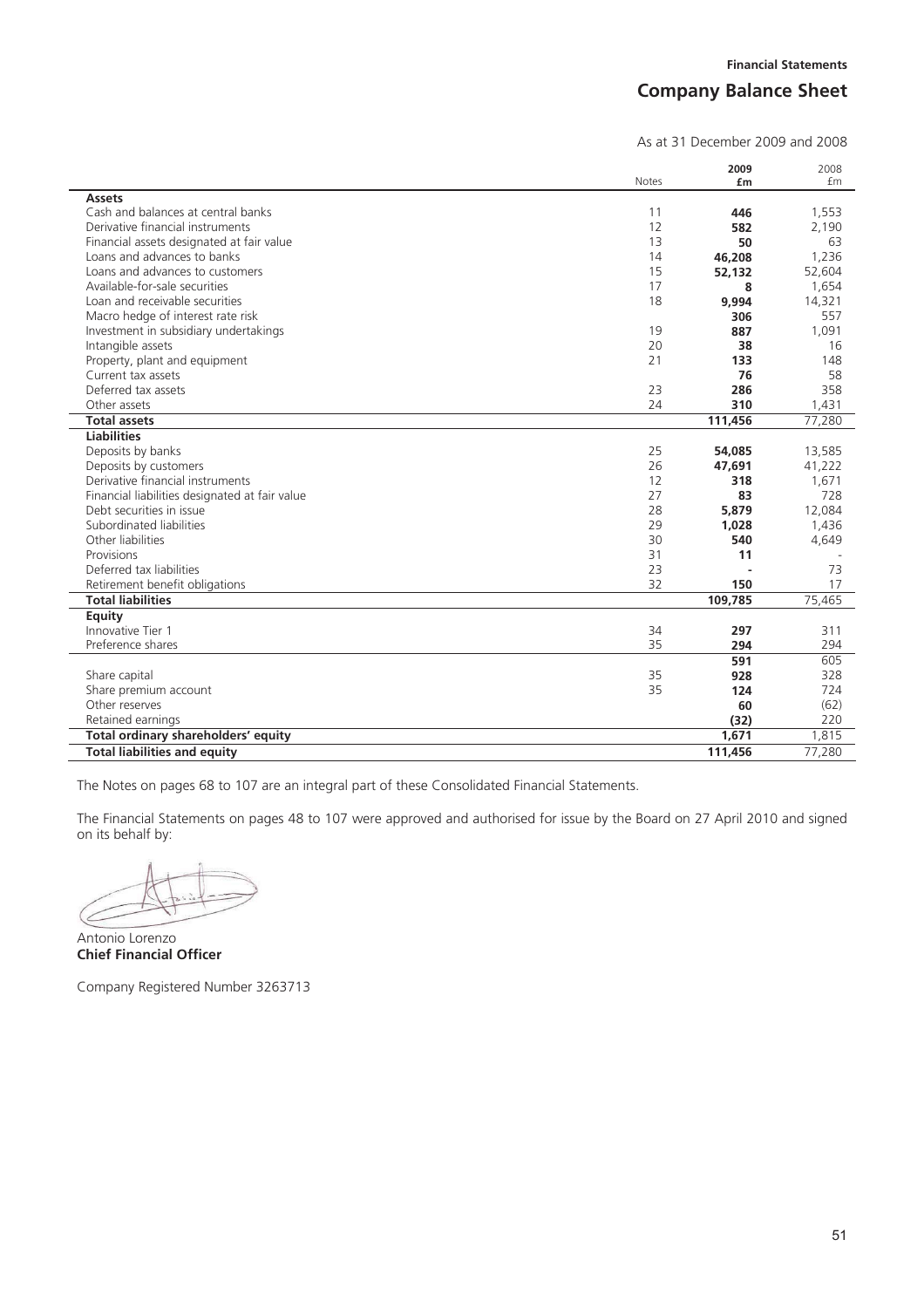# Company Balance Sheet

As at 31 December 2009 and 2008

| | Notes | 2009 £m | 2008 £m |
|---|---|---|---|
| **Assets** | | | |
| Cash and balances at central banks | 11 | **446** | 1,553 |
| Derivative financial instruments | 12 | **582** | 2,190 |
| Financial assets designated at fair value | 13 | **50** | 63 |
| Loans and advances to banks | 14 | **46,208** | 1,236 |
| Loans and advances to customers | 15 | **52,132** | 52,604 |
| Available-for-sale securities | 17 | **8** | 1,654 |
| Loan and receivable securities | 18 | **9,994** | 14,321 |
| Macro hedge of interest rate risk | | **306** | 557 |
| Investment in subsidiary undertakings | 19 | **887** | 1,091 |
| Intangible assets | 20 | **38** | 16 |
| Property, plant and equipment | 21 | **133** | 148 |
| Current tax assets | | **76** | 58 |
| Deferred tax assets | 23 | **286** | 358 |
| Other assets | 24 | **310** | 1,431 |
| **Total assets** | | **111,456** | 77,280 |
| **Liabilities** | | | |
| Deposits by banks | 25 | **54,085** | 13,585 |
| Deposits by customers | 26 | **47,691** | 41,222 |
| Derivative financial instruments | 12 | **318** | 1,671 |
| Financial liabilities designated at fair value | 27 | **83** | 728 |
| Debt securities in issue | 28 | **5,879** | 12,084 |
| Subordinated liabilities | 29 | **1,028** | 1,436 |
| Other liabilities | 30 | **540** | 4,649 |
| Provisions | 31 | **11** | - |
| Deferred tax liabilities | 23 | **-** | 73 |
| Retirement benefit obligations | 32 | **150** | 17 |
| **Total liabilities** | | **109,785** | 75,465 |
| **Equity** | | | |
| Innovative Tier 1 | 34 | **297** | 311 |
| Preference shares | 35 | **294** | 294 |
| | | **591** | 605 |
| Share capital | 35 | **928** | 328 |
| Share premium account | 35 | **124** | 724 |
| Other reserves | | **60** | (62) |
| Retained earnings | | **(32)** | 220 |
| **Total ordinary shareholders' equity** | | **1,671** | 1,815 |
| **Total liabilities and equity** | | **111,456** | 77,280 |

The Notes on pages 68 to 107 are an integral part of these Consolidated Financial Statements.

The Financial Statements on pages 48 to 107 were approved and authorised for issue by the Board on 27 April 2010 and signed on its behalf by:

Antonio Lorenzo
**Chief Financial Officer**

Company Registered Number 3263713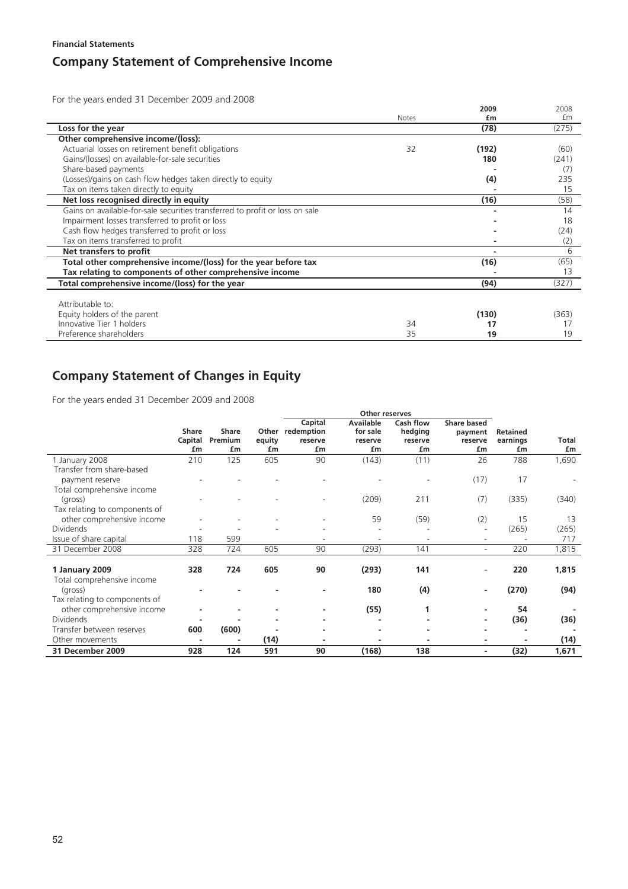**Financial Statements**

## Company Statement of Comprehensive Income

For the years ended 31 December 2009 and 2008

| | Notes | 2009 £m | 2008 £m |
|---|---|---|---|
| **Loss for the year** | | **(78)** | (275) |
| **Other comprehensive income/(loss):** | | | |
| Actuarial losses on retirement benefit obligations | 32 | **(192)** | (60) |
| Gains/(losses) on available-for-sale securities | | **180** | (241) |
| Share-based payments | | **-** | (7) |
| (Losses)/gains on cash flow hedges taken directly to equity | | **(4)** | 235 |
| Tax on items taken directly to equity | | **-** | 15 |
| **Net loss recognised directly in equity** | | **(16)** | (58) |
| Gains on available-for-sale securities transferred to profit or loss on sale | | **-** | 14 |
| Impairment losses transferred to profit or loss | | **-** | 18 |
| Cash flow hedges transferred to profit or loss | | **-** | (24) |
| Tax on items transferred to profit | | **-** | (2) |
| **Net transfers to profit** | | **-** | 6 |
| **Total other comprehensive income/(loss) for the year before tax** | | **(16)** | (65) |
| **Tax relating to components of other comprehensive income** | | **-** | 13 |
| **Total comprehensive income/(loss) for the year** | | **(94)** | (327) |
| | | | |
| Attributable to: | | | |
| Equity holders of the parent | | **(130)** | (363) |
| Innovative Tier 1 holders | 34 | **17** | 17 |
| Preference shareholders | 35 | **19** | 19 |

## Company Statement of Changes in Equity

For the years ended 31 December 2009 and 2008

| | Share Capital £m | Share Premium £m | Other equity £m | Other reserves: Capital redemption reserve £m | Other reserves: Available for sale reserve £m | Other reserves: Cash flow hedging reserve £m | Other reserves: Share based payment reserve £m | Retained earnings £m | Total £m |
|---|---|---|---|---|---|---|---|---|---|
| 1 January 2008 | 210 | 125 | 605 | 90 | (143) | (11) | 26 | 788 | 1,690 |
| Transfer from share-based payment reserve | - | - | - | - | - | - | (17) | 17 | - |
| Total comprehensive income (gross) | - | - | - | - | (209) | 211 | (7) | (335) | (340) |
| Tax relating to components of other comprehensive income | - | - | - | - | 59 | (59) | (2) | 15 | 13 |
| Dividends | - | - | - | - | - | - | - | (265) | (265) |
| Issue of share capital | 118 | 599 | | - | - | - | - | - | 717 |
| 31 December 2008 | 328 | 724 | 605 | 90 | (293) | 141 | - | 220 | 1,815 |
| | | | | | | | | | |
| **1 January 2009** | **328** | **724** | **605** | **90** | **(293)** | **141** | - | **220** | **1,815** |
| Total comprehensive income (gross) | **-** | **-** | **-** | **-** | **180** | **(4)** | **-** | **(270)** | **(94)** |
| Tax relating to components of other comprehensive income | **-** | **-** | **-** | **-** | **(55)** | **1** | **-** | **54** | **-** |
| Dividends | **-** | **-** | **-** | **-** | **-** | **-** | **-** | **(36)** | **(36)** |
| Transfer between reserves | **600** | **(600)** | **-** | **-** | **-** | **-** | **-** | **-** | **-** |
| Other movements | **-** | **-** | **(14)** | **-** | **-** | **-** | **-** | **-** | **(14)** |
| **31 December 2009** | **928** | **124** | **591** | **90** | **(168)** | **138** | **-** | **(32)** | **1,671** |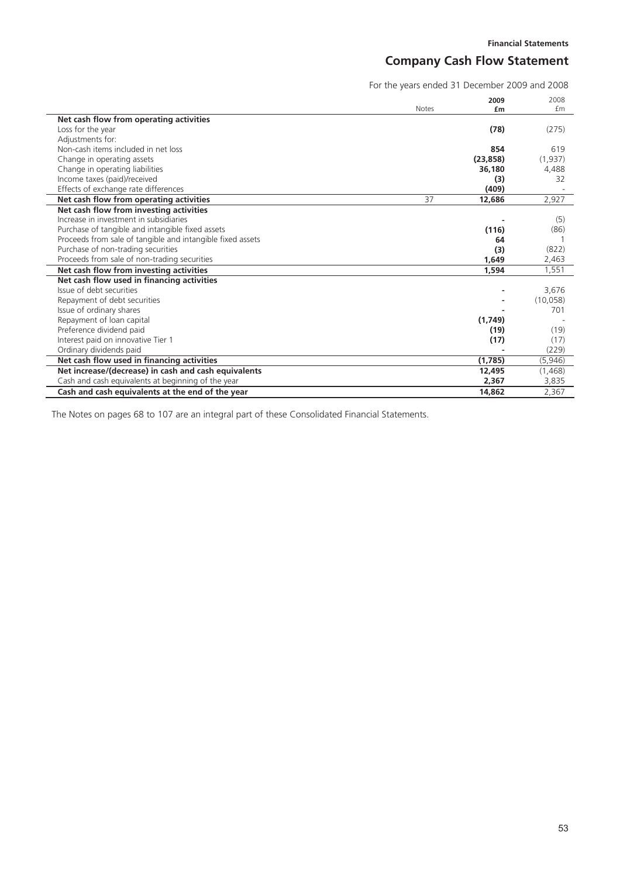## Company Cash Flow Statement

For the years ended 31 December 2009 and 2008

| | Notes | 2009 £m | 2008 £m |
|---|---|---|---|
| **Net cash flow from operating activities** | | | |
| Loss for the year | | **(78)** | (275) |
| Adjustments for: | | | |
| Non-cash items included in net loss | | **854** | 619 |
| Change in operating assets | | **(23,858)** | (1,937) |
| Change in operating liabilities | | **36,180** | 4,488 |
| Income taxes (paid)/received | | **(3)** | 32 |
| Effects of exchange rate differences | | **(409)** | - |
| **Net cash flow from operating activities** | 37 | **12,686** | 2,927 |
| **Net cash flow from investing activities** | | | |
| Increase in investment in subsidiaries | | **-** | (5) |
| Purchase of tangible and intangible fixed assets | | **(116)** | (86) |
| Proceeds from sale of tangible and intangible fixed assets | | **64** | 1 |
| Purchase of non-trading securities | | **(3)** | (822) |
| Proceeds from sale of non-trading securities | | **1,649** | 2,463 |
| **Net cash flow from investing activities** | | **1,594** | 1,551 |
| **Net cash flow used in financing activities** | | | |
| Issue of debt securities | | **-** | 3,676 |
| Repayment of debt securities | | **-** | (10,058) |
| Issue of ordinary shares | | **-** | 701 |
| Repayment of loan capital | | **(1,749)** | - |
| Preference dividend paid | | **(19)** | (19) |
| Interest paid on innovative Tier 1 | | **(17)** | (17) |
| Ordinary dividends paid | | **-** | (229) |
| **Net cash flow used in financing activities** | | **(1,785)** | (5,946) |
| **Net increase/(decrease) in cash and cash equivalents** | | **12,495** | (1,468) |
| Cash and cash equivalents at beginning of the year | | **2,367** | 3,835 |
| **Cash and cash equivalents at the end of the year** | | **14,862** | 2,367 |

The Notes on pages 68 to 107 are an integral part of these Consolidated Financial Statements.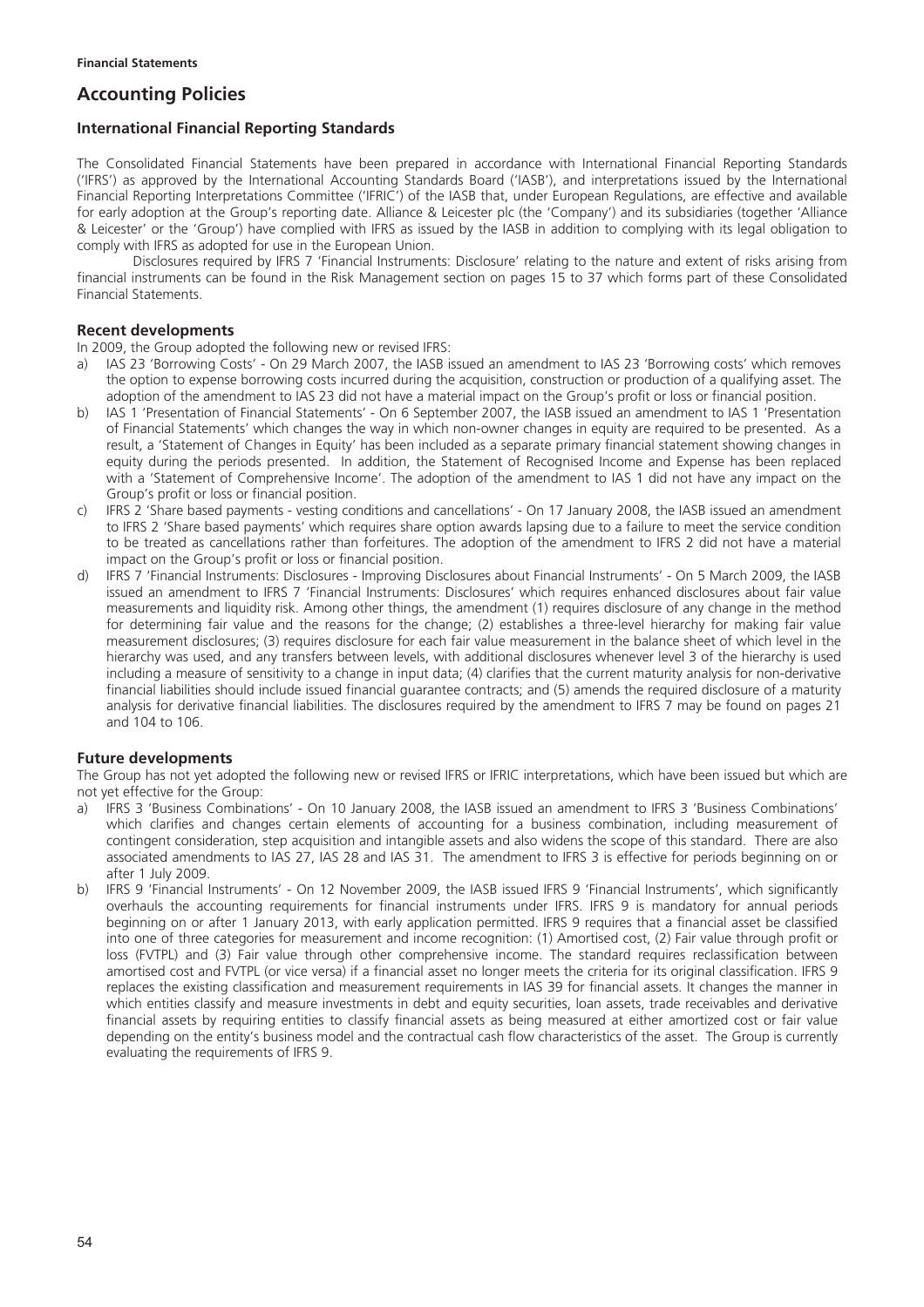# Accounting Policies

## International Financial Reporting Standards

The Consolidated Financial Statements have been prepared in accordance with International Financial Reporting Standards ('IFRS') as approved by the International Accounting Standards Board ('IASB'), and interpretations issued by the International Financial Reporting Interpretations Committee ('IFRIC') of the IASB that, under European Regulations, are effective and available for early adoption at the Group's reporting date. Alliance & Leicester plc (the 'Company') and its subsidiaries (together 'Alliance & Leicester' or the 'Group') have complied with IFRS as issued by the IASB in addition to complying with its legal obligation to comply with IFRS as adopted for use in the European Union.

Disclosures required by IFRS 7 'Financial Instruments: Disclosure' relating to the nature and extent of risks arising from financial instruments can be found in the Risk Management section on pages 15 to 37 which forms part of these Consolidated Financial Statements.

### Recent developments

In 2009, the Group adopted the following new or revised IFRS:

a) IAS 23 'Borrowing Costs' - On 29 March 2007, the IASB issued an amendment to IAS 23 'Borrowing costs' which removes the option to expense borrowing costs incurred during the acquisition, construction or production of a qualifying asset. The adoption of the amendment to IAS 23 did not have a material impact on the Group's profit or loss or financial position.

b) IAS 1 'Presentation of Financial Statements' - On 6 September 2007, the IASB issued an amendment to IAS 1 'Presentation of Financial Statements' which changes the way in which non-owner changes in equity are required to be presented. As a result, a 'Statement of Changes in Equity' has been included as a separate primary financial statement showing changes in equity during the periods presented. In addition, the Statement of Recognised Income and Expense has been replaced with a 'Statement of Comprehensive Income'. The adoption of the amendment to IAS 1 did not have any impact on the Group's profit or loss or financial position.

c) IFRS 2 'Share based payments - vesting conditions and cancellations' - On 17 January 2008, the IASB issued an amendment to IFRS 2 'Share based payments' which requires share option awards lapsing due to a failure to meet the service condition to be treated as cancellations rather than forfeitures. The adoption of the amendment to IFRS 2 did not have a material impact on the Group's profit or loss or financial position.

d) IFRS 7 'Financial Instruments: Disclosures - Improving Disclosures about Financial Instruments' - On 5 March 2009, the IASB issued an amendment to IFRS 7 'Financial Instruments: Disclosures' which requires enhanced disclosures about fair value measurements and liquidity risk. Among other things, the amendment (1) requires disclosure of any change in the method for determining fair value and the reasons for the change; (2) establishes a three-level hierarchy for making fair value measurement disclosures; (3) requires disclosure for each fair value measurement in the balance sheet of which level in the hierarchy was used, and any transfers between levels, with additional disclosures whenever level 3 of the hierarchy is used including a measure of sensitivity to a change in input data; (4) clarifies that the current maturity analysis for non-derivative financial liabilities should include issued financial guarantee contracts; and (5) amends the required disclosure of a maturity analysis for derivative financial liabilities. The disclosures required by the amendment to IFRS 7 may be found on pages 21 and 104 to 106.

### Future developments

The Group has not yet adopted the following new or revised IFRS or IFRIC interpretations, which have been issued but which are not yet effective for the Group:

a) IFRS 3 'Business Combinations' - On 10 January 2008, the IASB issued an amendment to IFRS 3 'Business Combinations' which clarifies and changes certain elements of accounting for a business combination, including measurement of contingent consideration, step acquisition and intangible assets and also widens the scope of this standard. There are also associated amendments to IAS 27, IAS 28 and IAS 31. The amendment to IFRS 3 is effective for periods beginning on or after 1 July 2009.

b) IFRS 9 'Financial Instruments' - On 12 November 2009, the IASB issued IFRS 9 'Financial Instruments', which significantly overhauls the accounting requirements for financial instruments under IFRS. IFRS 9 is mandatory for annual periods beginning on or after 1 January 2013, with early application permitted. IFRS 9 requires that a financial asset be classified into one of three categories for measurement and income recognition: (1) Amortised cost, (2) Fair value through profit or loss (FVTPL) and (3) Fair value through other comprehensive income. The standard requires reclassification between amortised cost and FVTPL (or vice versa) if a financial asset no longer meets the criteria for its original classification. IFRS 9 replaces the existing classification and measurement requirements in IAS 39 for financial assets. It changes the manner in which entities classify and measure investments in debt and equity securities, loan assets, trade receivables and derivative financial assets by requiring entities to classify financial assets as being measured at either amortized cost or fair value depending on the entity's business model and the contractual cash flow characteristics of the asset. The Group is currently evaluating the requirements of IFRS 9.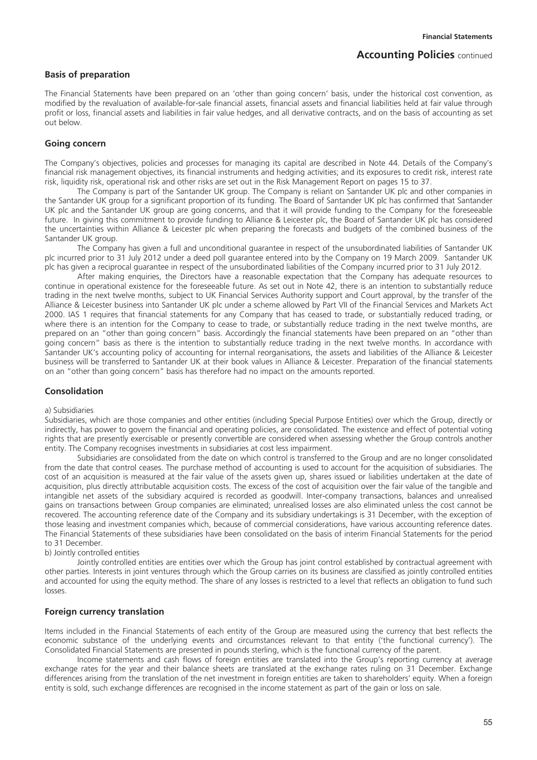## Accounting Policies continued

### Basis of preparation

The Financial Statements have been prepared on an 'other than going concern' basis, under the historical cost convention, as modified by the revaluation of available-for-sale financial assets, financial assets and financial liabilities held at fair value through profit or loss, financial assets and liabilities in fair value hedges, and all derivative contracts, and on the basis of accounting as set out below.

### Going concern

The Company's objectives, policies and processes for managing its capital are described in Note 44. Details of the Company's financial risk management objectives, its financial instruments and hedging activities; and its exposures to credit risk, interest rate risk, liquidity risk, operational risk and other risks are set out in the Risk Management Report on pages 15 to 37.

The Company is part of the Santander UK group. The Company is reliant on Santander UK plc and other companies in the Santander UK group for a significant proportion of its funding. The Board of Santander UK plc has confirmed that Santander UK plc and the Santander UK group are going concerns, and that it will provide funding to the Company for the foreseeable future. In giving this commitment to provide funding to Alliance & Leicester plc, the Board of Santander UK plc has considered the uncertainties within Alliance & Leicester plc when preparing the forecasts and budgets of the combined business of the Santander UK group.

The Company has given a full and unconditional guarantee in respect of the unsubordinated liabilities of Santander UK plc incurred prior to 31 July 2012 under a deed poll guarantee entered into by the Company on 19 March 2009. Santander UK plc has given a reciprocal guarantee in respect of the unsubordinated liabilities of the Company incurred prior to 31 July 2012.

After making enquiries, the Directors have a reasonable expectation that the Company has adequate resources to continue in operational existence for the foreseeable future. As set out in Note 42, there is an intention to substantially reduce trading in the next twelve months, subject to UK Financial Services Authority support and Court approval, by the transfer of the Alliance & Leicester business into Santander UK plc under a scheme allowed by Part VII of the Financial Services and Markets Act 2000. IAS 1 requires that financial statements for any Company that has ceased to trade, or substantially reduced trading, or where there is an intention for the Company to cease to trade, or substantially reduce trading in the next twelve months, are prepared on an "other than going concern" basis. Accordingly the financial statements have been prepared on an "other than going concern" basis as there is the intention to substantially reduce trading in the next twelve months. In accordance with Santander UK's accounting policy of accounting for internal reorganisations, the assets and liabilities of the Alliance & Leicester business will be transferred to Santander UK at their book values in Alliance & Leicester. Preparation of the financial statements on an "other than going concern" basis has therefore had no impact on the amounts reported.

### Consolidation

a) Subsidiaries

Subsidiaries, which are those companies and other entities (including Special Purpose Entities) over which the Group, directly or indirectly, has power to govern the financial and operating policies, are consolidated. The existence and effect of potential voting rights that are presently exercisable or presently convertible are considered when assessing whether the Group controls another entity. The Company recognises investments in subsidiaries at cost less impairment.

Subsidiaries are consolidated from the date on which control is transferred to the Group and are no longer consolidated from the date that control ceases. The purchase method of accounting is used to account for the acquisition of subsidiaries. The cost of an acquisition is measured at the fair value of the assets given up, shares issued or liabilities undertaken at the date of acquisition, plus directly attributable acquisition costs. The excess of the cost of acquisition over the fair value of the tangible and intangible net assets of the subsidiary acquired is recorded as goodwill. Inter-company transactions, balances and unrealised gains on transactions between Group companies are eliminated; unrealised losses are also eliminated unless the cost cannot be recovered. The accounting reference date of the Company and its subsidiary undertakings is 31 December, with the exception of those leasing and investment companies which, because of commercial considerations, have various accounting reference dates. The Financial Statements of these subsidiaries have been consolidated on the basis of interim Financial Statements for the period to 31 December.

b) Jointly controlled entities

Jointly controlled entities are entities over which the Group has joint control established by contractual agreement with other parties. Interests in joint ventures through which the Group carries on its business are classified as jointly controlled entities and accounted for using the equity method. The share of any losses is restricted to a level that reflects an obligation to fund such losses.

### Foreign currency translation

Items included in the Financial Statements of each entity of the Group are measured using the currency that best reflects the economic substance of the underlying events and circumstances relevant to that entity ('the functional currency'). The Consolidated Financial Statements are presented in pounds sterling, which is the functional currency of the parent.

Income statements and cash flows of foreign entities are translated into the Group's reporting currency at average exchange rates for the year and their balance sheets are translated at the exchange rates ruling on 31 December. Exchange differences arising from the translation of the net investment in foreign entities are taken to shareholders' equity. When a foreign entity is sold, such exchange differences are recognised in the income statement as part of the gain or loss on sale.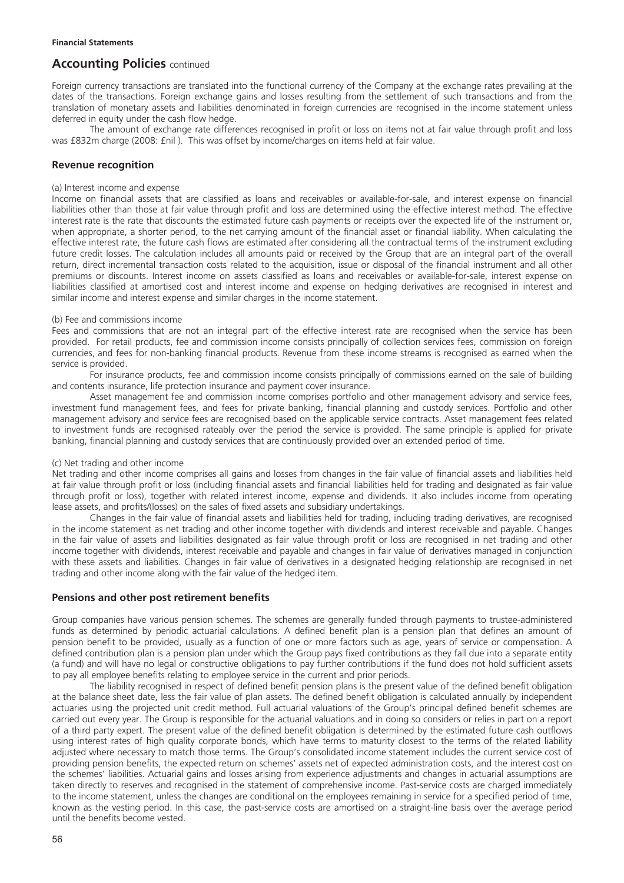**Financial Statements**

## Accounting Policies continued

Foreign currency transactions are translated into the functional currency of the Company at the exchange rates prevailing at the dates of the transactions. Foreign exchange gains and losses resulting from the settlement of such transactions and from the translation of monetary assets and liabilities denominated in foreign currencies are recognised in the income statement unless deferred in equity under the cash flow hedge.

The amount of exchange rate differences recognised in profit or loss on items not at fair value through profit and loss was £832m charge (2008: £nil ). This was offset by income/charges on items held at fair value.

### Revenue recognition

(a) Interest income and expense

Income on financial assets that are classified as loans and receivables or available-for-sale, and interest expense on financial liabilities other than those at fair value through profit and loss are determined using the effective interest method. The effective interest rate is the rate that discounts the estimated future cash payments or receipts over the expected life of the instrument or, when appropriate, a shorter period, to the net carrying amount of the financial asset or financial liability. When calculating the effective interest rate, the future cash flows are estimated after considering all the contractual terms of the instrument excluding future credit losses. The calculation includes all amounts paid or received by the Group that are an integral part of the overall return, direct incremental transaction costs related to the acquisition, issue or disposal of the financial instrument and all other premiums or discounts. Interest income on assets classified as loans and receivables or available-for-sale, interest expense on liabilities classified at amortised cost and interest income and expense on hedging derivatives are recognised in interest and similar income and interest expense and similar charges in the income statement.

(b) Fee and commissions income

Fees and commissions that are not an integral part of the effective interest rate are recognised when the service has been provided. For retail products, fee and commission income consists principally of collection services fees, commission on foreign currencies, and fees for non-banking financial products. Revenue from these income streams is recognised as earned when the service is provided.

For insurance products, fee and commission income consists principally of commissions earned on the sale of building and contents insurance, life protection insurance and payment cover insurance.

Asset management fee and commission income comprises portfolio and other management advisory and service fees, investment fund management fees, and fees for private banking, financial planning and custody services. Portfolio and other management advisory and service fees are recognised based on the applicable service contracts. Asset management fees related to investment funds are recognised rateably over the period the service is provided. The same principle is applied for private banking, financial planning and custody services that are continuously provided over an extended period of time.

(c) Net trading and other income

Net trading and other income comprises all gains and losses from changes in the fair value of financial assets and liabilities held at fair value through profit or loss (including financial assets and financial liabilities held for trading and designated as fair value through profit or loss), together with related interest income, expense and dividends. It also includes income from operating lease assets, and profits/(losses) on the sales of fixed assets and subsidiary undertakings.

Changes in the fair value of financial assets and liabilities held for trading, including trading derivatives, are recognised in the income statement as net trading and other income together with dividends and interest receivable and payable. Changes in the fair value of assets and liabilities designated as fair value through profit or loss are recognised in net trading and other income together with dividends, interest receivable and payable and changes in fair value of derivatives managed in conjunction with these assets and liabilities. Changes in fair value of derivatives in a designated hedging relationship are recognised in net trading and other income along with the fair value of the hedged item.

### Pensions and other post retirement benefits

Group companies have various pension schemes. The schemes are generally funded through payments to trustee-administered funds as determined by periodic actuarial calculations. A defined benefit plan is a pension plan that defines an amount of pension benefit to be provided, usually as a function of one or more factors such as age, years of service or compensation. A defined contribution plan is a pension plan under which the Group pays fixed contributions as they fall due into a separate entity (a fund) and will have no legal or constructive obligations to pay further contributions if the fund does not hold sufficient assets to pay all employee benefits relating to employee service in the current and prior periods.

The liability recognised in respect of defined benefit pension plans is the present value of the defined benefit obligation at the balance sheet date, less the fair value of plan assets. The defined benefit obligation is calculated annually by independent actuaries using the projected unit credit method. Full actuarial valuations of the Group's principal defined benefit schemes are carried out every year. The Group is responsible for the actuarial valuations and in doing so considers or relies in part on a report of a third party expert. The present value of the defined benefit obligation is determined by the estimated future cash outflows using interest rates of high quality corporate bonds, which have terms to maturity closest to the terms of the related liability adjusted where necessary to match those terms. The Group's consolidated income statement includes the current service cost of providing pension benefits, the expected return on schemes' assets net of expected administration costs, and the interest cost on the schemes' liabilities. Actuarial gains and losses arising from experience adjustments and changes in actuarial assumptions are taken directly to reserves and recognised in the statement of comprehensive income. Past-service costs are charged immediately to the income statement, unless the changes are conditional on the employees remaining in service for a specified period of time, known as the vesting period. In this case, the past-service costs are amortised on a straight-line basis over the average period until the benefits become vested.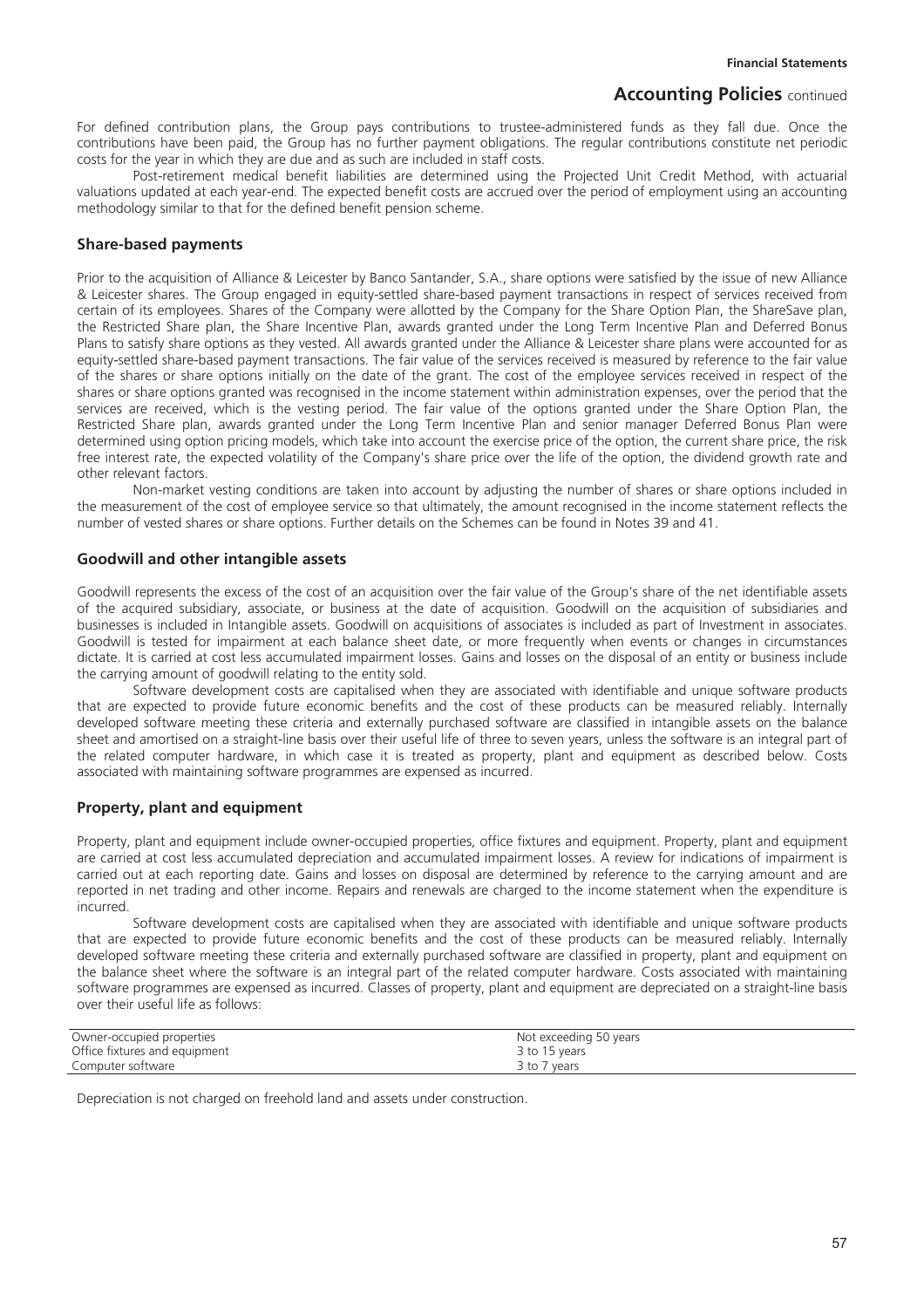For defined contribution plans, the Group pays contributions to trustee-administered funds as they fall due. Once the contributions have been paid, the Group has no further payment obligations. The regular contributions constitute net periodic costs for the year in which they are due and as such are included in staff costs.

Post-retirement medical benefit liabilities are determined using the Projected Unit Credit Method, with actuarial valuations updated at each year-end. The expected benefit costs are accrued over the period of employment using an accounting methodology similar to that for the defined benefit pension scheme.

## Share-based payments

Prior to the acquisition of Alliance & Leicester by Banco Santander, S.A., share options were satisfied by the issue of new Alliance & Leicester shares. The Group engaged in equity-settled share-based payment transactions in respect of services received from certain of its employees. Shares of the Company were allotted by the Company for the Share Option Plan, the ShareSave plan, the Restricted Share plan, the Share Incentive Plan, awards granted under the Long Term Incentive Plan and Deferred Bonus Plans to satisfy share options as they vested. All awards granted under the Alliance & Leicester share plans were accounted for as equity-settled share-based payment transactions. The fair value of the services received is measured by reference to the fair value of the shares or share options initially on the date of the grant. The cost of the employee services received in respect of the shares or share options granted was recognised in the income statement within administration expenses, over the period that the services are received, which is the vesting period. The fair value of the options granted under the Share Option Plan, the Restricted Share plan, awards granted under the Long Term Incentive Plan and senior manager Deferred Bonus Plan were determined using option pricing models, which take into account the exercise price of the option, the current share price, the risk free interest rate, the expected volatility of the Company's share price over the life of the option, the dividend growth rate and other relevant factors.

Non-market vesting conditions are taken into account by adjusting the number of shares or share options included in the measurement of the cost of employee service so that ultimately, the amount recognised in the income statement reflects the number of vested shares or share options. Further details on the Schemes can be found in Notes 39 and 41.

## Goodwill and other intangible assets

Goodwill represents the excess of the cost of an acquisition over the fair value of the Group's share of the net identifiable assets of the acquired subsidiary, associate, or business at the date of acquisition. Goodwill on the acquisition of subsidiaries and businesses is included in Intangible assets. Goodwill on acquisitions of associates is included as part of Investment in associates. Goodwill is tested for impairment at each balance sheet date, or more frequently when events or changes in circumstances dictate. It is carried at cost less accumulated impairment losses. Gains and losses on the disposal of an entity or business include the carrying amount of goodwill relating to the entity sold.

Software development costs are capitalised when they are associated with identifiable and unique software products that are expected to provide future economic benefits and the cost of these products can be measured reliably. Internally developed software meeting these criteria and externally purchased software are classified in intangible assets on the balance sheet and amortised on a straight-line basis over their useful life of three to seven years, unless the software is an integral part of the related computer hardware, in which case it is treated as property, plant and equipment as described below. Costs associated with maintaining software programmes are expensed as incurred.

## Property, plant and equipment

Property, plant and equipment include owner-occupied properties, office fixtures and equipment. Property, plant and equipment are carried at cost less accumulated depreciation and accumulated impairment losses. A review for indications of impairment is carried out at each reporting date. Gains and losses on disposal are determined by reference to the carrying amount and are reported in net trading and other income. Repairs and renewals are charged to the income statement when the expenditure is incurred.

Software development costs are capitalised when they are associated with identifiable and unique software products that are expected to provide future economic benefits and the cost of these products can be measured reliably. Internally developed software meeting these criteria and externally purchased software are classified in property, plant and equipment on the balance sheet where the software is an integral part of the related computer hardware. Costs associated with maintaining software programmes are expensed as incurred. Classes of property, plant and equipment are depreciated on a straight-line basis over their useful life as follows:

| | |
|---|---|
| Owner-occupied properties | Not exceeding 50 years |
| Office fixtures and equipment | 3 to 15 years |
| Computer software | 3 to 7 years |

Depreciation is not charged on freehold land and assets under construction.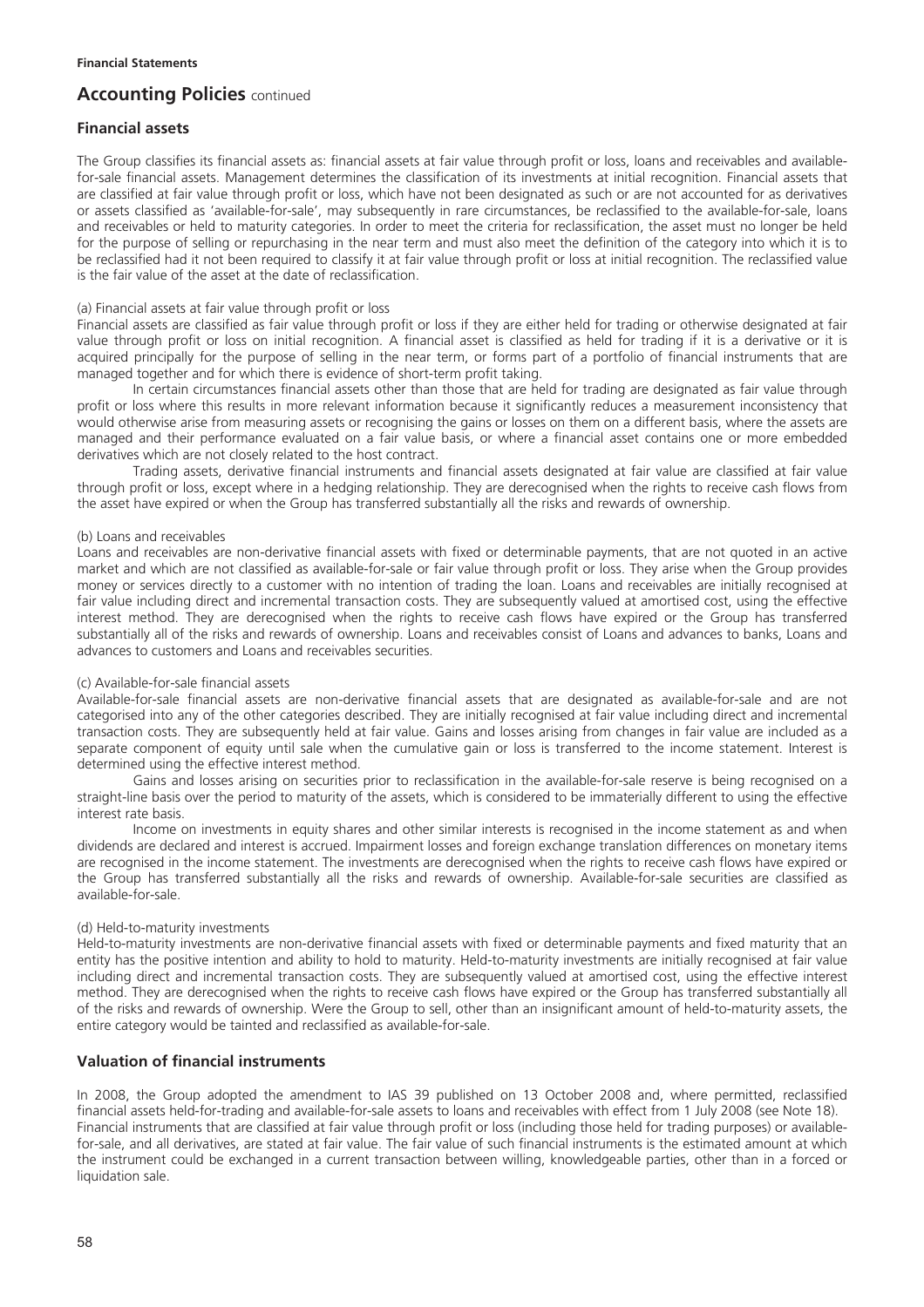## Accounting Policies continued

### Financial assets

The Group classifies its financial assets as: financial assets at fair value through profit or loss, loans and receivables and available-for-sale financial assets. Management determines the classification of its investments at initial recognition. Financial assets that are classified at fair value through profit or loss, which have not been designated as such or are not accounted for as derivatives or assets classified as 'available-for-sale', may subsequently in rare circumstances, be reclassified to the available-for-sale, loans and receivables or held to maturity categories. In order to meet the criteria for reclassification, the asset must no longer be held for the purpose of selling or repurchasing in the near term and must also meet the definition of the category into which it is to be reclassified had it not been required to classify it at fair value through profit or loss at initial recognition. The reclassified value is the fair value of the asset at the date of reclassification.

(a) Financial assets at fair value through profit or loss

Financial assets are classified as fair value through profit or loss if they are either held for trading or otherwise designated at fair value through profit or loss on initial recognition. A financial asset is classified as held for trading if it is a derivative or it is acquired principally for the purpose of selling in the near term, or forms part of a portfolio of financial instruments that are managed together and for which there is evidence of short-term profit taking.

In certain circumstances financial assets other than those that are held for trading are designated as fair value through profit or loss where this results in more relevant information because it significantly reduces a measurement inconsistency that would otherwise arise from measuring assets or recognising the gains or losses on them on a different basis, where the assets are managed and their performance evaluated on a fair value basis, or where a financial asset contains one or more embedded derivatives which are not closely related to the host contract.

Trading assets, derivative financial instruments and financial assets designated at fair value are classified at fair value through profit or loss, except where in a hedging relationship. They are derecognised when the rights to receive cash flows from the asset have expired or when the Group has transferred substantially all the risks and rewards of ownership.

(b) Loans and receivables

Loans and receivables are non-derivative financial assets with fixed or determinable payments, that are not quoted in an active market and which are not classified as available-for-sale or fair value through profit or loss. They arise when the Group provides money or services directly to a customer with no intention of trading the loan. Loans and receivables are initially recognised at fair value including direct and incremental transaction costs. They are subsequently valued at amortised cost, using the effective interest method. They are derecognised when the rights to receive cash flows have expired or the Group has transferred substantially all of the risks and rewards of ownership. Loans and receivables consist of Loans and advances to banks, Loans and advances to customers and Loans and receivables securities.

(c) Available-for-sale financial assets

Available-for-sale financial assets are non-derivative financial assets that are designated as available-for-sale and are not categorised into any of the other categories described. They are initially recognised at fair value including direct and incremental transaction costs. They are subsequently held at fair value. Gains and losses arising from changes in fair value are included as a separate component of equity until sale when the cumulative gain or loss is transferred to the income statement. Interest is determined using the effective interest method.

Gains and losses arising on securities prior to reclassification in the available-for-sale reserve is being recognised on a straight-line basis over the period to maturity of the assets, which is considered to be immaterially different to using the effective interest rate basis.

Income on investments in equity shares and other similar interests is recognised in the income statement as and when dividends are declared and interest is accrued. Impairment losses and foreign exchange translation differences on monetary items are recognised in the income statement. The investments are derecognised when the rights to receive cash flows have expired or the Group has transferred substantially all the risks and rewards of ownership. Available-for-sale securities are classified as available-for-sale.

(d) Held-to-maturity investments

Held-to-maturity investments are non-derivative financial assets with fixed or determinable payments and fixed maturity that an entity has the positive intention and ability to hold to maturity. Held-to-maturity investments are initially recognised at fair value including direct and incremental transaction costs. They are subsequently valued at amortised cost, using the effective interest method. They are derecognised when the rights to receive cash flows have expired or the Group has transferred substantially all of the risks and rewards of ownership. Were the Group to sell, other than an insignificant amount of held-to-maturity assets, the entire category would be tainted and reclassified as available-for-sale.

### Valuation of financial instruments

In 2008, the Group adopted the amendment to IAS 39 published on 13 October 2008 and, where permitted, reclassified financial assets held-for-trading and available-for-sale assets to loans and receivables with effect from 1 July 2008 (see Note 18). Financial instruments that are classified at fair value through profit or loss (including those held for trading purposes) or available-for-sale, and all derivatives, are stated at fair value. The fair value of such financial instruments is the estimated amount at which the instrument could be exchanged in a current transaction between willing, knowledgeable parties, other than in a forced or liquidation sale.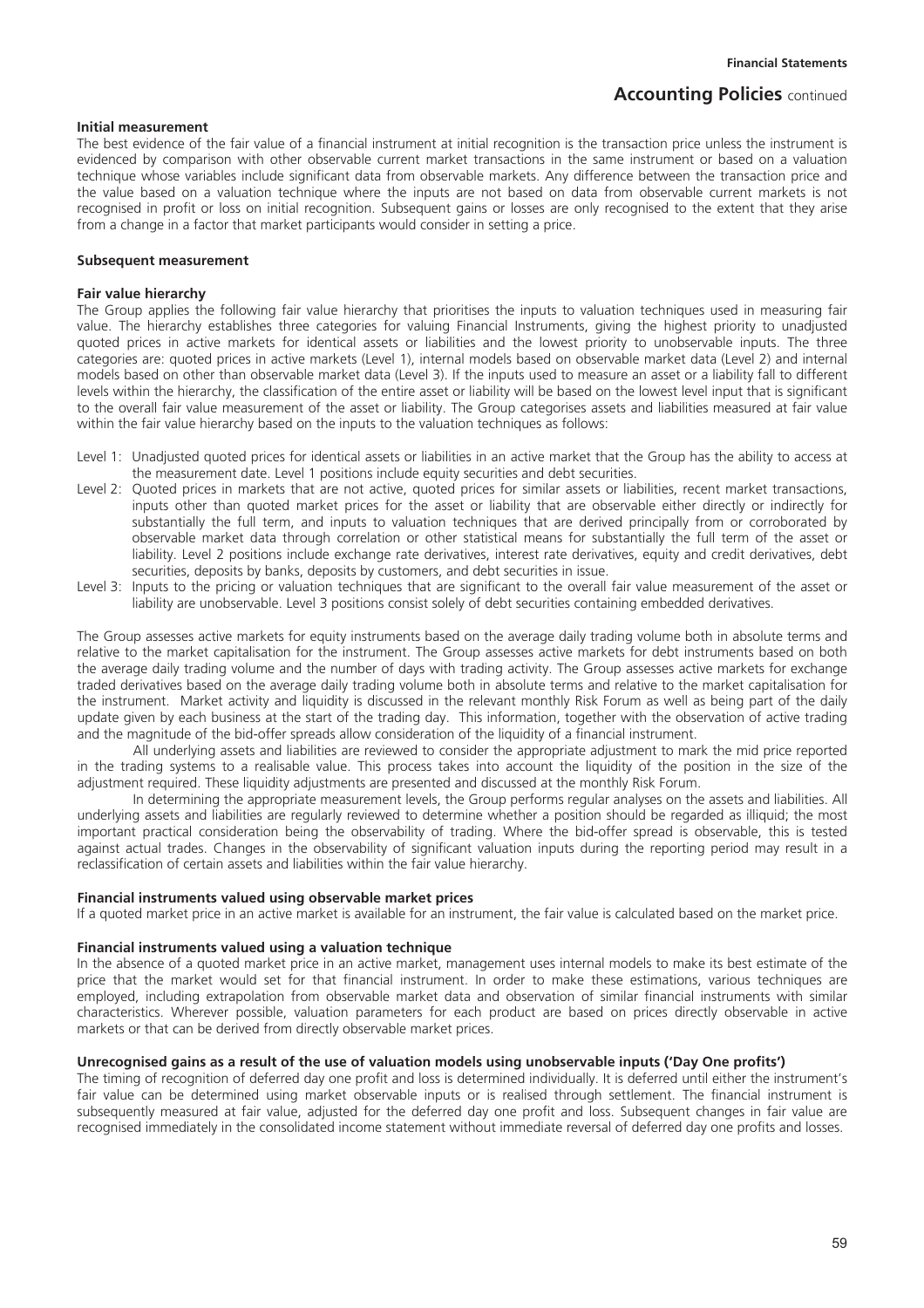## Accounting Policies continued

**Initial measurement**

The best evidence of the fair value of a financial instrument at initial recognition is the transaction price unless the instrument is evidenced by comparison with other observable current market transactions in the same instrument or based on a valuation technique whose variables include significant data from observable markets. Any difference between the transaction price and the value based on a valuation technique where the inputs are not based on data from observable current markets is not recognised in profit or loss on initial recognition. Subsequent gains or losses are only recognised to the extent that they arise from a change in a factor that market participants would consider in setting a price.

**Subsequent measurement**

**Fair value hierarchy**

The Group applies the following fair value hierarchy that prioritises the inputs to valuation techniques used in measuring fair value. The hierarchy establishes three categories for valuing Financial Instruments, giving the highest priority to unadjusted quoted prices in active markets for identical assets or liabilities and the lowest priority to unobservable inputs. The three categories are: quoted prices in active markets (Level 1), internal models based on observable market data (Level 2) and internal models based on other than observable market data (Level 3). If the inputs used to measure an asset or a liability fall to different levels within the hierarchy, the classification of the entire asset or liability will be based on the lowest level input that is significant to the overall fair value measurement of the asset or liability. The Group categorises assets and liabilities measured at fair value within the fair value hierarchy based on the inputs to the valuation techniques as follows:

- Level 1: Unadjusted quoted prices for identical assets or liabilities in an active market that the Group has the ability to access at the measurement date. Level 1 positions include equity securities and debt securities.
- Level 2: Quoted prices in markets that are not active, quoted prices for similar assets or liabilities, recent market transactions, inputs other than quoted market prices for the asset or liability that are observable either directly or indirectly for substantially the full term, and inputs to valuation techniques that are derived principally from or corroborated by observable market data through correlation or other statistical means for substantially the full term of the asset or liability. Level 2 positions include exchange rate derivatives, interest rate derivatives, equity and credit derivatives, debt securities, deposits by banks, deposits by customers, and debt securities in issue.
- Level 3: Inputs to the pricing or valuation techniques that are significant to the overall fair value measurement of the asset or liability are unobservable. Level 3 positions consist solely of debt securities containing embedded derivatives.

The Group assesses active markets for equity instruments based on the average daily trading volume both in absolute terms and relative to the market capitalisation for the instrument. The Group assesses active markets for debt instruments based on both the average daily trading volume and the number of days with trading activity. The Group assesses active markets for exchange traded derivatives based on the average daily trading volume both in absolute terms and relative to the market capitalisation for the instrument. Market activity and liquidity is discussed in the relevant monthly Risk Forum as well as being part of the daily update given by each business at the start of the trading day. This information, together with the observation of active trading and the magnitude of the bid-offer spreads allow consideration of the liquidity of a financial instrument.

All underlying assets and liabilities are reviewed to consider the appropriate adjustment to mark the mid price reported in the trading systems to a realisable value. This process takes into account the liquidity of the position in the size of the adjustment required. These liquidity adjustments are presented and discussed at the monthly Risk Forum.

In determining the appropriate measurement levels, the Group performs regular analyses on the assets and liabilities. All underlying assets and liabilities are regularly reviewed to determine whether a position should be regarded as illiquid; the most important practical consideration being the observability of trading. Where the bid-offer spread is observable, this is tested against actual trades. Changes in the observability of significant valuation inputs during the reporting period may result in a reclassification of certain assets and liabilities within the fair value hierarchy.

**Financial instruments valued using observable market prices**

If a quoted market price in an active market is available for an instrument, the fair value is calculated based on the market price.

**Financial instruments valued using a valuation technique**

In the absence of a quoted market price in an active market, management uses internal models to make its best estimate of the price that the market would set for that financial instrument. In order to make these estimations, various techniques are employed, including extrapolation from observable market data and observation of similar financial instruments with similar characteristics. Wherever possible, valuation parameters for each product are based on prices directly observable in active markets or that can be derived from directly observable market prices.

**Unrecognised gains as a result of the use of valuation models using unobservable inputs ('Day One profits')**

The timing of recognition of deferred day one profit and loss is determined individually. It is deferred until either the instrument's fair value can be determined using market observable inputs or is realised through settlement. The financial instrument is subsequently measured at fair value, adjusted for the deferred day one profit and loss. Subsequent changes in fair value are recognised immediately in the consolidated income statement without immediate reversal of deferred day one profits and losses.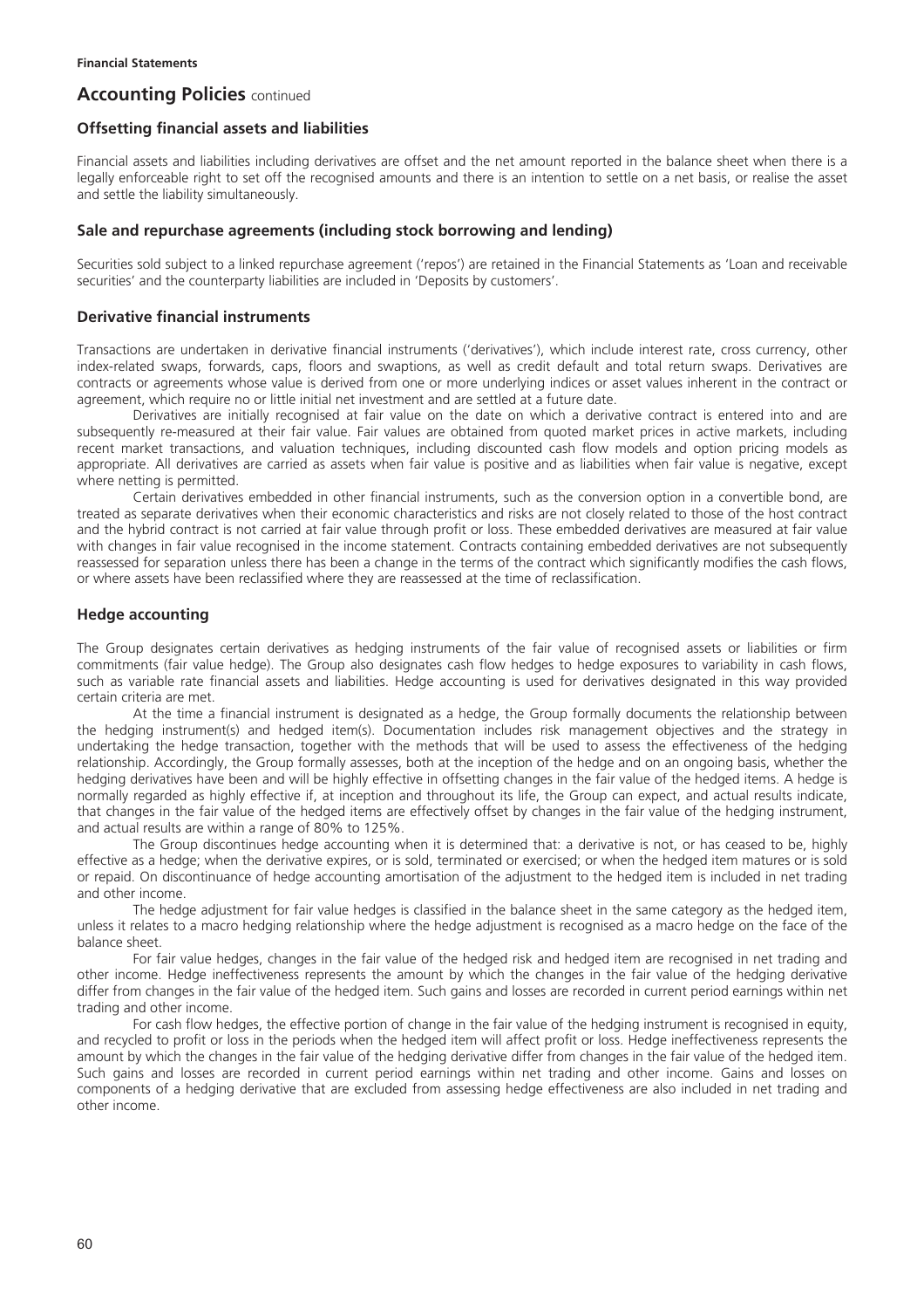## Accounting Policies continued

### Offsetting financial assets and liabilities

Financial assets and liabilities including derivatives are offset and the net amount reported in the balance sheet when there is a legally enforceable right to set off the recognised amounts and there is an intention to settle on a net basis, or realise the asset and settle the liability simultaneously.

### Sale and repurchase agreements (including stock borrowing and lending)

Securities sold subject to a linked repurchase agreement ('repos') are retained in the Financial Statements as 'Loan and receivable securities' and the counterparty liabilities are included in 'Deposits by customers'.

### Derivative financial instruments

Transactions are undertaken in derivative financial instruments ('derivatives'), which include interest rate, cross currency, other index-related swaps, forwards, caps, floors and swaptions, as well as credit default and total return swaps. Derivatives are contracts or agreements whose value is derived from one or more underlying indices or asset values inherent in the contract or agreement, which require no or little initial net investment and are settled at a future date.

Derivatives are initially recognised at fair value on the date on which a derivative contract is entered into and are subsequently re-measured at their fair value. Fair values are obtained from quoted market prices in active markets, including recent market transactions, and valuation techniques, including discounted cash flow models and option pricing models as appropriate. All derivatives are carried as assets when fair value is positive and as liabilities when fair value is negative, except where netting is permitted.

Certain derivatives embedded in other financial instruments, such as the conversion option in a convertible bond, are treated as separate derivatives when their economic characteristics and risks are not closely related to those of the host contract and the hybrid contract is not carried at fair value through profit or loss. These embedded derivatives are measured at fair value with changes in fair value recognised in the income statement. Contracts containing embedded derivatives are not subsequently reassessed for separation unless there has been a change in the terms of the contract which significantly modifies the cash flows, or where assets have been reclassified where they are reassessed at the time of reclassification.

### Hedge accounting

The Group designates certain derivatives as hedging instruments of the fair value of recognised assets or liabilities or firm commitments (fair value hedge). The Group also designates cash flow hedges to hedge exposures to variability in cash flows, such as variable rate financial assets and liabilities. Hedge accounting is used for derivatives designated in this way provided certain criteria are met.

At the time a financial instrument is designated as a hedge, the Group formally documents the relationship between the hedging instrument(s) and hedged item(s). Documentation includes risk management objectives and the strategy in undertaking the hedge transaction, together with the methods that will be used to assess the effectiveness of the hedging relationship. Accordingly, the Group formally assesses, both at the inception of the hedge and on an ongoing basis, whether the hedging derivatives have been and will be highly effective in offsetting changes in the fair value of the hedged items. A hedge is normally regarded as highly effective if, at inception and throughout its life, the Group can expect, and actual results indicate, that changes in the fair value of the hedged items are effectively offset by changes in the fair value of the hedging instrument, and actual results are within a range of 80% to 125%.

The Group discontinues hedge accounting when it is determined that: a derivative is not, or has ceased to be, highly effective as a hedge; when the derivative expires, or is sold, terminated or exercised; or when the hedged item matures or is sold or repaid. On discontinuance of hedge accounting amortisation of the adjustment to the hedged item is included in net trading and other income.

The hedge adjustment for fair value hedges is classified in the balance sheet in the same category as the hedged item, unless it relates to a macro hedging relationship where the hedge adjustment is recognised as a macro hedge on the face of the balance sheet.

For fair value hedges, changes in the fair value of the hedged risk and hedged item are recognised in net trading and other income. Hedge ineffectiveness represents the amount by which the changes in the fair value of the hedging derivative differ from changes in the fair value of the hedged item. Such gains and losses are recorded in current period earnings within net trading and other income.

For cash flow hedges, the effective portion of change in the fair value of the hedging instrument is recognised in equity, and recycled to profit or loss in the periods when the hedged item will affect profit or loss. Hedge ineffectiveness represents the amount by which the changes in the fair value of the hedging derivative differ from changes in the fair value of the hedged item. Such gains and losses are recorded in current period earnings within net trading and other income. Gains and losses on components of a hedging derivative that are excluded from assessing hedge effectiveness are also included in net trading and other income.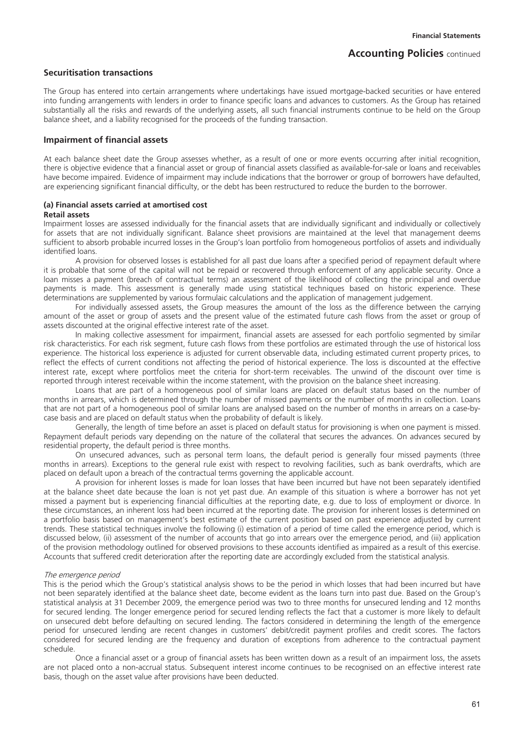## Securitisation transactions

The Group has entered into certain arrangements where undertakings have issued mortgage-backed securities or have entered into funding arrangements with lenders in order to finance specific loans and advances to customers. As the Group has retained substantially all the risks and rewards of the underlying assets, all such financial instruments continue to be held on the Group balance sheet, and a liability recognised for the proceeds of the funding transaction.

## Impairment of financial assets

At each balance sheet date the Group assesses whether, as a result of one or more events occurring after initial recognition, there is objective evidence that a financial asset or group of financial assets classified as available-for-sale or loans and receivables have become impaired. Evidence of impairment may include indications that the borrower or group of borrowers have defaulted, are experiencing significant financial difficulty, or the debt has been restructured to reduce the burden to the borrower.

### (a) Financial assets carried at amortised cost

**Retail assets**

Impairment losses are assessed individually for the financial assets that are individually significant and individually or collectively for assets that are not individually significant. Balance sheet provisions are maintained at the level that management deems sufficient to absorb probable incurred losses in the Group's loan portfolio from homogeneous portfolios of assets and individually identified loans.

A provision for observed losses is established for all past due loans after a specified period of repayment default where it is probable that some of the capital will not be repaid or recovered through enforcement of any applicable security. Once a loan misses a payment (breach of contractual terms) an assessment of the likelihood of collecting the principal and overdue payments is made. This assessment is generally made using statistical techniques based on historic experience. These determinations are supplemented by various formulaic calculations and the application of management judgement.

For individually assessed assets, the Group measures the amount of the loss as the difference between the carrying amount of the asset or group of assets and the present value of the estimated future cash flows from the asset or group of assets discounted at the original effective interest rate of the asset.

In making collective assessment for impairment, financial assets are assessed for each portfolio segmented by similar risk characteristics. For each risk segment, future cash flows from these portfolios are estimated through the use of historical loss experience. The historical loss experience is adjusted for current observable data, including estimated current property prices, to reflect the effects of current conditions not affecting the period of historical experience. The loss is discounted at the effective interest rate, except where portfolios meet the criteria for short-term receivables. The unwind of the discount over time is reported through interest receivable within the income statement, with the provision on the balance sheet increasing.

Loans that are part of a homogeneous pool of similar loans are placed on default status based on the number of months in arrears, which is determined through the number of missed payments or the number of months in collection. Loans that are not part of a homogeneous pool of similar loans are analysed based on the number of months in arrears on a case-by-case basis and are placed on default status when the probability of default is likely.

Generally, the length of time before an asset is placed on default status for provisioning is when one payment is missed. Repayment default periods vary depending on the nature of the collateral that secures the advances. On advances secured by residential property, the default period is three months.

On unsecured advances, such as personal term loans, the default period is generally four missed payments (three months in arrears). Exceptions to the general rule exist with respect to revolving facilities, such as bank overdrafts, which are placed on default upon a breach of the contractual terms governing the applicable account.

A provision for inherent losses is made for loan losses that have been incurred but have not been separately identified at the balance sheet date because the loan is not yet past due. An example of this situation is where a borrower has not yet missed a payment but is experiencing financial difficulties at the reporting date, e.g. due to loss of employment or divorce. In these circumstances, an inherent loss had been incurred at the reporting date. The provision for inherent losses is determined on a portfolio basis based on management's best estimate of the current position based on past experience adjusted by current trends. These statistical techniques involve the following (i) estimation of a period of time called the emergence period, which is discussed below, (ii) assessment of the number of accounts that go into arrears over the emergence period, and (iii) application of the provision methodology outlined for observed provisions to these accounts identified as impaired as a result of this exercise. Accounts that suffered credit deterioration after the reporting date are accordingly excluded from the statistical analysis.

*The emergence period*

This is the period which the Group's statistical analysis shows to be the period in which losses that had been incurred but have not been separately identified at the balance sheet date, become evident as the loans turn into past due. Based on the Group's statistical analysis at 31 December 2009, the emergence period was two to three months for unsecured lending and 12 months for secured lending. The longer emergence period for secured lending reflects the fact that a customer is more likely to default on unsecured debt before defaulting on secured lending. The factors considered in determining the length of the emergence period for unsecured lending are recent changes in customers' debit/credit payment profiles and credit scores. The factors considered for secured lending are the frequency and duration of exceptions from adherence to the contractual payment schedule.

Once a financial asset or a group of financial assets has been written down as a result of an impairment loss, the assets are not placed onto a non-accrual status. Subsequent interest income continues to be recognised on an effective interest rate basis, though on the asset value after provisions have been deducted.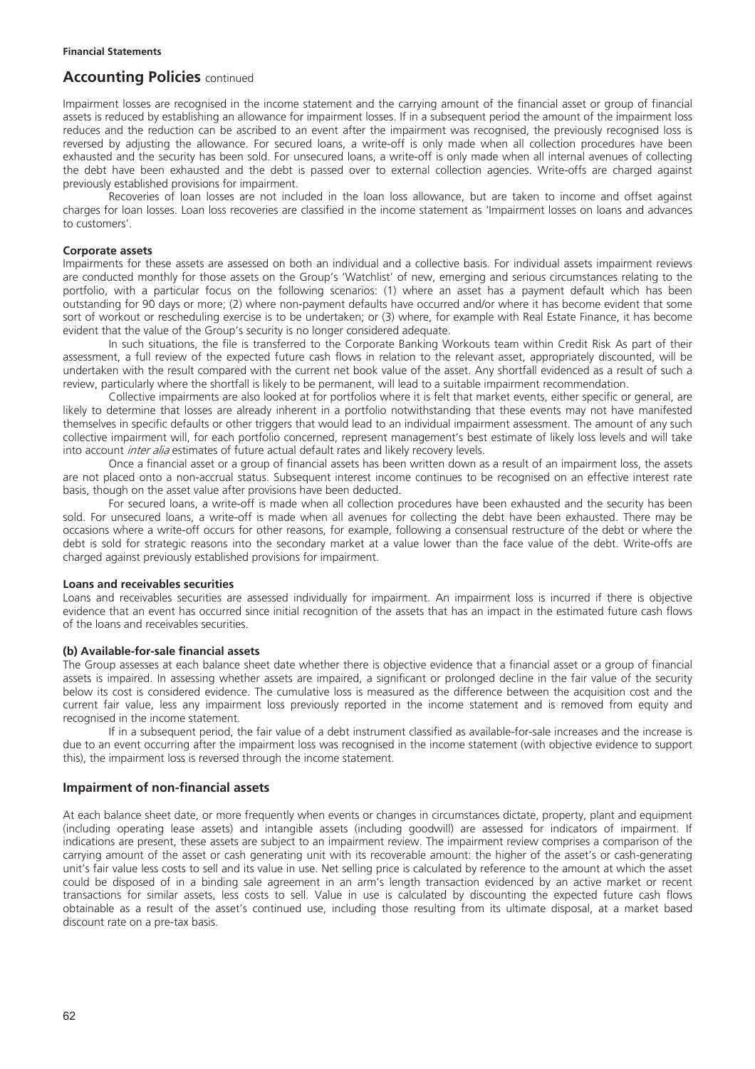## Accounting Policies continued

Impairment losses are recognised in the income statement and the carrying amount of the financial asset or group of financial assets is reduced by establishing an allowance for impairment losses. If in a subsequent period the amount of the impairment loss reduces and the reduction can be ascribed to an event after the impairment was recognised, the previously recognised loss is reversed by adjusting the allowance. For secured loans, a write-off is only made when all collection procedures have been exhausted and the security has been sold. For unsecured loans, a write-off is only made when all internal avenues of collecting the debt have been exhausted and the debt is passed over to external collection agencies. Write-offs are charged against previously established provisions for impairment.

Recoveries of loan losses are not included in the loan loss allowance, but are taken to income and offset against charges for loan losses. Loan loss recoveries are classified in the income statement as 'Impairment losses on loans and advances to customers'.

#### Corporate assets

Impairments for these assets are assessed on both an individual and a collective basis. For individual assets impairment reviews are conducted monthly for those assets on the Group's 'Watchlist' of new, emerging and serious circumstances relating to the portfolio, with a particular focus on the following scenarios: (1) where an asset has a payment default which has been outstanding for 90 days or more; (2) where non-payment defaults have occurred and/or where it has become evident that some sort of workout or rescheduling exercise is to be undertaken; or (3) where, for example with Real Estate Finance, it has become evident that the value of the Group's security is no longer considered adequate.

In such situations, the file is transferred to the Corporate Banking Workouts team within Credit Risk As part of their assessment, a full review of the expected future cash flows in relation to the relevant asset, appropriately discounted, will be undertaken with the result compared with the current net book value of the asset. Any shortfall evidenced as a result of such a review, particularly where the shortfall is likely to be permanent, will lead to a suitable impairment recommendation.

Collective impairments are also looked at for portfolios where it is felt that market events, either specific or general, are likely to determine that losses are already inherent in a portfolio notwithstanding that these events may not have manifested themselves in specific defaults or other triggers that would lead to an individual impairment assessment. The amount of any such collective impairment will, for each portfolio concerned, represent management's best estimate of likely loss levels and will take into account *inter alia* estimates of future actual default rates and likely recovery levels.

Once a financial asset or a group of financial assets has been written down as a result of an impairment loss, the assets are not placed onto a non-accrual status. Subsequent interest income continues to be recognised on an effective interest rate basis, though on the asset value after provisions have been deducted.

For secured loans, a write-off is made when all collection procedures have been exhausted and the security has been sold. For unsecured loans, a write-off is made when all avenues for collecting the debt have been exhausted. There may be occasions where a write-off occurs for other reasons, for example, following a consensual restructure of the debt or where the debt is sold for strategic reasons into the secondary market at a value lower than the face value of the debt. Write-offs are charged against previously established provisions for impairment.

#### Loans and receivables securities

Loans and receivables securities are assessed individually for impairment. An impairment loss is incurred if there is objective evidence that an event has occurred since initial recognition of the assets that has an impact in the estimated future cash flows of the loans and receivables securities.

#### (b) Available-for-sale financial assets

The Group assesses at each balance sheet date whether there is objective evidence that a financial asset or a group of financial assets is impaired. In assessing whether assets are impaired, a significant or prolonged decline in the fair value of the security below its cost is considered evidence. The cumulative loss is measured as the difference between the acquisition cost and the current fair value, less any impairment loss previously reported in the income statement and is removed from equity and recognised in the income statement.

If in a subsequent period, the fair value of a debt instrument classified as available-for-sale increases and the increase is due to an event occurring after the impairment loss was recognised in the income statement (with objective evidence to support this), the impairment loss is reversed through the income statement.

### Impairment of non-financial assets

At each balance sheet date, or more frequently when events or changes in circumstances dictate, property, plant and equipment (including operating lease assets) and intangible assets (including goodwill) are assessed for indicators of impairment. If indications are present, these assets are subject to an impairment review. The impairment review comprises a comparison of the carrying amount of the asset or cash generating unit with its recoverable amount: the higher of the asset's or cash-generating unit's fair value less costs to sell and its value in use. Net selling price is calculated by reference to the amount at which the asset could be disposed of in a binding sale agreement in an arm's length transaction evidenced by an active market or recent transactions for similar assets, less costs to sell. Value in use is calculated by discounting the expected future cash flows obtainable as a result of the asset's continued use, including those resulting from its ultimate disposal, at a market based discount rate on a pre-tax basis.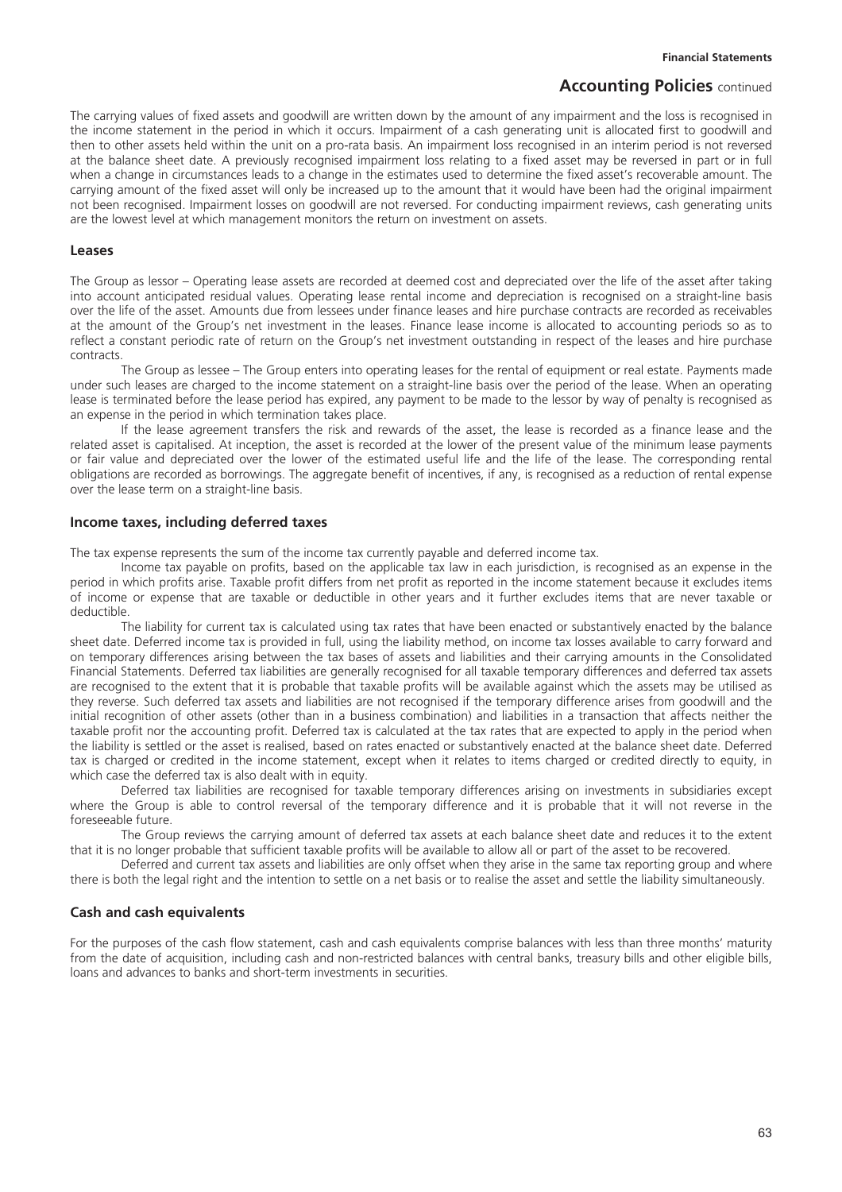The carrying values of fixed assets and goodwill are written down by the amount of any impairment and the loss is recognised in the income statement in the period in which it occurs. Impairment of a cash generating unit is allocated first to goodwill and then to other assets held within the unit on a pro-rata basis. An impairment loss recognised in an interim period is not reversed at the balance sheet date. A previously recognised impairment loss relating to a fixed asset may be reversed in part or in full when a change in circumstances leads to a change in the estimates used to determine the fixed asset's recoverable amount. The carrying amount of the fixed asset will only be increased up to the amount that it would have been had the original impairment not been recognised. Impairment losses on goodwill are not reversed. For conducting impairment reviews, cash generating units are the lowest level at which management monitors the return on investment on assets.

## Leases

The Group as lessor – Operating lease assets are recorded at deemed cost and depreciated over the life of the asset after taking into account anticipated residual values. Operating lease rental income and depreciation is recognised on a straight-line basis over the life of the asset. Amounts due from lessees under finance leases and hire purchase contracts are recorded as receivables at the amount of the Group's net investment in the leases. Finance lease income is allocated to accounting periods so as to reflect a constant periodic rate of return on the Group's net investment outstanding in respect of the leases and hire purchase contracts.

The Group as lessee – The Group enters into operating leases for the rental of equipment or real estate. Payments made under such leases are charged to the income statement on a straight-line basis over the period of the lease. When an operating lease is terminated before the lease period has expired, any payment to be made to the lessor by way of penalty is recognised as an expense in the period in which termination takes place.

If the lease agreement transfers the risk and rewards of the asset, the lease is recorded as a finance lease and the related asset is capitalised. At inception, the asset is recorded at the lower of the present value of the minimum lease payments or fair value and depreciated over the lower of the estimated useful life and the life of the lease. The corresponding rental obligations are recorded as borrowings. The aggregate benefit of incentives, if any, is recognised as a reduction of rental expense over the lease term on a straight-line basis.

## Income taxes, including deferred taxes

The tax expense represents the sum of the income tax currently payable and deferred income tax.

Income tax payable on profits, based on the applicable tax law in each jurisdiction, is recognised as an expense in the period in which profits arise. Taxable profit differs from net profit as reported in the income statement because it excludes items of income or expense that are taxable or deductible in other years and it further excludes items that are never taxable or deductible.

The liability for current tax is calculated using tax rates that have been enacted or substantively enacted by the balance sheet date. Deferred income tax is provided in full, using the liability method, on income tax losses available to carry forward and on temporary differences arising between the tax bases of assets and liabilities and their carrying amounts in the Consolidated Financial Statements. Deferred tax liabilities are generally recognised for all taxable temporary differences and deferred tax assets are recognised to the extent that it is probable that taxable profits will be available against which the assets may be utilised as they reverse. Such deferred tax assets and liabilities are not recognised if the temporary difference arises from goodwill and the initial recognition of other assets (other than in a business combination) and liabilities in a transaction that affects neither the taxable profit nor the accounting profit. Deferred tax is calculated at the tax rates that are expected to apply in the period when the liability is settled or the asset is realised, based on rates enacted or substantively enacted at the balance sheet date. Deferred tax is charged or credited in the income statement, except when it relates to items charged or credited directly to equity, in which case the deferred tax is also dealt with in equity.

Deferred tax liabilities are recognised for taxable temporary differences arising on investments in subsidiaries except where the Group is able to control reversal of the temporary difference and it is probable that it will not reverse in the foreseeable future.

The Group reviews the carrying amount of deferred tax assets at each balance sheet date and reduces it to the extent that it is no longer probable that sufficient taxable profits will be available to allow all or part of the asset to be recovered.

Deferred and current tax assets and liabilities are only offset when they arise in the same tax reporting group and where there is both the legal right and the intention to settle on a net basis or to realise the asset and settle the liability simultaneously.

## Cash and cash equivalents

For the purposes of the cash flow statement, cash and cash equivalents comprise balances with less than three months' maturity from the date of acquisition, including cash and non-restricted balances with central banks, treasury bills and other eligible bills, loans and advances to banks and short-term investments in securities.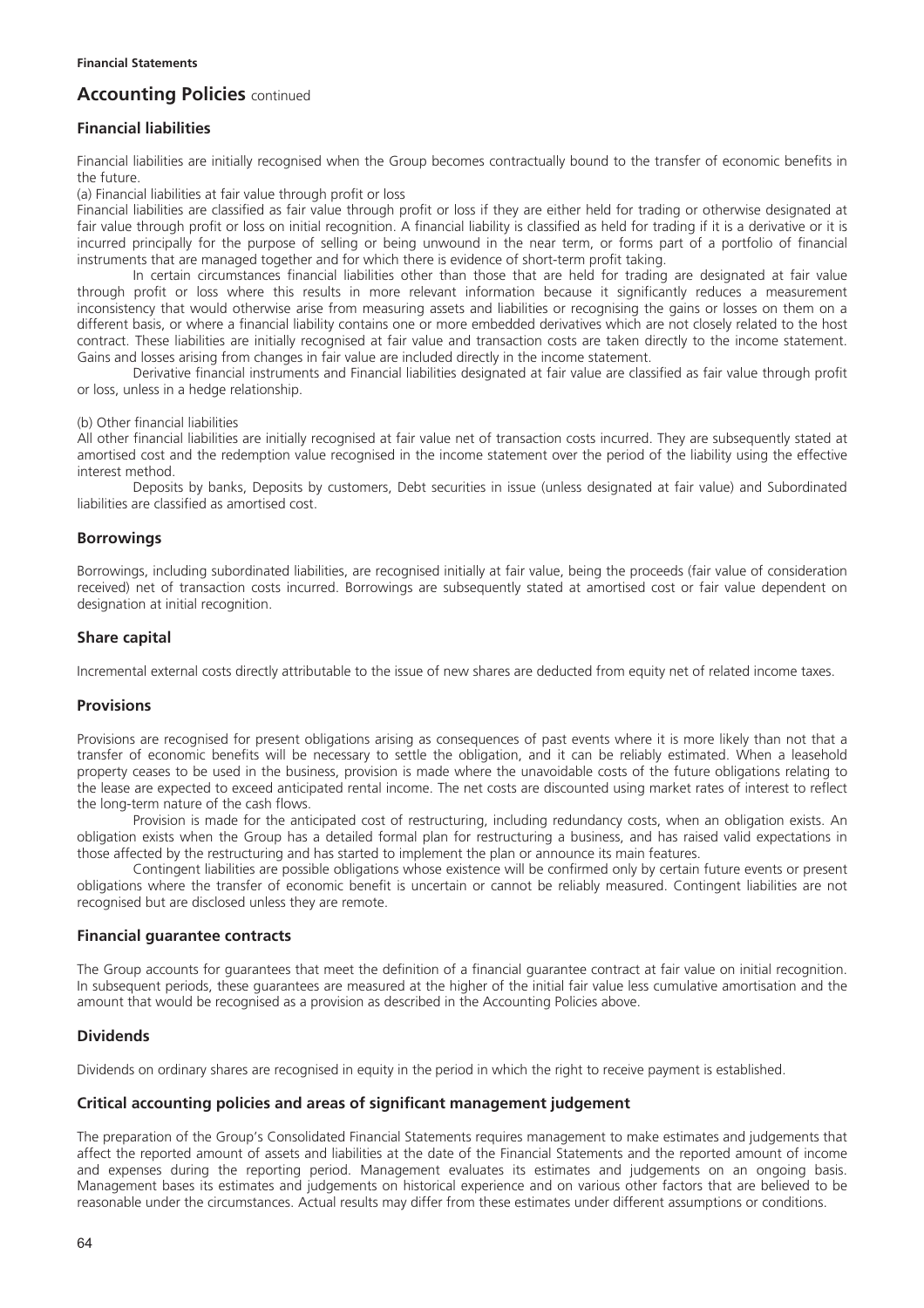## Accounting Policies continued

### Financial liabilities

Financial liabilities are initially recognised when the Group becomes contractually bound to the transfer of economic benefits in the future.

(a) Financial liabilities at fair value through profit or loss

Financial liabilities are classified as fair value through profit or loss if they are either held for trading or otherwise designated at fair value through profit or loss on initial recognition. A financial liability is classified as held for trading if it is a derivative or it is incurred principally for the purpose of selling or being unwound in the near term, or forms part of a portfolio of financial instruments that are managed together and for which there is evidence of short-term profit taking.

In certain circumstances financial liabilities other than those that are held for trading are designated at fair value through profit or loss where this results in more relevant information because it significantly reduces a measurement inconsistency that would otherwise arise from measuring assets and liabilities or recognising the gains or losses on them on a different basis, or where a financial liability contains one or more embedded derivatives which are not closely related to the host contract. These liabilities are initially recognised at fair value and transaction costs are taken directly to the income statement. Gains and losses arising from changes in fair value are included directly in the income statement.

Derivative financial instruments and Financial liabilities designated at fair value are classified as fair value through profit or loss, unless in a hedge relationship.

(b) Other financial liabilities

All other financial liabilities are initially recognised at fair value net of transaction costs incurred. They are subsequently stated at amortised cost and the redemption value recognised in the income statement over the period of the liability using the effective interest method.

Deposits by banks, Deposits by customers, Debt securities in issue (unless designated at fair value) and Subordinated liabilities are classified as amortised cost.

### Borrowings

Borrowings, including subordinated liabilities, are recognised initially at fair value, being the proceeds (fair value of consideration received) net of transaction costs incurred. Borrowings are subsequently stated at amortised cost or fair value dependent on designation at initial recognition.

### Share capital

Incremental external costs directly attributable to the issue of new shares are deducted from equity net of related income taxes.

### Provisions

Provisions are recognised for present obligations arising as consequences of past events where it is more likely than not that a transfer of economic benefits will be necessary to settle the obligation, and it can be reliably estimated. When a leasehold property ceases to be used in the business, provision is made where the unavoidable costs of the future obligations relating to the lease are expected to exceed anticipated rental income. The net costs are discounted using market rates of interest to reflect the long-term nature of the cash flows.

Provision is made for the anticipated cost of restructuring, including redundancy costs, when an obligation exists. An obligation exists when the Group has a detailed formal plan for restructuring a business, and has raised valid expectations in those affected by the restructuring and has started to implement the plan or announce its main features.

Contingent liabilities are possible obligations whose existence will be confirmed only by certain future events or present obligations where the transfer of economic benefit is uncertain or cannot be reliably measured. Contingent liabilities are not recognised but are disclosed unless they are remote.

### Financial guarantee contracts

The Group accounts for guarantees that meet the definition of a financial guarantee contract at fair value on initial recognition. In subsequent periods, these guarantees are measured at the higher of the initial fair value less cumulative amortisation and the amount that would be recognised as a provision as described in the Accounting Policies above.

### Dividends

Dividends on ordinary shares are recognised in equity in the period in which the right to receive payment is established.

### Critical accounting policies and areas of significant management judgement

The preparation of the Group's Consolidated Financial Statements requires management to make estimates and judgements that affect the reported amount of assets and liabilities at the date of the Financial Statements and the reported amount of income and expenses during the reporting period. Management evaluates its estimates and judgements on an ongoing basis. Management bases its estimates and judgements on historical experience and on various other factors that are believed to be reasonable under the circumstances. Actual results may differ from these estimates under different assumptions or conditions.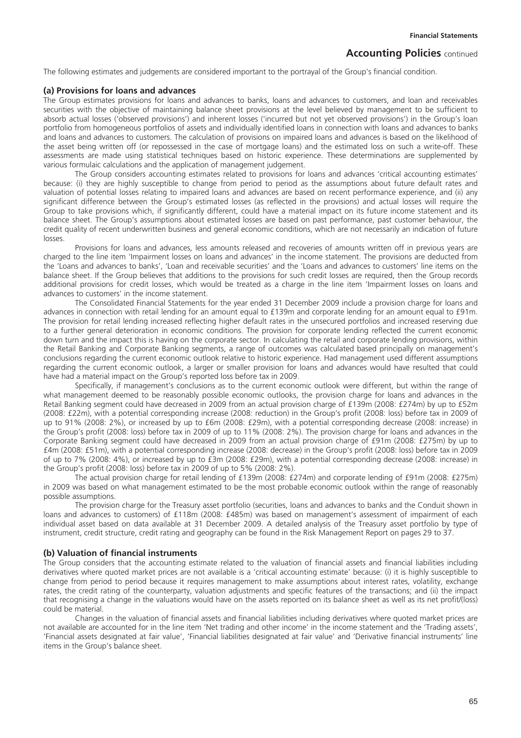The following estimates and judgements are considered important to the portrayal of the Group's financial condition.

### (a) Provisions for loans and advances

The Group estimates provisions for loans and advances to banks, loans and advances to customers, and loan and receivables securities with the objective of maintaining balance sheet provisions at the level believed by management to be sufficient to absorb actual losses ('observed provisions') and inherent losses ('incurred but not yet observed provisions') in the Group's loan portfolio from homogeneous portfolios of assets and individually identified loans in connection with loans and advances to banks and loans and advances to customers. The calculation of provisions on impaired loans and advances is based on the likelihood of the asset being written off (or repossessed in the case of mortgage loans) and the estimated loss on such a write-off. These assessments are made using statistical techniques based on historic experience. These determinations are supplemented by various formulaic calculations and the application of management judgement.

The Group considers accounting estimates related to provisions for loans and advances 'critical accounting estimates' because: (i) they are highly susceptible to change from period to period as the assumptions about future default rates and valuation of potential losses relating to impaired loans and advances are based on recent performance experience, and (ii) any significant difference between the Group's estimated losses (as reflected in the provisions) and actual losses will require the Group to take provisions which, if significantly different, could have a material impact on its future income statement and its balance sheet. The Group's assumptions about estimated losses are based on past performance, past customer behaviour, the credit quality of recent underwritten business and general economic conditions, which are not necessarily an indication of future losses.

Provisions for loans and advances, less amounts released and recoveries of amounts written off in previous years are charged to the line item 'Impairment losses on loans and advances' in the income statement. The provisions are deducted from the 'Loans and advances to banks', 'Loan and receivable securities' and the 'Loans and advances to customers' line items on the balance sheet. If the Group believes that additions to the provisions for such credit losses are required, then the Group records additional provisions for credit losses, which would be treated as a charge in the line item 'Impairment losses on loans and advances to customers' in the income statement.

The Consolidated Financial Statements for the year ended 31 December 2009 include a provision charge for loans and advances in connection with retail lending for an amount equal to £139m and corporate lending for an amount equal to £91m. The provision for retail lending increased reflecting higher default rates in the unsecured portfolios and increased reserving due to a further general deterioration in economic conditions. The provision for corporate lending reflected the current economic down turn and the impact this is having on the corporate sector. In calculating the retail and corporate lending provisions, within the Retail Banking and Corporate Banking segments, a range of outcomes was calculated based principally on management's conclusions regarding the current economic outlook relative to historic experience. Had management used different assumptions regarding the current economic outlook, a larger or smaller provision for loans and advances would have resulted that could have had a material impact on the Group's reported loss before tax in 2009.

Specifically, if management's conclusions as to the current economic outlook were different, but within the range of what management deemed to be reasonably possible economic outlooks, the provision charge for loans and advances in the Retail Banking segment could have decreased in 2009 from an actual provision charge of £139m (2008: £274m) by up to £52m (2008: £22m), with a potential corresponding increase (2008: reduction) in the Group's profit (2008: loss) before tax in 2009 of up to 91% (2008: 2%), or increased by up to £6m (2008: £29m), with a potential corresponding decrease (2008: increase) in the Group's profit (2008: loss) before tax in 2009 of up to 11% (2008: 2%). The provision charge for loans and advances in the Corporate Banking segment could have decreased in 2009 from an actual provision charge of £91m (2008: £275m) by up to £4m (2008: £51m), with a potential corresponding increase (2008: decrease) in the Group's profit (2008: loss) before tax in 2009 of up to 7% (2008: 4%), or increased by up to £3m (2008: £29m), with a potential corresponding decrease (2008: increase) in the Group's profit (2008: loss) before tax in 2009 of up to 5% (2008: 2%).

The actual provision charge for retail lending of £139m (2008: £274m) and corporate lending of £91m (2008: £275m) in 2009 was based on what management estimated to be the most probable economic outlook within the range of reasonably possible assumptions.

The provision charge for the Treasury asset portfolio (securities, loans and advances to banks and the Conduit shown in loans and advances to customers) of £118m (2008: £485m) was based on management's assessment of impairment of each individual asset based on data available at 31 December 2009. A detailed analysis of the Treasury asset portfolio by type of instrument, credit structure, credit rating and geography can be found in the Risk Management Report on pages 29 to 37.

### (b) Valuation of financial instruments

The Group considers that the accounting estimate related to the valuation of financial assets and financial liabilities including derivatives where quoted market prices are not available is a 'critical accounting estimate' because: (i) it is highly susceptible to change from period to period because it requires management to make assumptions about interest rates, volatility, exchange rates, the credit rating of the counterparty, valuation adjustments and specific features of the transactions; and (ii) the impact that recognising a change in the valuations would have on the assets reported on its balance sheet as well as its net profit/(loss) could be material.

Changes in the valuation of financial assets and financial liabilities including derivatives where quoted market prices are not available are accounted for in the line item 'Net trading and other income' in the income statement and the 'Trading assets', 'Financial assets designated at fair value', 'Financial liabilities designated at fair value' and 'Derivative financial instruments' line items in the Group's balance sheet.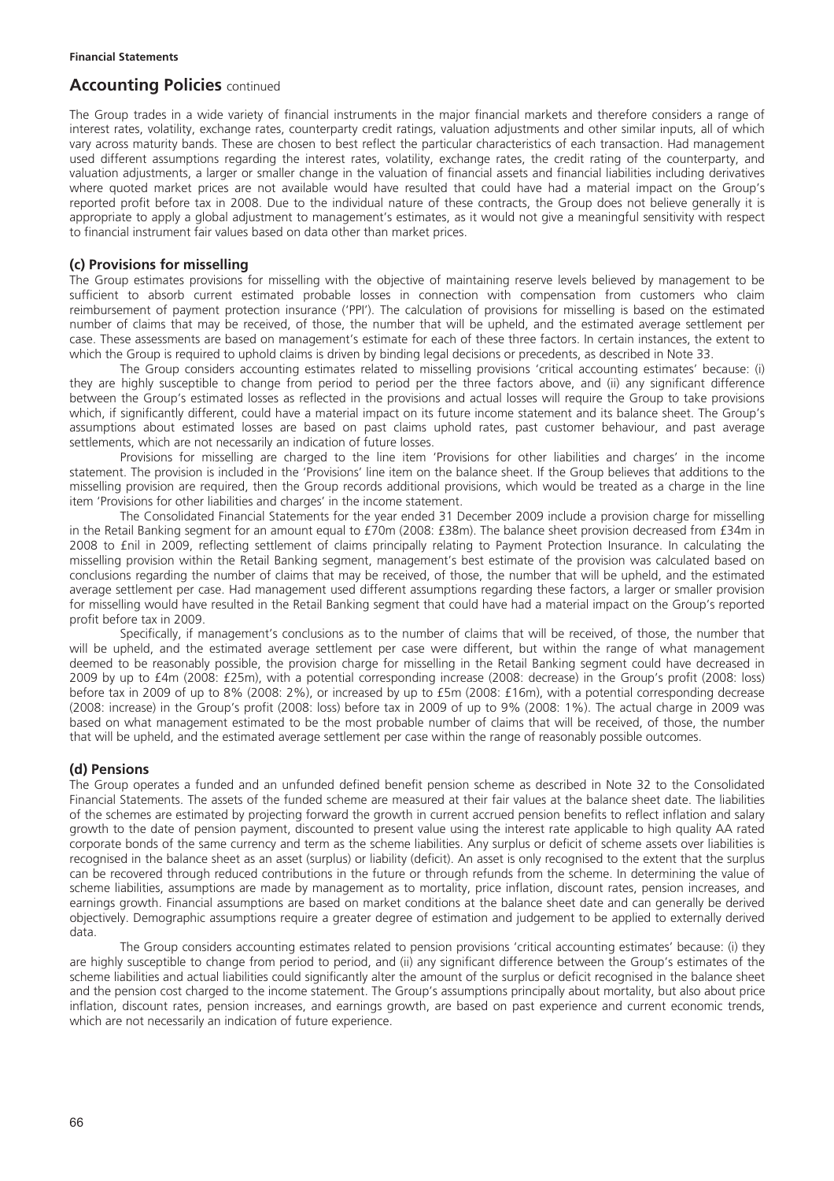## Accounting Policies continued

The Group trades in a wide variety of financial instruments in the major financial markets and therefore considers a range of interest rates, volatility, exchange rates, counterparty credit ratings, valuation adjustments and other similar inputs, all of which vary across maturity bands. These are chosen to best reflect the particular characteristics of each transaction. Had management used different assumptions regarding the interest rates, volatility, exchange rates, the credit rating of the counterparty, and valuation adjustments, a larger or smaller change in the valuation of financial assets and financial liabilities including derivatives where quoted market prices are not available would have resulted that could have had a material impact on the Group's reported profit before tax in 2008. Due to the individual nature of these contracts, the Group does not believe generally it is appropriate to apply a global adjustment to management's estimates, as it would not give a meaningful sensitivity with respect to financial instrument fair values based on data other than market prices.

### (c) Provisions for misselling

The Group estimates provisions for misselling with the objective of maintaining reserve levels believed by management to be sufficient to absorb current estimated probable losses in connection with compensation from customers who claim reimbursement of payment protection insurance ('PPI'). The calculation of provisions for misselling is based on the estimated number of claims that may be received, of those, the number that will be upheld, and the estimated average settlement per case. These assessments are based on management's estimate for each of these three factors. In certain instances, the extent to which the Group is required to uphold claims is driven by binding legal decisions or precedents, as described in Note 33.

The Group considers accounting estimates related to misselling provisions 'critical accounting estimates' because: (i) they are highly susceptible to change from period to period per the three factors above, and (ii) any significant difference between the Group's estimated losses as reflected in the provisions and actual losses will require the Group to take provisions which, if significantly different, could have a material impact on its future income statement and its balance sheet. The Group's assumptions about estimated losses are based on past claims uphold rates, past customer behaviour, and past average settlements, which are not necessarily an indication of future losses.

Provisions for misselling are charged to the line item 'Provisions for other liabilities and charges' in the income statement. The provision is included in the 'Provisions' line item on the balance sheet. If the Group believes that additions to the misselling provision are required, then the Group records additional provisions, which would be treated as a charge in the line item 'Provisions for other liabilities and charges' in the income statement.

The Consolidated Financial Statements for the year ended 31 December 2009 include a provision charge for misselling in the Retail Banking segment for an amount equal to £70m (2008: £38m). The balance sheet provision decreased from £34m in 2008 to £nil in 2009, reflecting settlement of claims principally relating to Payment Protection Insurance. In calculating the misselling provision within the Retail Banking segment, management's best estimate of the provision was calculated based on conclusions regarding the number of claims that may be received, of those, the number that will be upheld, and the estimated average settlement per case. Had management used different assumptions regarding these factors, a larger or smaller provision for misselling would have resulted in the Retail Banking segment that could have had a material impact on the Group's reported profit before tax in 2009.

Specifically, if management's conclusions as to the number of claims that will be received, of those, the number that will be upheld, and the estimated average settlement per case were different, but within the range of what management deemed to be reasonably possible, the provision charge for misselling in the Retail Banking segment could have decreased in 2009 by up to £4m (2008: £25m), with a potential corresponding increase (2008: decrease) in the Group's profit (2008: loss) before tax in 2009 of up to 8% (2008: 2%), or increased by up to £5m (2008: £16m), with a potential corresponding decrease (2008: increase) in the Group's profit (2008: loss) before tax in 2009 of up to 9% (2008: 1%). The actual charge in 2009 was based on what management estimated to be the most probable number of claims that will be received, of those, the number that will be upheld, and the estimated average settlement per case within the range of reasonably possible outcomes.

### (d) Pensions

The Group operates a funded and an unfunded defined benefit pension scheme as described in Note 32 to the Consolidated Financial Statements. The assets of the funded scheme are measured at their fair values at the balance sheet date. The liabilities of the schemes are estimated by projecting forward the growth in current accrued pension benefits to reflect inflation and salary growth to the date of pension payment, discounted to present value using the interest rate applicable to high quality AA rated corporate bonds of the same currency and term as the scheme liabilities. Any surplus or deficit of scheme assets over liabilities is recognised in the balance sheet as an asset (surplus) or liability (deficit). An asset is only recognised to the extent that the surplus can be recovered through reduced contributions in the future or through refunds from the scheme. In determining the value of scheme liabilities, assumptions are made by management as to mortality, price inflation, discount rates, pension increases, and earnings growth. Financial assumptions are based on market conditions at the balance sheet date and can generally be derived objectively. Demographic assumptions require a greater degree of estimation and judgement to be applied to externally derived data.

The Group considers accounting estimates related to pension provisions 'critical accounting estimates' because: (i) they are highly susceptible to change from period to period, and (ii) any significant difference between the Group's estimates of the scheme liabilities and actual liabilities could significantly alter the amount of the surplus or deficit recognised in the balance sheet and the pension cost charged to the income statement. The Group's assumptions principally about mortality, but also about price inflation, discount rates, pension increases, and earnings growth, are based on past experience and current economic trends, which are not necessarily an indication of future experience.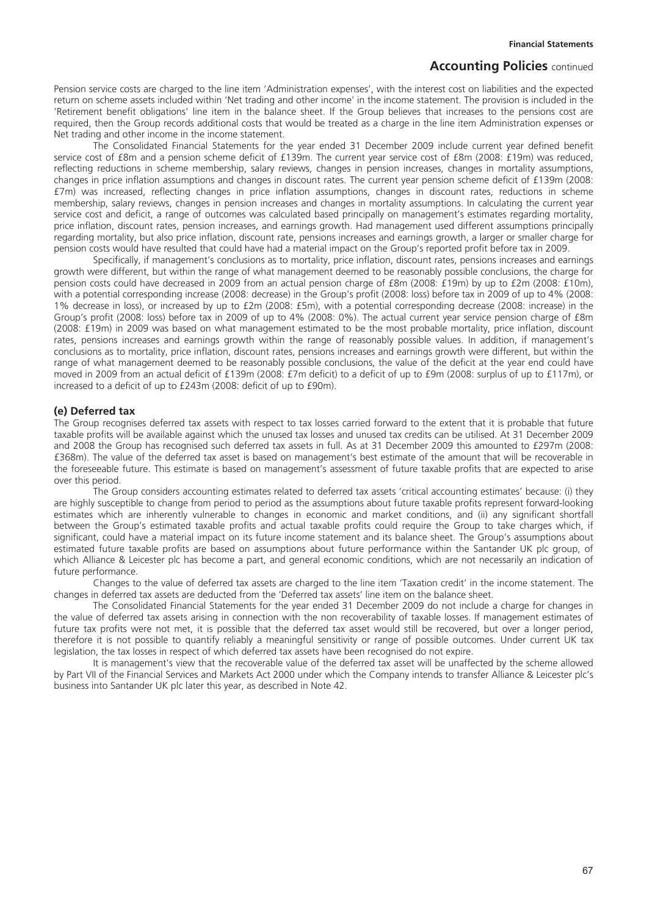Pension service costs are charged to the line item 'Administration expenses', with the interest cost on liabilities and the expected return on scheme assets included within 'Net trading and other income' in the income statement. The provision is included in the 'Retirement benefit obligations' line item in the balance sheet. If the Group believes that increases to the pensions cost are required, then the Group records additional costs that would be treated as a charge in the line item Administration expenses or Net trading and other income in the income statement.

The Consolidated Financial Statements for the year ended 31 December 2009 include current year defined benefit service cost of £8m and a pension scheme deficit of £139m. The current year service cost of £8m (2008: £19m) was reduced, reflecting reductions in scheme membership, salary reviews, changes in pension increases, changes in mortality assumptions, changes in price inflation assumptions and changes in discount rates. The current year pension scheme deficit of £139m (2008: £7m) was increased, reflecting changes in price inflation assumptions, changes in discount rates, reductions in scheme membership, salary reviews, changes in pension increases and changes in mortality assumptions. In calculating the current year service cost and deficit, a range of outcomes was calculated based principally on management's estimates regarding mortality, price inflation, discount rates, pension increases, and earnings growth. Had management used different assumptions principally regarding mortality, but also price inflation, discount rate, pensions increases and earnings growth, a larger or smaller charge for pension costs would have resulted that could have had a material impact on the Group's reported profit before tax in 2009.

Specifically, if management's conclusions as to mortality, price inflation, discount rates, pensions increases and earnings growth were different, but within the range of what management deemed to be reasonably possible conclusions, the charge for pension costs could have decreased in 2009 from an actual pension charge of £8m (2008: £19m) by up to £2m (2008: £10m), with a potential corresponding increase (2008: decrease) in the Group's profit (2008: loss) before tax in 2009 of up to 4% (2008: 1% decrease in loss), or increased by up to £2m (2008: £5m), with a potential corresponding decrease (2008: increase) in the Group's profit (2008: loss) before tax in 2009 of up to 4% (2008: 0%). The actual current year service pension charge of £8m (2008: £19m) in 2009 was based on what management estimated to be the most probable mortality, price inflation, discount rates, pensions increases and earnings growth within the range of reasonably possible values. In addition, if management's conclusions as to mortality, price inflation, discount rates, pensions increases and earnings growth were different, but within the range of what management deemed to be reasonably possible conclusions, the value of the deficit at the year end could have moved in 2009 from an actual deficit of £139m (2008: £7m deficit) to a deficit of up to £9m (2008: surplus of up to £117m), or increased to a deficit of up to £243m (2008: deficit of up to £90m).

### (e) Deferred tax

The Group recognises deferred tax assets with respect to tax losses carried forward to the extent that it is probable that future taxable profits will be available against which the unused tax losses and unused tax credits can be utilised. At 31 December 2009 and 2008 the Group has recognised such deferred tax assets in full. As at 31 December 2009 this amounted to £297m (2008: £368m). The value of the deferred tax asset is based on management's best estimate of the amount that will be recoverable in the foreseeable future. This estimate is based on management's assessment of future taxable profits that are expected to arise over this period.

The Group considers accounting estimates related to deferred tax assets 'critical accounting estimates' because: (i) they are highly susceptible to change from period to period as the assumptions about future taxable profits represent forward-looking estimates which are inherently vulnerable to changes in economic and market conditions, and (ii) any significant shortfall between the Group's estimated taxable profits and actual taxable profits could require the Group to take charges which, if significant, could have a material impact on its future income statement and its balance sheet. The Group's assumptions about estimated future taxable profits are based on assumptions about future performance within the Santander UK plc group, of which Alliance & Leicester plc has become a part, and general economic conditions, which are not necessarily an indication of future performance.

Changes to the value of deferred tax assets are charged to the line item 'Taxation credit' in the income statement. The changes in deferred tax assets are deducted from the 'Deferred tax assets' line item on the balance sheet.

The Consolidated Financial Statements for the year ended 31 December 2009 do not include a charge for changes in the value of deferred tax assets arising in connection with the non recoverability of taxable losses. If management estimates of future tax profits were not met, it is possible that the deferred tax asset would still be recovered, but over a longer period, therefore it is not possible to quantify reliably a meaningful sensitivity or range of possible outcomes. Under current UK tax legislation, the tax losses in respect of which deferred tax assets have been recognised do not expire.

It is management's view that the recoverable value of the deferred tax asset will be unaffected by the scheme allowed by Part VII of the Financial Services and Markets Act 2000 under which the Company intends to transfer Alliance & Leicester plc's business into Santander UK plc later this year, as described in Note 42.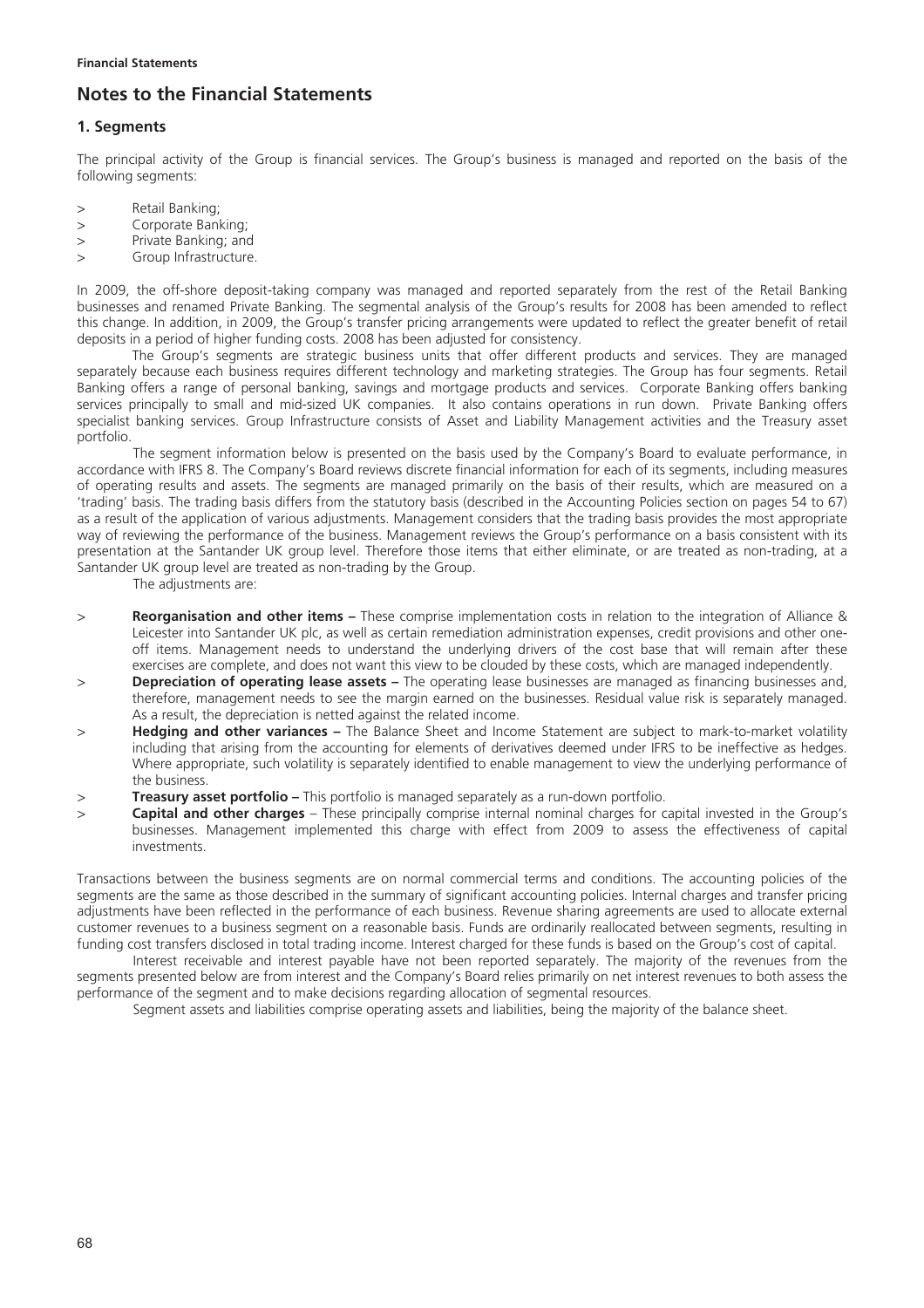## Notes to the Financial Statements

### 1. Segments

The principal activity of the Group is financial services. The Group's business is managed and reported on the basis of the following segments:

> Retail Banking;
> Corporate Banking;
> Private Banking; and
> Group Infrastructure.

In 2009, the off-shore deposit-taking company was managed and reported separately from the rest of the Retail Banking businesses and renamed Private Banking. The segmental analysis of the Group's results for 2008 has been amended to reflect this change. In addition, in 2009, the Group's transfer pricing arrangements were updated to reflect the greater benefit of retail deposits in a period of higher funding costs. 2008 has been adjusted for consistency.

The Group's segments are strategic business units that offer different products and services. They are managed separately because each business requires different technology and marketing strategies. The Group has four segments. Retail Banking offers a range of personal banking, savings and mortgage products and services. Corporate Banking offers banking services principally to small and mid-sized UK companies. It also contains operations in run down. Private Banking offers specialist banking services. Group Infrastructure consists of Asset and Liability Management activities and the Treasury asset portfolio.

The segment information below is presented on the basis used by the Company's Board to evaluate performance, in accordance with IFRS 8. The Company's Board reviews discrete financial information for each of its segments, including measures of operating results and assets. The segments are managed primarily on the basis of their results, which are measured on a 'trading' basis. The trading basis differs from the statutory basis (described in the Accounting Policies section on pages 54 to 67) as a result of the application of various adjustments. Management considers that the trading basis provides the most appropriate way of reviewing the performance of the business. Management reviews the Group's performance on a basis consistent with its presentation at the Santander UK group level. Therefore those items that either eliminate, or are treated as non-trading, at a Santander UK group level are treated as non-trading by the Group.

The adjustments are:

> **Reorganisation and other items –** These comprise implementation costs in relation to the integration of Alliance & Leicester into Santander UK plc, as well as certain remediation administration expenses, credit provisions and other one-off items. Management needs to understand the underlying drivers of the cost base that will remain after these exercises are complete, and does not want this view to be clouded by these costs, which are managed independently.

> **Depreciation of operating lease assets –** The operating lease businesses are managed as financing businesses and, therefore, management needs to see the margin earned on the businesses. Residual value risk is separately managed. As a result, the depreciation is netted against the related income.

> **Hedging and other variances –** The Balance Sheet and Income Statement are subject to mark-to-market volatility including that arising from the accounting for elements of derivatives deemed under IFRS to be ineffective as hedges. Where appropriate, such volatility is separately identified to enable management to view the underlying performance of the business.

> **Treasury asset portfolio –** This portfolio is managed separately as a run-down portfolio.

> **Capital and other charges** – These principally comprise internal nominal charges for capital invested in the Group's businesses. Management implemented this charge with effect from 2009 to assess the effectiveness of capital investments.

Transactions between the business segments are on normal commercial terms and conditions. The accounting policies of the segments are the same as those described in the summary of significant accounting policies. Internal charges and transfer pricing adjustments have been reflected in the performance of each business. Revenue sharing agreements are used to allocate external customer revenues to a business segment on a reasonable basis. Funds are ordinarily reallocated between segments, resulting in funding cost transfers disclosed in total trading income. Interest charged for these funds is based on the Group's cost of capital.

Interest receivable and interest payable have not been reported separately. The majority of the revenues from the segments presented below are from interest and the Company's Board relies primarily on net interest revenues to both assess the performance of the segment and to make decisions regarding allocation of segmental resources.

Segment assets and liabilities comprise operating assets and liabilities, being the majority of the balance sheet.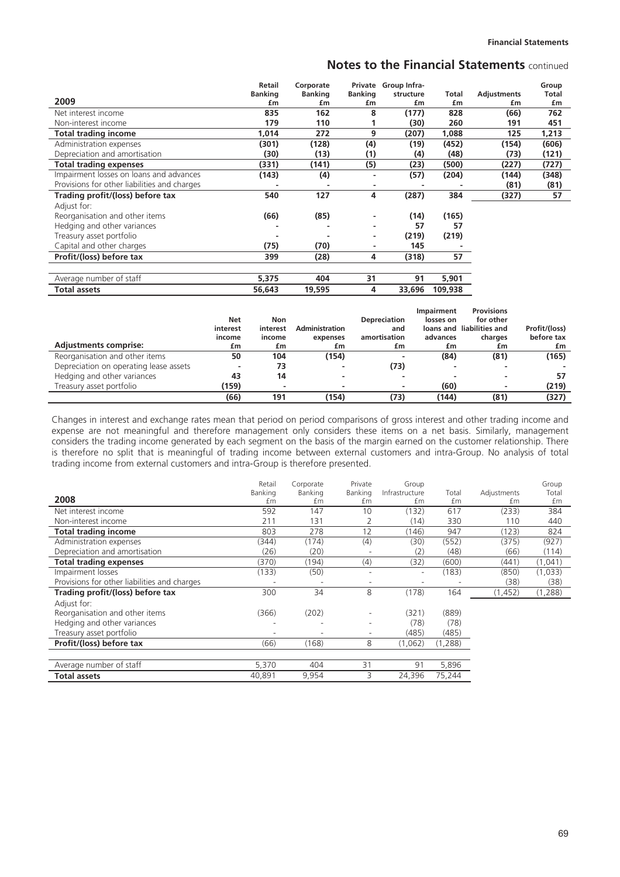| 2009 | Retail Banking £m | Corporate Banking £m | Private Banking £m | Group Infra-structure £m | Total £m | Adjustments £m | Group Total £m |
|---|---|---|---|---|---|---|---|
| Net interest income | 835 | 162 | 8 | (177) | 828 | (66) | 762 |
| Non-interest income | 179 | 110 | 1 | (30) | 260 | 191 | 451 |
| **Total trading income** | 1,014 | 272 | 9 | (207) | 1,088 | 125 | 1,213 |
| Administration expenses | (301) | (128) | (4) | (19) | (452) | (154) | (606) |
| Depreciation and amortisation | (30) | (13) | (1) | (4) | (48) | (73) | (121) |
| **Total trading expenses** | (331) | (141) | (5) | (23) | (500) | (227) | (727) |
| Impairment losses on loans and advances | (143) | (4) | - | (57) | (204) | (144) | (348) |
| Provisions for other liabilities and charges | - | - | - | - | - | (81) | (81) |
| **Trading profit/(loss) before tax** | 540 | 127 | 4 | (287) | 384 | (327) | 57 |
| Adjust for: | | | | | | | |
| Reorganisation and other items | (66) | (85) | - | (14) | (165) | | |
| Hedging and other variances | - | - | - | 57 | 57 | | |
| Treasury asset portfolio | - | - | - | (219) | (219) | | |
| Capital and other charges | (75) | (70) | - | 145 | - | | |
| **Profit/(loss) before tax** | 399 | (28) | 4 | (318) | 57 | | |
| | | | | | | | |
| Average number of staff | 5,375 | 404 | 31 | 91 | 5,901 | | |
| **Total assets** | 56,643 | 19,595 | 4 | 33,696 | 109,938 | | |

| Adjustments comprise: | Net interest income £m | Non interest income £m | Administration expenses £m | Depreciation and amortisation £m | Impairment losses on loans and advances £m | Provisions for other liabilities and charges £m | Profit/(loss) before tax £m |
|---|---|---|---|---|---|---|---|
| Reorganisation and other items | 50 | 104 | (154) | - | (84) | (81) | (165) |
| Depreciation on operating lease assets | - | 73 | - | (73) | - | - | - |
| Hedging and other variances | 43 | 14 | - | - | - | - | 57 |
| Treasury asset portfolio | (159) | - | - | - | (60) | - | (219) |
| | (66) | 191 | (154) | (73) | (144) | (81) | (327) |

Changes in interest and exchange rates mean that period on period comparisons of gross interest and other trading income and expense are not meaningful and therefore management only considers these items on a net basis. Similarly, management considers the trading income generated by each segment on the basis of the margin earned on the customer relationship. There is therefore no split that is meaningful of trading income between external customers and intra-Group. No analysis of total trading income from external customers and intra-Group is therefore presented.

| 2008 | Retail Banking £m | Corporate Banking £m | Private Banking £m | Group Infrastructure £m | Total £m | Adjustments £m | Group Total £m |
|---|---|---|---|---|---|---|---|
| Net interest income | 592 | 147 | 10 | (132) | 617 | (233) | 384 |
| Non-interest income | 211 | 131 | 2 | (14) | 330 | 110 | 440 |
| **Total trading income** | 803 | 278 | 12 | (146) | 947 | (123) | 824 |
| Administration expenses | (344) | (174) | (4) | (30) | (552) | (375) | (927) |
| Depreciation and amortisation | (26) | (20) | - | (2) | (48) | (66) | (114) |
| **Total trading expenses** | (370) | (194) | (4) | (32) | (600) | (441) | (1,041) |
| Impairment losses | (133) | (50) | - | - | (183) | (850) | (1,033) |
| Provisions for other liabilities and charges | - | - | - | - | - | (38) | (38) |
| **Trading profit/(loss) before tax** | 300 | 34 | 8 | (178) | 164 | (1,452) | (1,288) |
| Adjust for: | | | | | | | |
| Reorganisation and other items | (366) | (202) | - | (321) | (889) | | |
| Hedging and other variances | - | - | - | (78) | (78) | | |
| Treasury asset portfolio | - | - | - | (485) | (485) | | |
| **Profit/(loss) before tax** | (66) | (168) | 8 | (1,062) | (1,288) | | |
| | | | | | | | |
| Average number of staff | 5,370 | 404 | 31 | 91 | 5,896 | | |
| **Total assets** | 40,891 | 9,954 | 3 | 24,396 | 75,244 | | |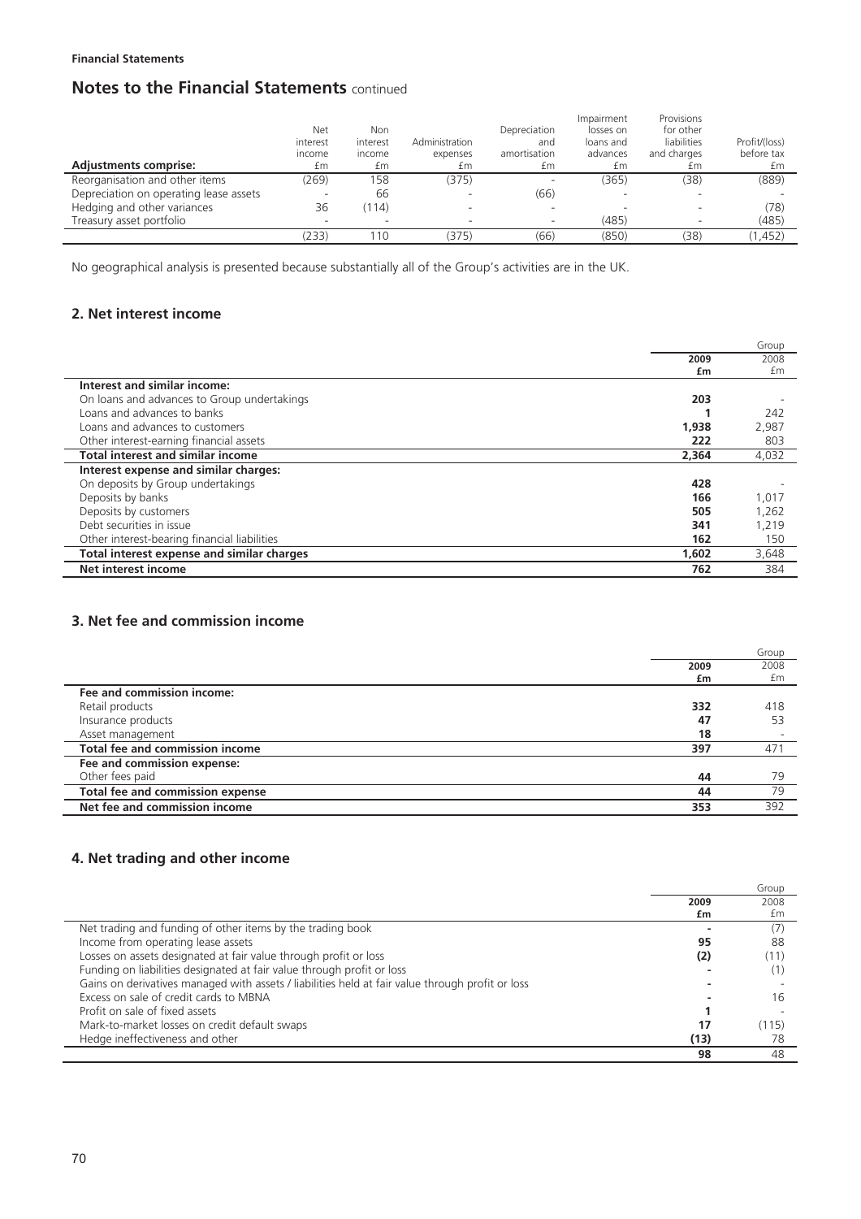**Financial Statements**

## Notes to the Financial Statements continued

| Adjustments comprise: | Net interest income £m | Non interest income £m | Administration expenses £m | Depreciation and amortisation £m | Impairment losses on loans and advances £m | Provisions for other liabilities and charges £m | Profit/(loss) before tax £m |
|---|---|---|---|---|---|---|---|
| Reorganisation and other items | (269) | 158 | (375) | - | (365) | (38) | (889) |
| Depreciation on operating lease assets | - | 66 | - | (66) | - | - | - |
| Hedging and other variances | 36 | (114) | - | - | - | - | (78) |
| Treasury asset portfolio | - | - | - | - | (485) | - | (485) |
| | (233) | 110 | (375) | (66) | (850) | (38) | (1,452) |

No geographical analysis is presented because substantially all of the Group's activities are in the UK.

### 2. Net interest income

| | Group 2009 £m | Group 2008 £m |
|---|---|---|
| **Interest and similar income:** | | |
| On loans and advances to Group undertakings | **203** | - |
| Loans and advances to banks | **1** | 242 |
| Loans and advances to customers | **1,938** | 2,987 |
| Other interest-earning financial assets | **222** | 803 |
| **Total interest and similar income** | **2,364** | 4,032 |
| **Interest expense and similar charges:** | | |
| On deposits by Group undertakings | **428** | - |
| Deposits by banks | **166** | 1,017 |
| Deposits by customers | **505** | 1,262 |
| Debt securities in issue | **341** | 1,219 |
| Other interest-bearing financial liabilities | **162** | 150 |
| **Total interest expense and similar charges** | **1,602** | 3,648 |
| **Net interest income** | **762** | 384 |

### 3. Net fee and commission income

| | Group 2009 £m | Group 2008 £m |
|---|---|---|
| **Fee and commission income:** | | |
| Retail products | **332** | 418 |
| Insurance products | **47** | 53 |
| Asset management | **18** | - |
| **Total fee and commission income** | **397** | 471 |
| **Fee and commission expense:** | | |
| Other fees paid | **44** | 79 |
| **Total fee and commission expense** | **44** | 79 |
| **Net fee and commission income** | **353** | 392 |

### 4. Net trading and other income

| | Group 2009 £m | Group 2008 £m |
|---|---|---|
| Net trading and funding of other items by the trading book | **-** | (7) |
| Income from operating lease assets | **95** | 88 |
| Losses on assets designated at fair value through profit or loss | **(2)** | (11) |
| Funding on liabilities designated at fair value through profit or loss | **-** | (1) |
| Gains on derivatives managed with assets / liabilities held at fair value through profit or loss | **-** | - |
| Excess on sale of credit cards to MBNA | **-** | 16 |
| Profit on sale of fixed assets | **1** | - |
| Mark-to-market losses on credit default swaps | **17** | (115) |
| Hedge ineffectiveness and other | **(13)** | 78 |
| | **98** | 48 |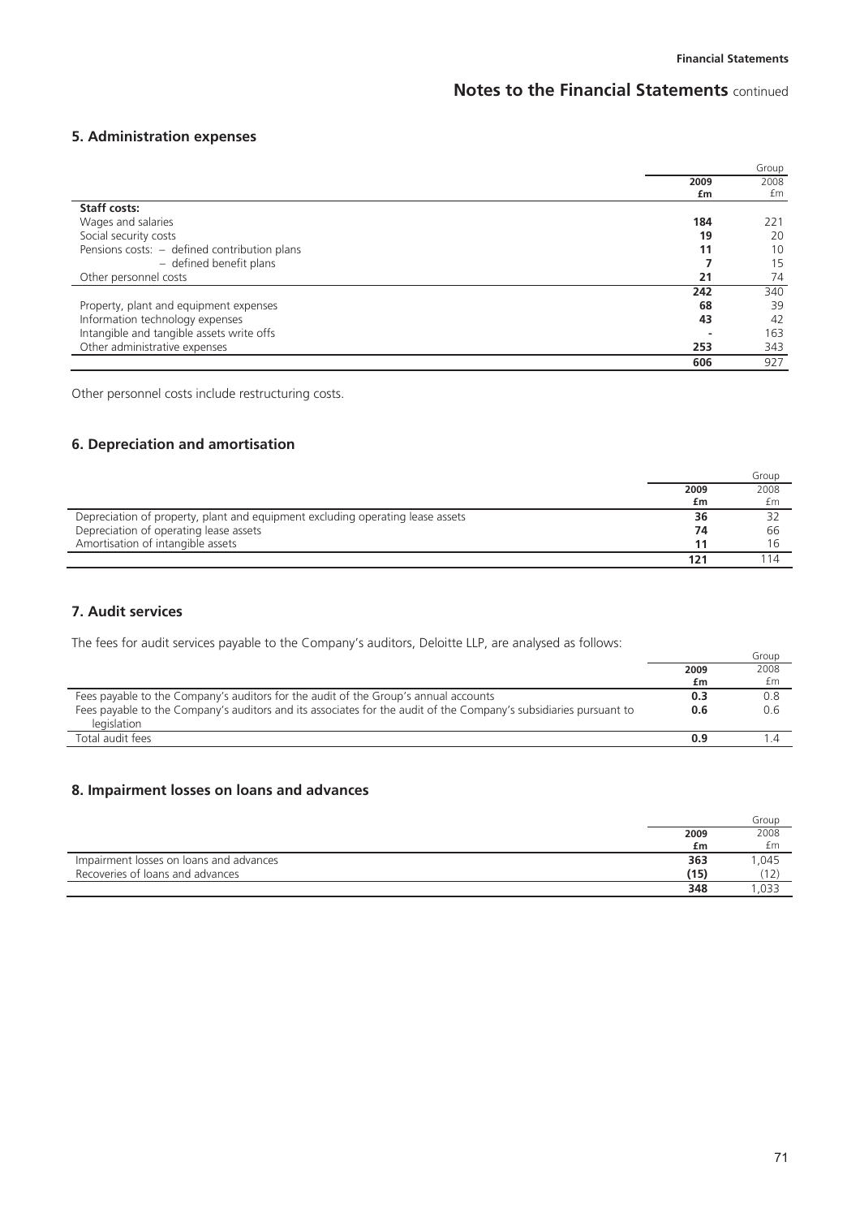## 5. Administration expenses

| | Group | |
|---|---|---|
| | **2009** | 2008 |
| | **£m** | £m |
| **Staff costs:** | | |
| Wages and salaries | **184** | 221 |
| Social security costs | **19** | 20 |
| Pensions costs: – defined contribution plans | **11** | 10 |
| – defined benefit plans | **7** | 15 |
| Other personnel costs | **21** | 74 |
| | **242** | 340 |
| Property, plant and equipment expenses | **68** | 39 |
| Information technology expenses | **43** | 42 |
| Intangible and tangible assets write offs | **-** | 163 |
| Other administrative expenses | **253** | 343 |
| | **606** | 927 |

Other personnel costs include restructuring costs.

## 6. Depreciation and amortisation

| | Group | |
|---|---|---|
| | **2009** | 2008 |
| | **£m** | £m |
| Depreciation of property, plant and equipment excluding operating lease assets | **36** | 32 |
| Depreciation of operating lease assets | **74** | 66 |
| Amortisation of intangible assets | **11** | 16 |
| | **121** | 114 |

## 7. Audit services

The fees for audit services payable to the Company's auditors, Deloitte LLP, are analysed as follows:

| | Group | |
|---|---|---|
| | **2009** | 2008 |
| | **£m** | £m |
| Fees payable to the Company's auditors for the audit of the Group's annual accounts | **0.3** | 0.8 |
| Fees payable to the Company's auditors and its associates for the audit of the Company's subsidiaries pursuant to legislation | **0.6** | 0.6 |
| Total audit fees | **0.9** | 1.4 |

## 8. Impairment losses on loans and advances

| | Group | |
|---|---|---|
| | **2009** | 2008 |
| | **£m** | £m |
| Impairment losses on loans and advances | **363** | 1,045 |
| Recoveries of loans and advances | **(15)** | (12) |
| | **348** | 1,033 |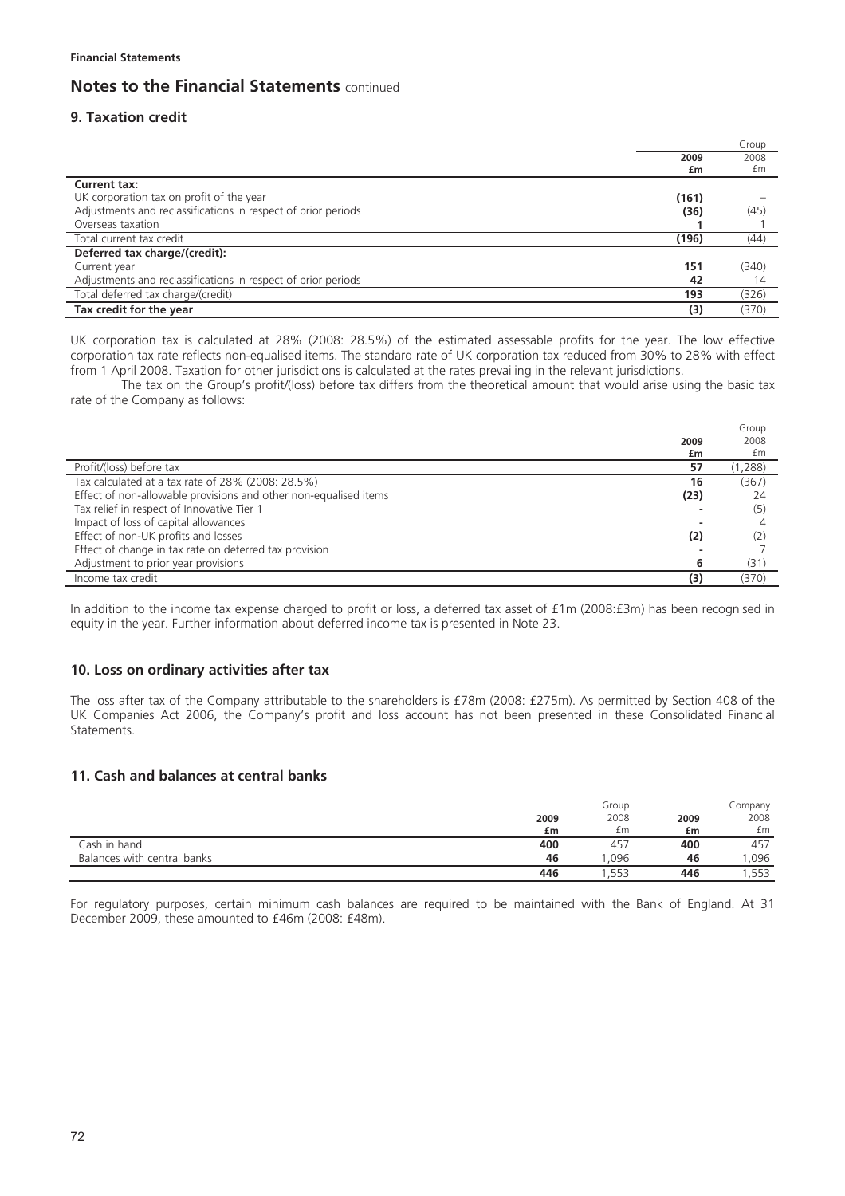**Financial Statements**

# Notes to the Financial Statements continued

## 9. Taxation credit

| | Group | |
|---|---|---|
| | **2009** | 2008 |
| | **£m** | £m |
| **Current tax:** | | |
| UK corporation tax on profit of the year | **(161)** | – |
| Adjustments and reclassifications in respect of prior periods | **(36)** | (45) |
| Overseas taxation | **1** | 1 |
| Total current tax credit | **(196)** | (44) |
| **Deferred tax charge/(credit):** | | |
| Current year | **151** | (340) |
| Adjustments and reclassifications in respect of prior periods | **42** | 14 |
| Total deferred tax charge/(credit) | **193** | (326) |
| **Tax credit for the year** | **(3)** | (370) |

UK corporation tax is calculated at 28% (2008: 28.5%) of the estimated assessable profits for the year. The low effective corporation tax rate reflects non-equalised items. The standard rate of UK corporation tax reduced from 30% to 28% with effect from 1 April 2008. Taxation for other jurisdictions is calculated at the rates prevailing in the relevant jurisdictions.

The tax on the Group's profit/(loss) before tax differs from the theoretical amount that would arise using the basic tax rate of the Company as follows:

| | Group | |
|---|---|---|
| | **2009** | 2008 |
| | **£m** | £m |
| Profit/(loss) before tax | **57** | (1,288) |
| Tax calculated at a tax rate of 28% (2008: 28.5%) | **16** | (367) |
| Effect of non-allowable provisions and other non-equalised items | **(23)** | 24 |
| Tax relief in respect of Innovative Tier 1 | **-** | (5) |
| Impact of loss of capital allowances | **-** | 4 |
| Effect of non-UK profits and losses | **(2)** | (2) |
| Effect of change in tax rate on deferred tax provision | **-** | 7 |
| Adjustment to prior year provisions | **6** | (31) |
| Income tax credit | **(3)** | (370) |

In addition to the income tax expense charged to profit or loss, a deferred tax asset of £1m (2008:£3m) has been recognised in equity in the year. Further information about deferred income tax is presented in Note 23.

## 10. Loss on ordinary activities after tax

The loss after tax of the Company attributable to the shareholders is £78m (2008: £275m). As permitted by Section 408 of the UK Companies Act 2006, the Company's profit and loss account has not been presented in these Consolidated Financial Statements.

## 11. Cash and balances at central banks

| | Group | | Company | |
|---|---|---|---|---|
| | **2009** | 2008 | **2009** | 2008 |
| | **£m** | £m | **£m** | £m |
| Cash in hand | **400** | 457 | **400** | 457 |
| Balances with central banks | **46** | 1,096 | **46** | 1,096 |
| | **446** | 1,553 | **446** | 1,553 |

For regulatory purposes, certain minimum cash balances are required to be maintained with the Bank of England. At 31 December 2009, these amounted to £46m (2008: £48m).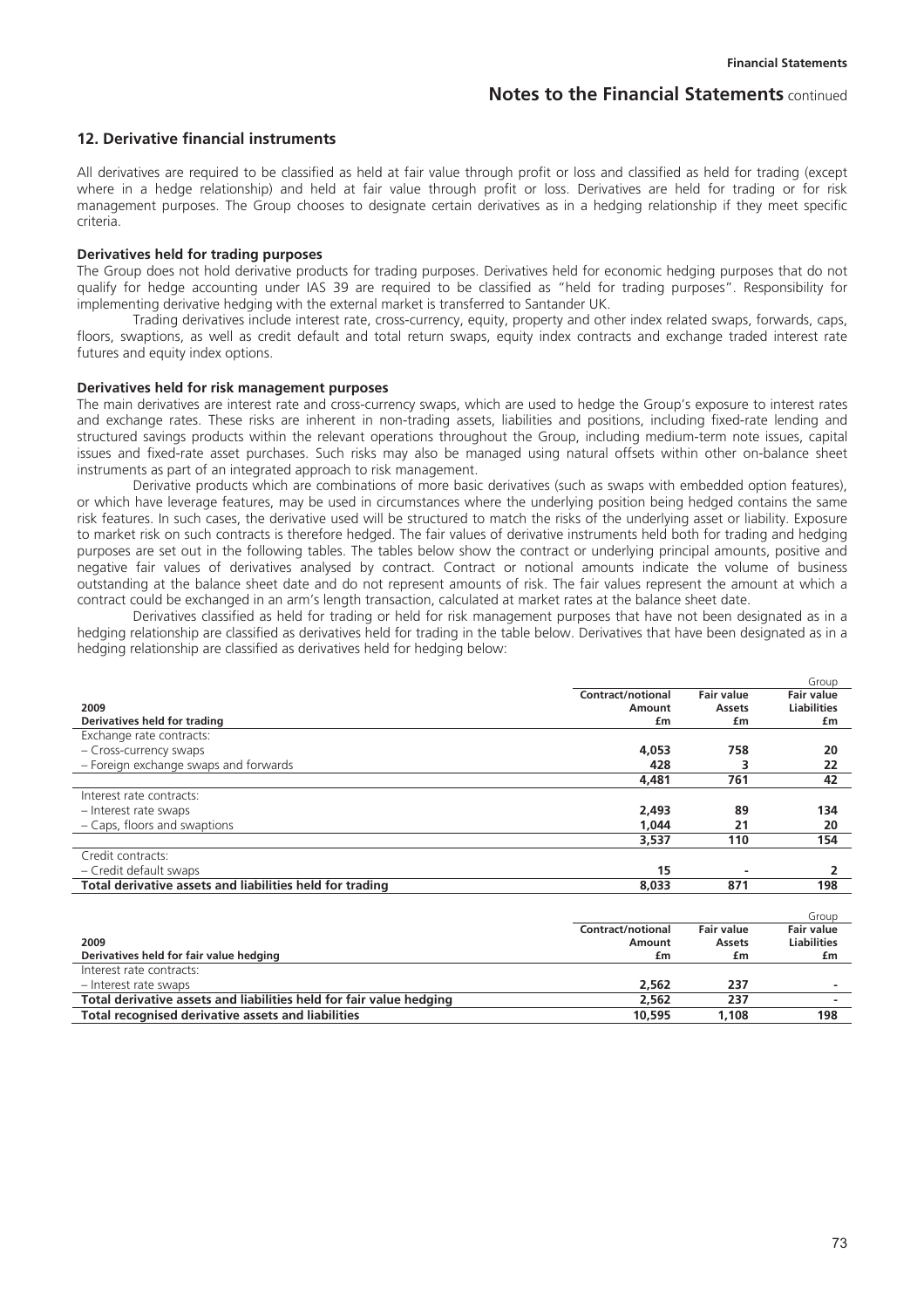## 12. Derivative financial instruments

All derivatives are required to be classified as held at fair value through profit or loss and classified as held for trading (except where in a hedge relationship) and held at fair value through profit or loss. Derivatives are held for trading or for risk management purposes. The Group chooses to designate certain derivatives as in a hedging relationship if they meet specific criteria.

### Derivatives held for trading purposes

The Group does not hold derivative products for trading purposes. Derivatives held for economic hedging purposes that do not qualify for hedge accounting under IAS 39 are required to be classified as "held for trading purposes". Responsibility for implementing derivative hedging with the external market is transferred to Santander UK.

Trading derivatives include interest rate, cross-currency, equity, property and other index related swaps, forwards, caps, floors, swaptions, as well as credit default and total return swaps, equity index contracts and exchange traded interest rate futures and equity index options.

### Derivatives held for risk management purposes

The main derivatives are interest rate and cross-currency swaps, which are used to hedge the Group's exposure to interest rates and exchange rates. These risks are inherent in non-trading assets, liabilities and positions, including fixed-rate lending and structured savings products within the relevant operations throughout the Group, including medium-term note issues, capital issues and fixed-rate asset purchases. Such risks may also be managed using natural offsets within other on-balance sheet instruments as part of an integrated approach to risk management.

Derivative products which are combinations of more basic derivatives (such as swaps with embedded option features), or which have leverage features, may be used in circumstances where the underlying position being hedged contains the same risk features. In such cases, the derivative used will be structured to match the risks of the underlying asset or liability. Exposure to market risk on such contracts is therefore hedged. The fair values of derivative instruments held both for trading and hedging purposes are set out in the following tables. The tables below show the contract or underlying principal amounts, positive and negative fair values of derivatives analysed by contract. Contract or notional amounts indicate the volume of business outstanding at the balance sheet date and do not represent amounts of risk. The fair values represent the amount at which a contract could be exchanged in an arm's length transaction, calculated at market rates at the balance sheet date.

Derivatives classified as held for trading or held for risk management purposes that have not been designated as in a hedging relationship are classified as derivatives held for trading in the table below. Derivatives that have been designated as in a hedging relationship are classified as derivatives held for hedging below:

| | | | Group |
|---|---|---|---|
| **2009** | **Contract/notional Amount** | **Fair value Assets** | **Fair value Liabilities** |
| **Derivatives held for trading** | **£m** | **£m** | **£m** |
| Exchange rate contracts: | | | |
| – Cross-currency swaps | **4,053** | **758** | **20** |
| – Foreign exchange swaps and forwards | **428** | **3** | **22** |
| | **4,481** | **761** | **42** |
| Interest rate contracts: | | | |
| – Interest rate swaps | **2,493** | **89** | **134** |
| – Caps, floors and swaptions | **1,044** | **21** | **20** |
| | **3,537** | **110** | **154** |
| Credit contracts: | | | |
| – Credit default swaps | **15** | **-** | **2** |
| **Total derivative assets and liabilities held for trading** | **8,033** | **871** | **198** |

| | | | Group |
|---|---|---|---|
| **2009** | **Contract/notional Amount** | **Fair value Assets** | **Fair value Liabilities** |
| **Derivatives held for fair value hedging** | **£m** | **£m** | **£m** |
| Interest rate contracts: | | | |
| – Interest rate swaps | **2,562** | **237** | **-** |
| **Total derivative assets and liabilities held for fair value hedging** | **2,562** | **237** | **-** |
| **Total recognised derivative assets and liabilities** | **10,595** | **1,108** | **198** |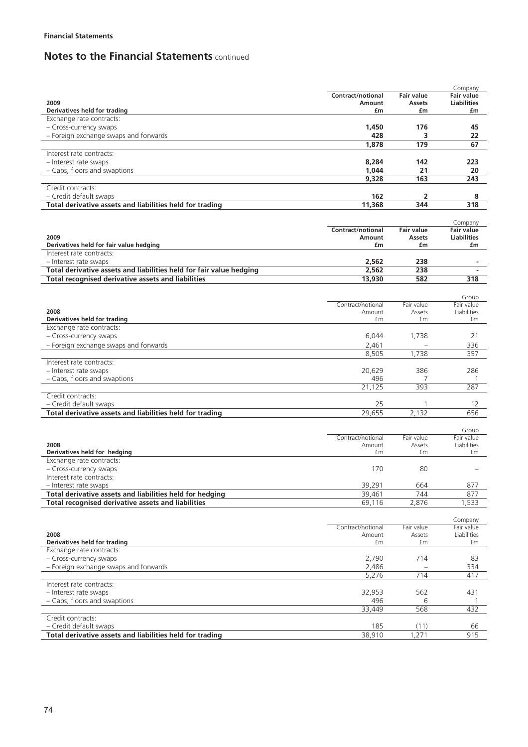**Financial Statements**

## Notes to the Financial Statements continued

| 2009<br>Derivatives held for trading | Contract/notional Amount £m | Fair value Assets £m | Company<br>Fair value Liabilities £m |
|---|---|---|---|
| Exchange rate contracts: | | | |
| – Cross-currency swaps | **1,450** | **176** | **45** |
| – Foreign exchange swaps and forwards | **428** | **3** | **22** |
| | **1,878** | **179** | **67** |
| Interest rate contracts: | | | |
| – Interest rate swaps | **8,284** | **142** | **223** |
| – Caps, floors and swaptions | **1,044** | **21** | **20** |
| | **9,328** | **163** | **243** |
| Credit contracts: | | | |
| – Credit default swaps | **162** | **2** | **8** |
| **Total derivative assets and liabilities held for trading** | **11,368** | **344** | **318** |

| 2009<br>Derivatives held for fair value hedging | Contract/notional Amount £m | Fair value Assets £m | Company<br>Fair value Liabilities £m |
|---|---|---|---|
| Interest rate contracts: | | | |
| – Interest rate swaps | **2,562** | **238** | **-** |
| **Total derivative assets and liabilities held for fair value hedging** | **2,562** | **238** | **-** |
| **Total recognised derivative assets and liabilities** | **13,930** | **582** | **318** |

| 2008<br>Derivatives held for trading | Contract/notional Amount £m | Fair value Assets £m | Group<br>Fair value Liabilities £m |
|---|---|---|---|
| Exchange rate contracts: | | | |
| – Cross-currency swaps | 6,044 | 1,738 | 21 |
| – Foreign exchange swaps and forwards | 2,461 | – | 336 |
| | 8,505 | 1,738 | 357 |
| Interest rate contracts: | | | |
| – Interest rate swaps | 20,629 | 386 | 286 |
| – Caps, floors and swaptions | 496 | 7 | 1 |
| | 21,125 | 393 | 287 |
| Credit contracts: | | | |
| – Credit default swaps | 25 | 1 | 12 |
| **Total derivative assets and liabilities held for trading** | 29,655 | 2,132 | 656 |

| 2008<br>Derivatives held for hedging | Contract/notional Amount £m | Fair value Assets £m | Group<br>Fair value Liabilities £m |
|---|---|---|---|
| Exchange rate contracts: | | | |
| – Cross-currency swaps | 170 | 80 | – |
| Interest rate contracts: | | | |
| – Interest rate swaps | 39,291 | 664 | 877 |
| **Total derivative assets and liabilities held for hedging** | 39,461 | 744 | 877 |
| **Total recognised derivative assets and liabilities** | 69,116 | 2,876 | 1,533 |

| 2008<br>Derivatives held for trading | Contract/notional Amount £m | Fair value Assets £m | Company<br>Fair value Liabilities £m |
|---|---|---|---|
| Exchange rate contracts: | | | |
| – Cross-currency swaps | 2,790 | 714 | 83 |
| – Foreign exchange swaps and forwards | 2,486 | – | 334 |
| | 5,276 | 714 | 417 |
| Interest rate contracts: | | | |
| – Interest rate swaps | 32,953 | 562 | 431 |
| – Caps, floors and swaptions | 496 | 6 | 1 |
| | 33,449 | 568 | 432 |
| Credit contracts: | | | |
| – Credit default swaps | 185 | (11) | 66 |
| **Total derivative assets and liabilities held for trading** | 38,910 | 1,271 | 915 |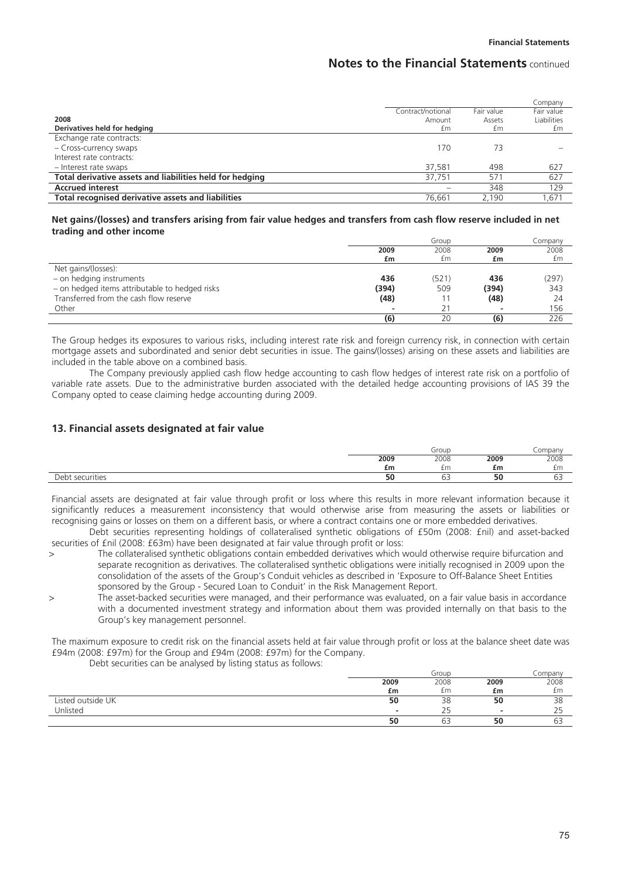| 2008<br>Derivatives held for hedging | Contract/notional Amount £m | Fair value Assets £m | Company Fair value Liabilities £m |
|---|---|---|---|
| Exchange rate contracts: | | | |
| – Cross-currency swaps | 170 | 73 | – |
| Interest rate contracts: | | | |
| – Interest rate swaps | 37,581 | 498 | 627 |
| **Total derivative assets and liabilities held for hedging** | 37,751 | 571 | 627 |
| **Accrued interest** | – | 348 | 129 |
| **Total recognised derivative assets and liabilities** | 76,661 | 2,190 | 1,671 |

**Net gains/(losses) and transfers arising from fair value hedges and transfers from cash flow reserve included in net trading and other income**

| | Group | | Company | |
|---|---|---|---|---|
| | **2009 £m** | 2008 £m | **2009 £m** | 2008 £m |
| Net gains/(losses): | | | | |
| – on hedging instruments | **436** | (521) | **436** | (297) |
| – on hedged items attributable to hedged risks | **(394)** | 509 | **(394)** | 343 |
| Transferred from the cash flow reserve | **(48)** | 11 | **(48)** | 24 |
| Other | **-** | 21 | **-** | 156 |
| | **(6)** | 20 | **(6)** | 226 |

The Group hedges its exposures to various risks, including interest rate risk and foreign currency risk, in connection with certain mortgage assets and subordinated and senior debt securities in issue. The gains/(losses) arising on these assets and liabilities are included in the table above on a combined basis.

The Company previously applied cash flow hedge accounting to cash flow hedges of interest rate risk on a portfolio of variable rate assets. Due to the administrative burden associated with the detailed hedge accounting provisions of IAS 39 the Company opted to cease claiming hedge accounting during 2009.

## 13. Financial assets designated at fair value

| | Group | | Company | |
|---|---|---|---|---|
| | **2009 £m** | 2008 £m | **2009 £m** | 2008 £m |
| Debt securities | **50** | 63 | **50** | 63 |

Financial assets are designated at fair value through profit or loss where this results in more relevant information because it significantly reduces a measurement inconsistency that would otherwise arise from measuring the assets or liabilities or recognising gains or losses on them on a different basis, or where a contract contains one or more embedded derivatives.

Debt securities representing holdings of collateralised synthetic obligations of £50m (2008: £nil) and asset-backed securities of £nil (2008: £63m) have been designated at fair value through profit or loss:

> The collateralised synthetic obligations contain embedded derivatives which would otherwise require bifurcation and separate recognition as derivatives. The collateralised synthetic obligations were initially recognised in 2009 upon the consolidation of the assets of the Group's Conduit vehicles as described in 'Exposure to Off-Balance Sheet Entities sponsored by the Group - Secured Loan to Conduit' in the Risk Management Report.

> The asset-backed securities were managed, and their performance was evaluated, on a fair value basis in accordance with a documented investment strategy and information about them was provided internally on that basis to the Group's key management personnel.

The maximum exposure to credit risk on the financial assets held at fair value through profit or loss at the balance sheet date was £94m (2008: £97m) for the Group and £94m (2008: £97m) for the Company.

Debt securities can be analysed by listing status as follows:

| | Group | | Company | |
|---|---|---|---|---|
| | **2009 £m** | 2008 £m | **2009 £m** | 2008 £m |
| Listed outside UK | **50** | 38 | **50** | 38 |
| Unlisted | **-** | 25 | **-** | 25 |
| | **50** | 63 | **50** | 63 |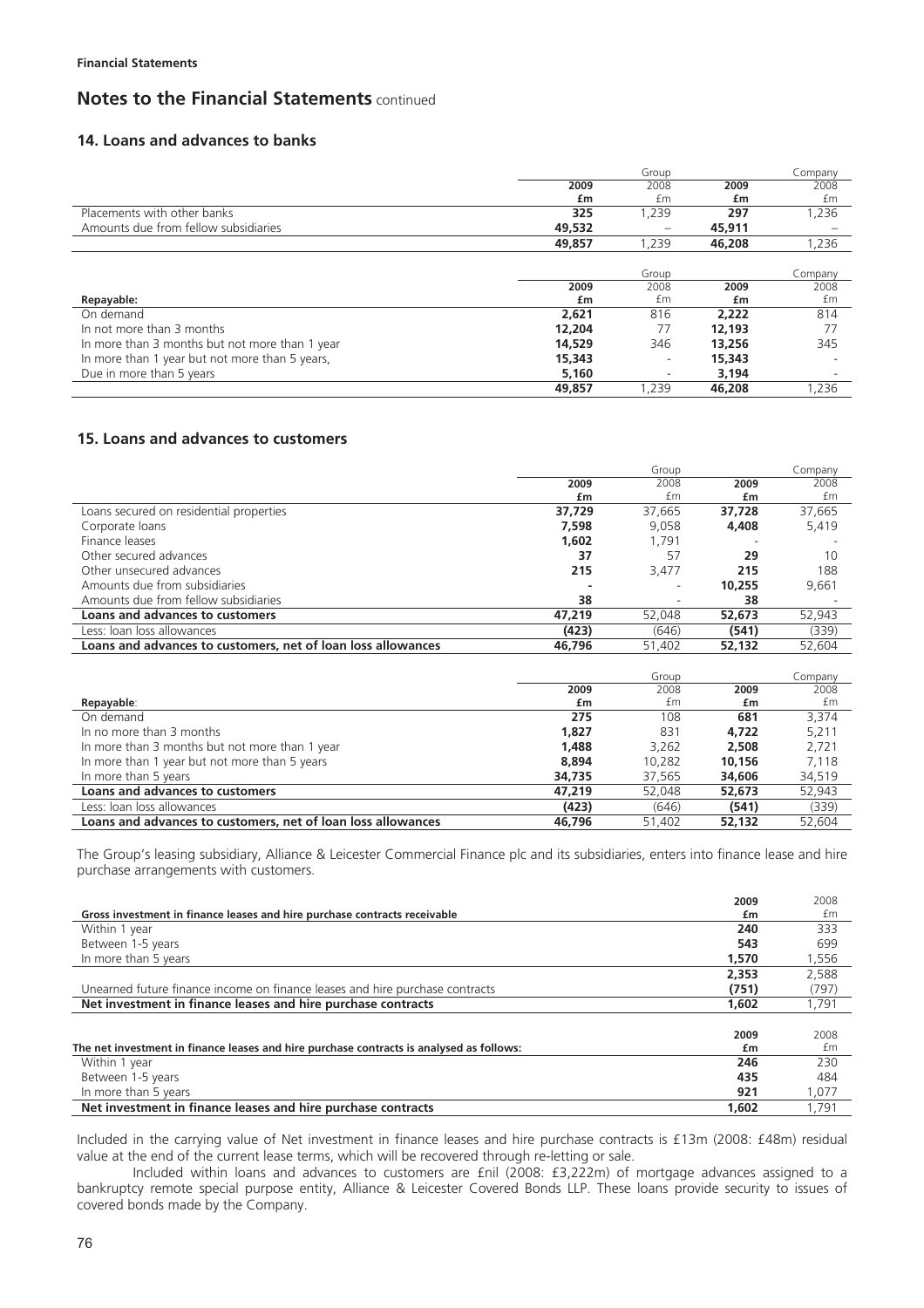**Financial Statements**

## Notes to the Financial Statements continued

### 14. Loans and advances to banks

| | Group | | Company | |
|---|---|---|---|---|
| | **2009** | 2008 | **2009** | 2008 |
| | **£m** | £m | **£m** | £m |
| Placements with other banks | **325** | 1,239 | **297** | 1,236 |
| Amounts due from fellow subsidiaries | **49,532** | – | **45,911** | – |
| | **49,857** | 1,239 | **46,208** | 1,236 |

| | Group | | Company | |
|---|---|---|---|---|
| | **2009** | 2008 | **2009** | 2008 |
| **Repayable:** | **£m** | £m | **£m** | £m |
| On demand | **2,621** | 816 | **2,222** | 814 |
| In not more than 3 months | **12,204** | 77 | **12,193** | 77 |
| In more than 3 months but not more than 1 year | **14,529** | 346 | **13,256** | 345 |
| In more than 1 year but not more than 5 years, | **15,343** | - | **15,343** | - |
| Due in more than 5 years | **5,160** | - | **3,194** | - |
| | **49,857** | 1,239 | **46,208** | 1,236 |

### 15. Loans and advances to customers

| | Group | | Company | |
|---|---|---|---|---|
| | **2009** | 2008 | **2009** | 2008 |
| | **£m** | £m | **£m** | £m |
| Loans secured on residential properties | **37,729** | 37,665 | **37,728** | 37,665 |
| Corporate loans | **7,598** | 9,058 | **4,408** | 5,419 |
| Finance leases | **1,602** | 1,791 | - | - |
| Other secured advances | **37** | 57 | **29** | 10 |
| Other unsecured advances | **215** | 3,477 | **215** | 188 |
| Amounts due from subsidiaries | **-** | - | **10,255** | 9,661 |
| Amounts due from fellow subsidiaries | **38** | - | **38** | - |
| **Loans and advances to customers** | **47,219** | 52,048 | **52,673** | 52,943 |
| Less: loan loss allowances | **(423)** | (646) | **(541)** | (339) |
| **Loans and advances to customers, net of loan loss allowances** | **46,796** | 51,402 | **52,132** | 52,604 |

| | Group | | Company | |
|---|---|---|---|---|
| | **2009** | 2008 | **2009** | 2008 |
| **Repayable**: | **£m** | £m | **£m** | £m |
| On demand | **275** | 108 | **681** | 3,374 |
| In no more than 3 months | **1,827** | 831 | **4,722** | 5,211 |
| In more than 3 months but not more than 1 year | **1,488** | 3,262 | **2,508** | 2,721 |
| In more than 1 year but not more than 5 years | **8,894** | 10,282 | **10,156** | 7,118 |
| In more than 5 years | **34,735** | 37,565 | **34,606** | 34,519 |
| **Loans and advances to customers** | **47,219** | 52,048 | **52,673** | 52,943 |
| Less: loan loss allowances | **(423)** | (646) | **(541)** | (339) |
| **Loans and advances to customers, net of loan loss allowances** | **46,796** | 51,402 | **52,132** | 52,604 |

The Group's leasing subsidiary, Alliance & Leicester Commercial Finance plc and its subsidiaries, enters into finance lease and hire purchase arrangements with customers.

| | **2009** | 2008 |
|---|---|---|
| **Gross investment in finance leases and hire purchase contracts receivable** | **£m** | £m |
| Within 1 year | **240** | 333 |
| Between 1-5 years | **543** | 699 |
| In more than 5 years | **1,570** | 1,556 |
| | **2,353** | 2,588 |
| Unearned future finance income on finance leases and hire purchase contracts | **(751)** | (797) |
| **Net investment in finance leases and hire purchase contracts** | **1,602** | 1,791 |

| | **2009** | 2008 |
|---|---|---|
| **The net investment in finance leases and hire purchase contracts is analysed as follows:** | **£m** | £m |
| Within 1 year | **246** | 230 |
| Between 1-5 years | **435** | 484 |
| In more than 5 years | **921** | 1,077 |
| **Net investment in finance leases and hire purchase contracts** | **1,602** | 1,791 |

Included in the carrying value of Net investment in finance leases and hire purchase contracts is £13m (2008: £48m) residual value at the end of the current lease terms, which will be recovered through re-letting or sale.

Included within loans and advances to customers are £nil (2008: £3,222m) of mortgage advances assigned to a bankruptcy remote special purpose entity, Alliance & Leicester Covered Bonds LLP. These loans provide security to issues of covered bonds made by the Company.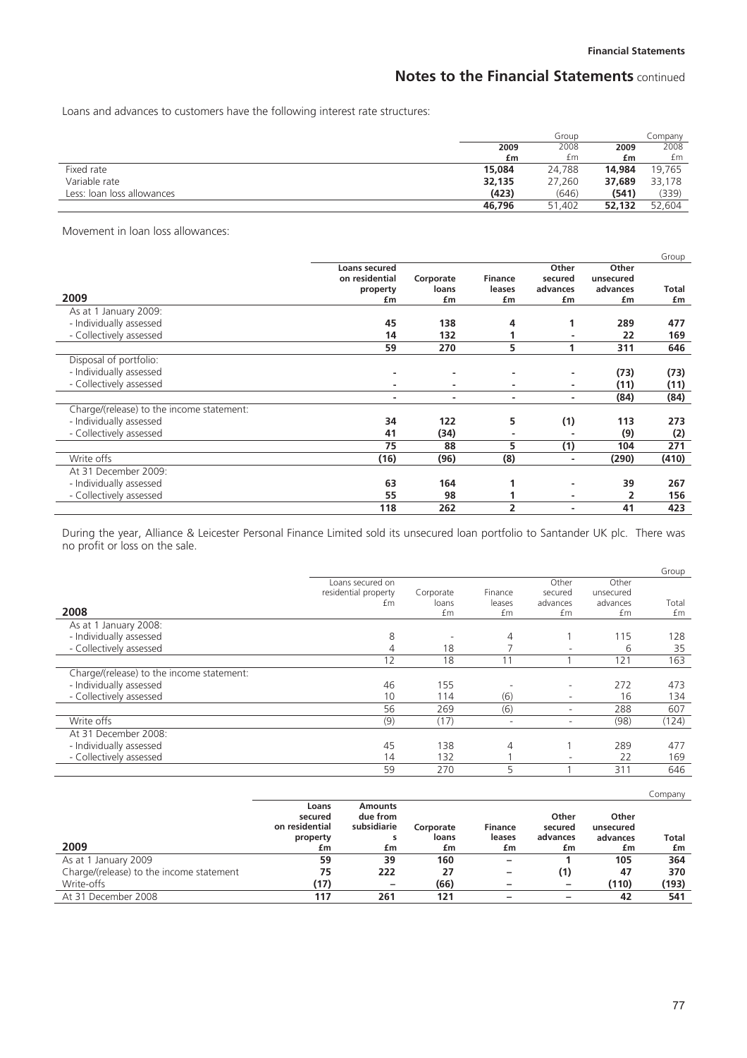Loans and advances to customers have the following interest rate structures:

| | Group | | Company | |
|---|---|---|---|---|
| | **2009** | 2008 | **2009** | 2008 |
| | **£m** | £m | **£m** | £m |
| Fixed rate | **15,084** | 24,788 | **14,984** | 19,765 |
| Variable rate | **32,135** | 27,260 | **37,689** | 33,178 |
| Less: loan loss allowances | **(423)** | (646) | **(541)** | (339) |
| | **46,796** | 51,402 | **52,132** | 52,604 |

Movement in loan loss allowances:

| | | | | | | Group |
|---|---|---|---|---|---|---|
| **2009** | **Loans secured on residential property £m** | **Corporate loans £m** | **Finance leases £m** | **Other secured advances £m** | **Other unsecured advances £m** | **Total £m** |
| As at 1 January 2009: | | | | | | |
| - Individually assessed | **45** | **138** | **4** | **1** | **289** | **477** |
| - Collectively assessed | **14** | **132** | **1** | **-** | **22** | **169** |
| | **59** | **270** | **5** | **1** | **311** | **646** |
| Disposal of portfolio: | | | | | | |
| - Individually assessed | **-** | **-** | **-** | **-** | **(73)** | **(73)** |
| - Collectively assessed | **-** | **-** | **-** | **-** | **(11)** | **(11)** |
| | **-** | **-** | **-** | **-** | **(84)** | **(84)** |
| Charge/(release) to the income statement: | | | | | | |
| - Individually assessed | **34** | **122** | **5** | **(1)** | **113** | **273** |
| - Collectively assessed | **41** | **(34)** | **-** | **-** | **(9)** | **(2)** |
| | **75** | **88** | **5** | **(1)** | **104** | **271** |
| Write offs | **(16)** | **(96)** | **(8)** | **-** | **(290)** | **(410)** |
| At 31 December 2009: | | | | | | |
| - Individually assessed | **63** | **164** | **1** | **-** | **39** | **267** |
| - Collectively assessed | **55** | **98** | **1** | **-** | **2** | **156** |
| | **118** | **262** | **2** | **-** | **41** | **423** |

During the year, Alliance & Leicester Personal Finance Limited sold its unsecured loan portfolio to Santander UK plc. There was no profit or loss on the sale.

| | | | | | | Group |
|---|---|---|---|---|---|---|
| **2008** | Loans secured on residential property £m | Corporate loans £m | Finance leases £m | Other secured advances £m | Other unsecured advances £m | Total £m |
| As at 1 January 2008: | | | | | | |
| - Individually assessed | 8 | - | 4 | 1 | 115 | 128 |
| - Collectively assessed | 4 | 18 | 7 | - | 6 | 35 |
| | 12 | 18 | 11 | 1 | 121 | 163 |
| Charge/(release) to the income statement: | | | | | | |
| - Individually assessed | 46 | 155 | - | - | 272 | 473 |
| - Collectively assessed | 10 | 114 | (6) | - | 16 | 134 |
| | 56 | 269 | (6) | - | 288 | 607 |
| Write offs | (9) | (17) | - | - | (98) | (124) |
| At 31 December 2008: | | | | | | |
| - Individually assessed | 45 | 138 | 4 | 1 | 289 | 477 |
| - Collectively assessed | 14 | 132 | 1 | - | 22 | 169 |
| | 59 | 270 | 5 | 1 | 311 | 646 |

| | | | | | | | Company |
|---|---|---|---|---|---|---|---|
| **2009** | **Loans secured on residential property £m** | **Amounts due from subsidiaries £m** | **Corporate loans £m** | **Finance leases £m** | **Other secured advances £m** | **Other unsecured advances £m** | **Total £m** |
| As at 1 January 2009 | **59** | **39** | **160** | **–** | **1** | **105** | **364** |
| Charge/(release) to the income statement | **75** | **222** | **27** | **–** | **(1)** | **47** | **370** |
| Write-offs | **(17)** | **–** | **(66)** | **–** | **–** | **(110)** | **(193)** |
| At 31 December 2008 | **117** | **261** | **121** | **–** | **–** | **42** | **541** |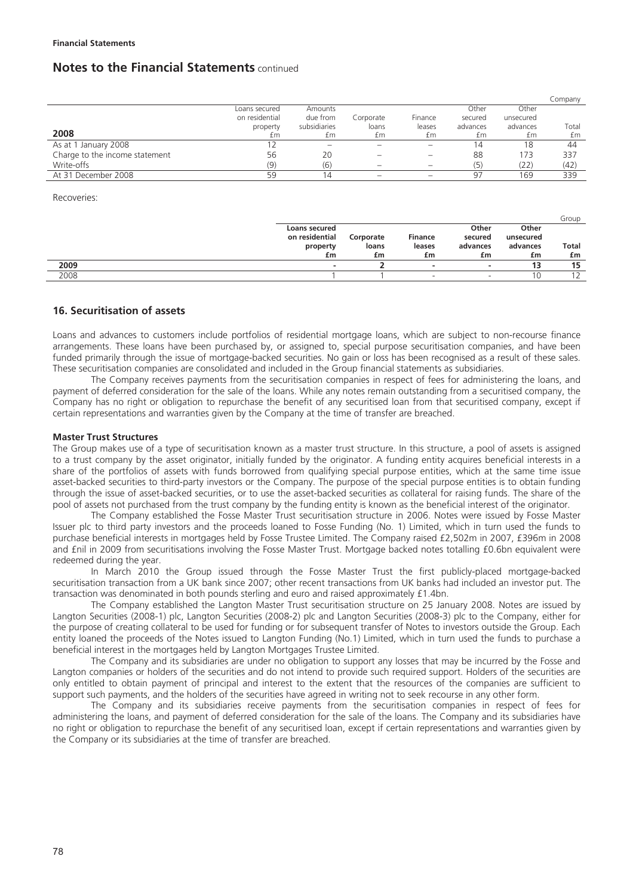**Financial Statements**

## Notes to the Financial Statements continued

| 2008 | Loans secured on residential property £m | Amounts due from subsidiaries £m | Corporate loans £m | Finance leases £m | Other secured advances £m | Other unsecured advances £m | Company Total £m |
|---|---|---|---|---|---|---|---|
| As at 1 January 2008 | 12 | – | – | – | 14 | 18 | 44 |
| Charge to the income statement | 56 | 20 | – | – | 88 | 173 | 337 |
| Write-offs | (9) | (6) | – | – | (5) | (22) | (42) |
| At 31 December 2008 | 59 | 14 | – | – | 97 | 169 | 339 |

Recoveries:

| | Loans secured on residential property £m | Corporate loans £m | Finance leases £m | Other secured advances £m | Other unsecured advances £m | Group Total £m |
|---|---|---|---|---|---|---|
| **2009** | **-** | **2** | **-** | **-** | **13** | **15** |
| 2008 | 1 | 1 | - | - | 10 | 12 |

### 16. Securitisation of assets

Loans and advances to customers include portfolios of residential mortgage loans, which are subject to non-recourse finance arrangements. These loans have been purchased by, or assigned to, special purpose securitisation companies, and have been funded primarily through the issue of mortgage-backed securities. No gain or loss has been recognised as a result of these sales. These securitisation companies are consolidated and included in the Group financial statements as subsidiaries.

The Company receives payments from the securitisation companies in respect of fees for administering the loans, and payment of deferred consideration for the sale of the loans. While any notes remain outstanding from a securitised company, the Company has no right or obligation to repurchase the benefit of any securitised loan from that securitised company, except if certain representations and warranties given by the Company at the time of transfer are breached.

**Master Trust Structures**

The Group makes use of a type of securitisation known as a master trust structure. In this structure, a pool of assets is assigned to a trust company by the asset originator, initially funded by the originator. A funding entity acquires beneficial interests in a share of the portfolios of assets with funds borrowed from qualifying special purpose entities, which at the same time issue asset-backed securities to third-party investors or the Company. The purpose of the special purpose entities is to obtain funding through the issue of asset-backed securities, or to use the asset-backed securities as collateral for raising funds. The share of the pool of assets not purchased from the trust company by the funding entity is known as the beneficial interest of the originator.

The Company established the Fosse Master Trust securitisation structure in 2006. Notes were issued by Fosse Master Issuer plc to third party investors and the proceeds loaned to Fosse Funding (No. 1) Limited, which in turn used the funds to purchase beneficial interests in mortgages held by Fosse Trustee Limited. The Company raised £2,502m in 2007, £396m in 2008 and £nil in 2009 from securitisations involving the Fosse Master Trust. Mortgage backed notes totalling £0.6bn equivalent were redeemed during the year.

In March 2010 the Group issued through the Fosse Master Trust the first publicly-placed mortgage-backed securitisation transaction from a UK bank since 2007; other recent transactions from UK banks had included an investor put. The transaction was denominated in both pounds sterling and euro and raised approximately £1.4bn.

The Company established the Langton Master Trust securitisation structure on 25 January 2008. Notes are issued by Langton Securities (2008-1) plc, Langton Securities (2008-2) plc and Langton Securities (2008-3) plc to the Company, either for the purpose of creating collateral to be used for funding or for subsequent transfer of Notes to investors outside the Group. Each entity loaned the proceeds of the Notes issued to Langton Funding (No.1) Limited, which in turn used the funds to purchase a beneficial interest in the mortgages held by Langton Mortgages Trustee Limited.

The Company and its subsidiaries are under no obligation to support any losses that may be incurred by the Fosse and Langton companies or holders of the securities and do not intend to provide such required support. Holders of the securities are only entitled to obtain payment of principal and interest to the extent that the resources of the companies are sufficient to support such payments, and the holders of the securities have agreed in writing not to seek recourse in any other form.

The Company and its subsidiaries receive payments from the securitisation companies in respect of fees for administering the loans, and payment of deferred consideration for the sale of the loans. The Company and its subsidiaries have no right or obligation to repurchase the benefit of any securitised loan, except if certain representations and warranties given by the Company or its subsidiaries at the time of transfer are breached.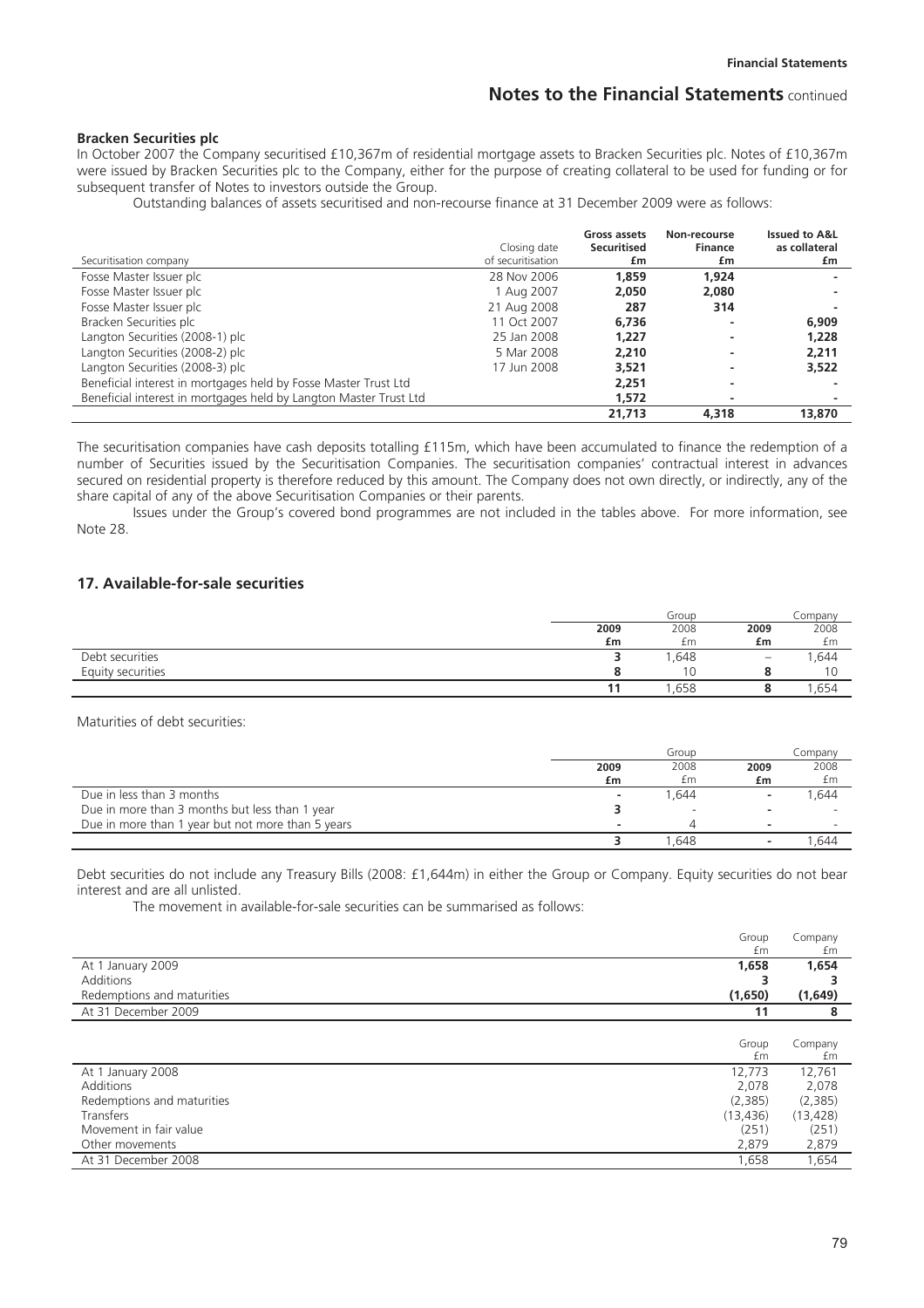#### Bracken Securities plc

In October 2007 the Company securitised £10,367m of residential mortgage assets to Bracken Securities plc. Notes of £10,367m were issued by Bracken Securities plc to the Company, either for the purpose of creating collateral to be used for funding or for subsequent transfer of Notes to investors outside the Group.

Outstanding balances of assets securitised and non-recourse finance at 31 December 2009 were as follows:

| Securitisation company | Closing date of securitisation | Gross assets Securitised £m | Non-recourse Finance £m | Issued to A&L as collateral £m |
|---|---|---|---|---|
| Fosse Master Issuer plc | 28 Nov 2006 | **1,859** | **1,924** | **-** |
| Fosse Master Issuer plc | 1 Aug 2007 | **2,050** | **2,080** | **-** |
| Fosse Master Issuer plc | 21 Aug 2008 | **287** | **314** | **-** |
| Bracken Securities plc | 11 Oct 2007 | **6,736** | **-** | **6,909** |
| Langton Securities (2008-1) plc | 25 Jan 2008 | **1,227** | **-** | **1,228** |
| Langton Securities (2008-2) plc | 5 Mar 2008 | **2,210** | **-** | **2,211** |
| Langton Securities (2008-3) plc | 17 Jun 2008 | **3,521** | **-** | **3,522** |
| Beneficial interest in mortgages held by Fosse Master Trust Ltd | | **2,251** | **-** | **-** |
| Beneficial interest in mortgages held by Langton Master Trust Ltd | | **1,572** | **-** | **-** |
| | | **21,713** | **4,318** | **13,870** |

The securitisation companies have cash deposits totalling £115m, which have been accumulated to finance the redemption of a number of Securities issued by the Securitisation Companies. The securitisation companies' contractual interest in advances secured on residential property is therefore reduced by this amount. The Company does not own directly, or indirectly, any of the share capital of any of the above Securitisation Companies or their parents.

Issues under the Group's covered bond programmes are not included in the tables above. For more information, see Note 28.

## 17. Available-for-sale securities

| | Group | | Company | |
|---|---|---|---|---|
| | **2009 £m** | 2008 £m | **2009 £m** | 2008 £m |
| Debt securities | **3** | 1,648 | **–** | 1,644 |
| Equity securities | **8** | 10 | **8** | 10 |
| | **11** | 1,658 | **8** | 1,654 |

Maturities of debt securities:

| | Group | | Company | |
|---|---|---|---|---|
| | **2009 £m** | 2008 £m | **2009 £m** | 2008 £m |
| Due in less than 3 months | **-** | 1,644 | **-** | 1,644 |
| Due in more than 3 months but less than 1 year | **3** | - | **-** | - |
| Due in more than 1 year but not more than 5 years | **-** | 4 | **-** | - |
| | **3** | 1,648 | **-** | 1,644 |

Debt securities do not include any Treasury Bills (2008: £1,644m) in either the Group or Company. Equity securities do not bear interest and are all unlisted.

The movement in available-for-sale securities can be summarised as follows:

| | Group £m | Company £m |
|---|---|---|
| At 1 January 2009 | **1,658** | **1,654** |
| Additions | **3** | **3** |
| Redemptions and maturities | **(1,650)** | **(1,649)** |
| At 31 December 2009 | **11** | **8** |

| | Group £m | Company £m |
|---|---|---|
| At 1 January 2008 | 12,773 | 12,761 |
| Additions | 2,078 | 2,078 |
| Redemptions and maturities | (2,385) | (2,385) |
| Transfers | (13,436) | (13,428) |
| Movement in fair value | (251) | (251) |
| Other movements | 2,879 | 2,879 |
| At 31 December 2008 | 1,658 | 1,654 |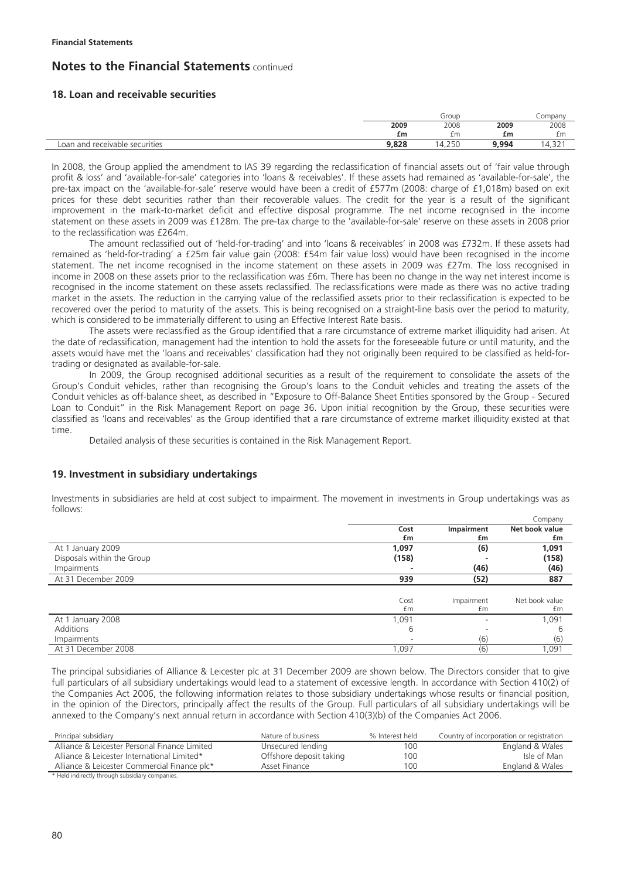## 18. Loan and receivable securities

| | Group | | Company | |
|---|---|---|---|---|
| | **2009** | 2008 | **2009** | 2008 |
| | **£m** | £m | **£m** | £m |
| Loan and receivable securities | **9,828** | 14,250 | **9,994** | 14,321 |

In 2008, the Group applied the amendment to IAS 39 regarding the reclassification of financial assets out of 'fair value through profit & loss' and 'available-for-sale' categories into 'loans & receivables'. If these assets had remained as 'available-for-sale', the pre-tax impact on the 'available-for-sale' reserve would have been a credit of £577m (2008: charge of £1,018m) based on exit prices for these debt securities rather than their recoverable values. The credit for the year is a result of the significant improvement in the mark-to-market deficit and effective disposal programme. The net income recognised in the income statement on these assets in 2009 was £128m. The pre-tax charge to the 'available-for-sale' reserve on these assets in 2008 prior to the reclassification was £264m.

The amount reclassified out of 'held-for-trading' and into 'loans & receivables' in 2008 was £732m. If these assets had remained as 'held-for-trading' a £25m fair value gain (2008: £54m fair value loss) would have been recognised in the income statement. The net income recognised in the income statement on these assets in 2009 was £27m. The loss recognised in income in 2008 on these assets prior to the reclassification was £6m. There has been no change in the way net interest income is recognised in the income statement on these assets reclassified. The reclassifications were made as there was no active trading market in the assets. The reduction in the carrying value of the reclassified assets prior to their reclassification is expected to be recovered over the period to maturity of the assets. This is being recognised on a straight-line basis over the period to maturity, which is considered to be immaterially different to using an Effective Interest Rate basis.

The assets were reclassified as the Group identified that a rare circumstance of extreme market illiquidity had arisen. At the date of reclassification, management had the intention to hold the assets for the foreseeable future or until maturity, and the assets would have met the 'loans and receivables' classification had they not originally been required to be classified as held-for-trading or designated as available-for-sale.

In 2009, the Group recognised additional securities as a result of the requirement to consolidate the assets of the Group's Conduit vehicles, rather than recognising the Group's loans to the Conduit vehicles and treating the assets of the Conduit vehicles as off-balance sheet, as described in "Exposure to Off-Balance Sheet Entities sponsored by the Group - Secured Loan to Conduit" in the Risk Management Report on page 36. Upon initial recognition by the Group, these securities were classified as 'loans and receivables' as the Group identified that a rare circumstance of extreme market illiquidity existed at that time.

Detailed analysis of these securities is contained in the Risk Management Report.

## 19. Investment in subsidiary undertakings

Investments in subsidiaries are held at cost subject to impairment. The movement in investments in Group undertakings was as follows:

| | | | Company |
|---|---|---|---|
| | **Cost** | **Impairment** | **Net book value** |
| | **£m** | **£m** | **£m** |
| At 1 January 2009 | **1,097** | **(6)** | **1,091** |
| Disposals within the Group | **(158)** | **-** | **(158)** |
| Impairments | **-** | **(46)** | **(46)** |
| At 31 December 2009 | **939** | **(52)** | **887** |

| | Cost | Impairment | Net book value |
|---|---|---|---|
| | £m | £m | £m |
| At 1 January 2008 | 1,091 | - | 1,091 |
| Additions | 6 | - | 6 |
| Impairments | - | (6) | (6) |
| At 31 December 2008 | 1,097 | (6) | 1,091 |

The principal subsidiaries of Alliance & Leicester plc at 31 December 2009 are shown below. The Directors consider that to give full particulars of all subsidiary undertakings would lead to a statement of excessive length. In accordance with Section 410(2) of the Companies Act 2006, the following information relates to those subsidiary undertakings whose results or financial position, in the opinion of the Directors, principally affect the results of the Group. Full particulars of all subsidiary undertakings will be annexed to the Company's next annual return in accordance with Section 410(3)(b) of the Companies Act 2006.

| Principal subsidiary | Nature of business | % Interest held | Country of incorporation or registration |
|---|---|---|---|
| Alliance & Leicester Personal Finance Limited | Unsecured lending | 100 | England & Wales |
| Alliance & Leicester International Limited* | Offshore deposit taking | 100 | Isle of Man |
| Alliance & Leicester Commercial Finance plc* | Asset Finance | 100 | England & Wales |

\* Held indirectly through subsidiary companies.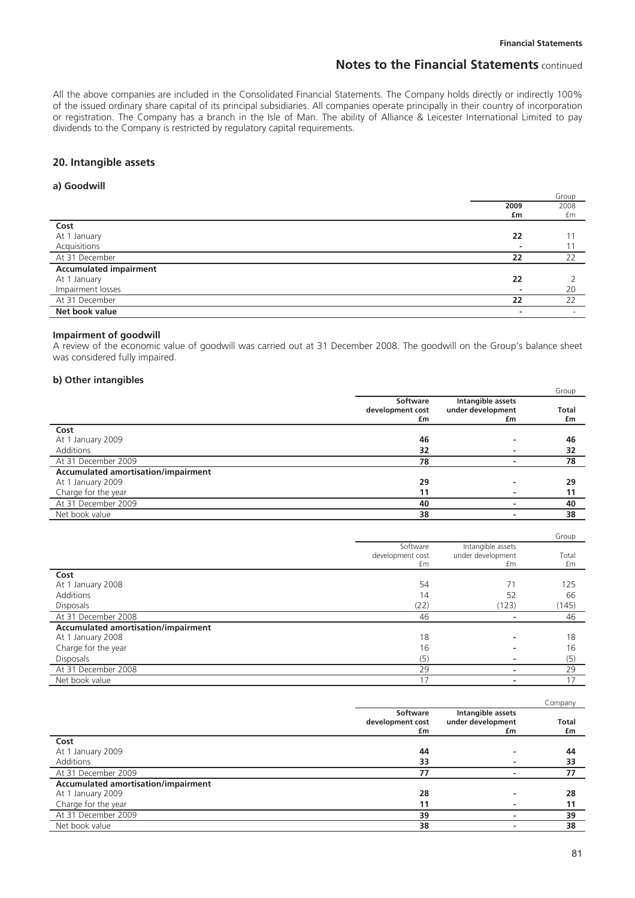All the above companies are included in the Consolidated Financial Statements. The Company holds directly or indirectly 100% of the issued ordinary share capital of its principal subsidiaries. All companies operate principally in their country of incorporation or registration. The Company has a branch in the Isle of Man. The ability of Alliance & Leicester International Limited to pay dividends to the Company is restricted by regulatory capital requirements.

## 20. Intangible assets

### a) Goodwill

| | Group | |
|---|---|---|
| | **2009** **£m** | 2008 £m |
| **Cost** | | |
| At 1 January | **22** | 11 |
| Acquisitions | **-** | 11 |
| At 31 December | **22** | 22 |
| **Accumulated impairment** | | |
| At 1 January | **22** | 2 |
| Impairment losses | **-** | 20 |
| At 31 December | **22** | 22 |
| **Net book value** | **-** | - |

**Impairment of goodwill**
A review of the economic value of goodwill was carried out at 31 December 2008. The goodwill on the Group's balance sheet was considered fully impaired.

### b) Other intangibles

| | | | Group |
|---|---|---|---|
| | **Software development cost £m** | **Intangible assets under development £m** | **Total £m** |
| **Cost** | | | |
| At 1 January 2009 | **46** | **-** | **46** |
| Additions | **32** | **-** | **32** |
| At 31 December 2009 | **78** | **-** | **78** |
| **Accumulated amortisation/impairment** | | | |
| At 1 January 2009 | **29** | **-** | **29** |
| Charge for the year | **11** | **-** | **11** |
| At 31 December 2009 | **40** | **-** | **40** |
| Net book value | **38** | **-** | **38** |

| | | | Group |
|---|---|---|---|
| | Software development cost £m | Intangible assets under development £m | Total £m |
| **Cost** | | | |
| At 1 January 2008 | 54 | 71 | 125 |
| Additions | 14 | 52 | 66 |
| Disposals | (22) | (123) | (145) |
| At 31 December 2008 | 46 | - | 46 |
| **Accumulated amortisation/impairment** | | | |
| At 1 January 2008 | 18 | - | 18 |
| Charge for the year | 16 | - | 16 |
| Disposals | (5) | - | (5) |
| At 31 December 2008 | 29 | - | 29 |
| Net book value | 17 | - | 17 |

| | | | Company |
|---|---|---|---|
| | **Software development cost £m** | **Intangible assets under development £m** | **Total £m** |
| **Cost** | | | |
| At 1 January 2009 | **44** | **-** | **44** |
| Additions | **33** | **-** | **33** |
| At 31 December 2009 | **77** | **-** | **77** |
| **Accumulated amortisation/impairment** | | | |
| At 1 January 2009 | **28** | **-** | **28** |
| Charge for the year | **11** | **-** | **11** |
| At 31 December 2009 | **39** | **-** | **39** |
| Net book value | **38** | **-** | **38** |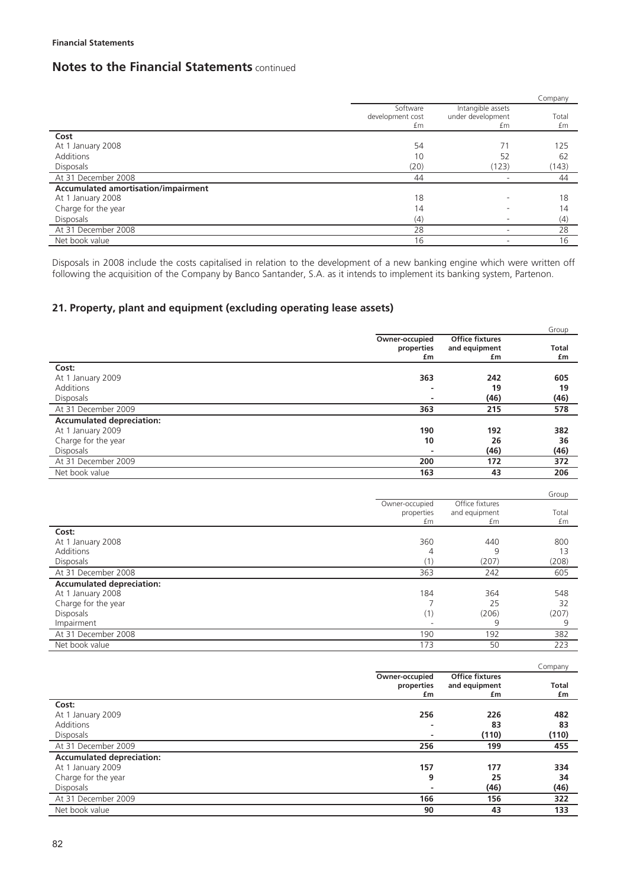**Financial Statements**

## Notes to the Financial Statements continued

| | | | Company |
|---|---|---|---|
| | Software development cost £m | Intangible assets under development £m | Total £m |
| **Cost** | | | |
| At 1 January 2008 | 54 | 71 | 125 |
| Additions | 10 | 52 | 62 |
| Disposals | (20) | (123) | (143) |
| At 31 December 2008 | 44 | - | 44 |
| **Accumulated amortisation/impairment** | | | |
| At 1 January 2008 | 18 | - | 18 |
| Charge for the year | 14 | - | 14 |
| Disposals | (4) | - | (4) |
| At 31 December 2008 | 28 | - | 28 |
| Net book value | 16 | - | 16 |

Disposals in 2008 include the costs capitalised in relation to the development of a new banking engine which were written off following the acquisition of the Company by Banco Santander, S.A. as it intends to implement its banking system, Partenon.

### 21. Property, plant and equipment (excluding operating lease assets)

| | | | Group |
|---|---|---|---|
| | **Owner-occupied properties £m** | **Office fixtures and equipment £m** | **Total £m** |
| **Cost:** | | | |
| At 1 January 2009 | **363** | **242** | **605** |
| Additions | **-** | **19** | **19** |
| Disposals | **-** | **(46)** | **(46)** |
| At 31 December 2009 | **363** | **215** | **578** |
| **Accumulated depreciation:** | | | |
| At 1 January 2009 | **190** | **192** | **382** |
| Charge for the year | **10** | **26** | **36** |
| Disposals | **-** | **(46)** | **(46)** |
| At 31 December 2009 | **200** | **172** | **372** |
| Net book value | **163** | **43** | **206** |

| | | | Group |
|---|---|---|---|
| | Owner-occupied properties £m | Office fixtures and equipment £m | Total £m |
| **Cost:** | | | |
| At 1 January 2008 | 360 | 440 | 800 |
| Additions | 4 | 9 | 13 |
| Disposals | (1) | (207) | (208) |
| At 31 December 2008 | 363 | 242 | 605 |
| **Accumulated depreciation:** | | | |
| At 1 January 2008 | 184 | 364 | 548 |
| Charge for the year | 7 | 25 | 32 |
| Disposals | (1) | (206) | (207) |
| Impairment | - | 9 | 9 |
| At 31 December 2008 | 190 | 192 | 382 |
| Net book value | 173 | 50 | 223 |

| | | | Company |
|---|---|---|---|
| | **Owner-occupied properties £m** | **Office fixtures and equipment £m** | **Total £m** |
| **Cost:** | | | |
| At 1 January 2009 | **256** | **226** | **482** |
| Additions | **-** | **83** | **83** |
| Disposals | **-** | **(110)** | **(110)** |
| At 31 December 2009 | **256** | **199** | **455** |
| **Accumulated depreciation:** | | | |
| At 1 January 2009 | **157** | **177** | **334** |
| Charge for the year | **9** | **25** | **34** |
| Disposals | **-** | **(46)** | **(46)** |
| At 31 December 2009 | **166** | **156** | **322** |
| Net book value | **90** | **43** | **133** |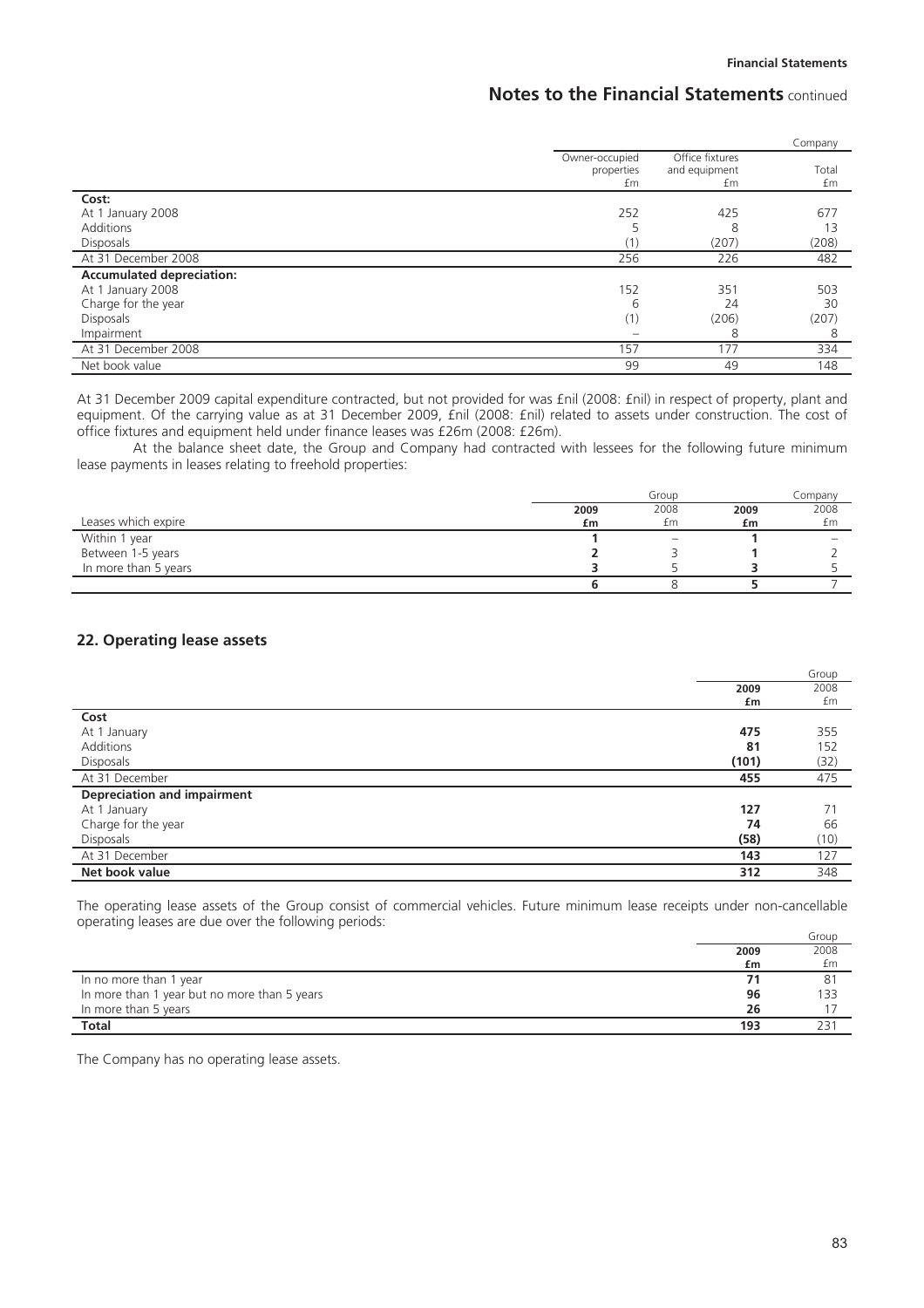| | Owner-occupied properties £m | Office fixtures and equipment £m | Company Total £m |
|---|---|---|---|
| **Cost:** | | | |
| At 1 January 2008 | 252 | 425 | 677 |
| Additions | 5 | 8 | 13 |
| Disposals | (1) | (207) | (208) |
| At 31 December 2008 | 256 | 226 | 482 |
| **Accumulated depreciation:** | | | |
| At 1 January 2008 | 152 | 351 | 503 |
| Charge for the year | 6 | 24 | 30 |
| Disposals | (1) | (206) | (207) |
| Impairment | – | 8 | 8 |
| At 31 December 2008 | 157 | 177 | 334 |
| Net book value | 99 | 49 | 148 |

At 31 December 2009 capital expenditure contracted, but not provided for was £nil (2008: £nil) in respect of property, plant and equipment. Of the carrying value as at 31 December 2009, £nil (2008: £nil) related to assets under construction. The cost of office fixtures and equipment held under finance leases was £26m (2008: £26m).

At the balance sheet date, the Group and Company had contracted with lessees for the following future minimum lease payments in leases relating to freehold properties:

| | Group | | Company | |
|---|---|---|---|---|
| Leases which expire | **2009 £m** | 2008 £m | **2009 £m** | 2008 £m |
| Within 1 year | **1** | – | **1** | – |
| Between 1-5 years | **2** | 3 | **1** | 2 |
| In more than 5 years | **3** | 5 | **3** | 5 |
| | **6** | 8 | **5** | 7 |

## 22. Operating lease assets

| | Group | |
|---|---|---|
| | **2009 £m** | 2008 £m |
| **Cost** | | |
| At 1 January | **475** | 355 |
| Additions | **81** | 152 |
| Disposals | **(101)** | (32) |
| At 31 December | **455** | 475 |
| **Depreciation and impairment** | | |
| At 1 January | **127** | 71 |
| Charge for the year | **74** | 66 |
| Disposals | **(58)** | (10) |
| At 31 December | **143** | 127 |
| **Net book value** | **312** | 348 |

The operating lease assets of the Group consist of commercial vehicles. Future minimum lease receipts under non-cancellable operating leases are due over the following periods:

| | Group | |
|---|---|---|
| | **2009 £m** | 2008 £m |
| In no more than 1 year | **71** | 81 |
| In more than 1 year but no more than 5 years | **96** | 133 |
| In more than 5 years | **26** | 17 |
| **Total** | **193** | 231 |

The Company has no operating lease assets.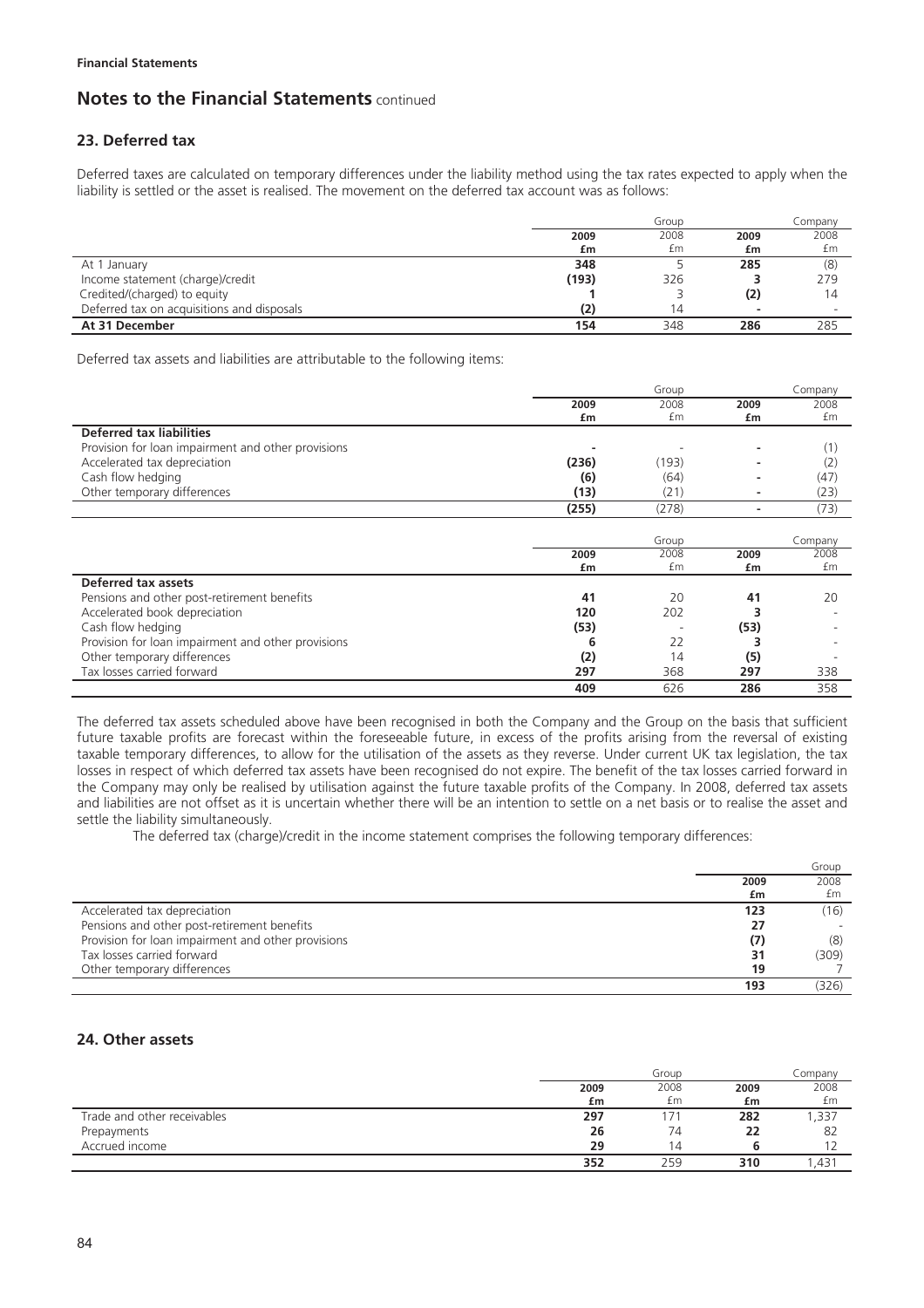Financial Statements

## Notes to the Financial Statements continued

### 23. Deferred tax

Deferred taxes are calculated on temporary differences under the liability method using the tax rates expected to apply when the liability is settled or the asset is realised. The movement on the deferred tax account was as follows:

| | Group | | Company | |
|---|---|---|---|---|
| | **2009** | 2008 | **2009** | 2008 |
| | **£m** | £m | **£m** | £m |
| At 1 January | **348** | 5 | **285** | (8) |
| Income statement (charge)/credit | **(193)** | 326 | **3** | 279 |
| Credited/(charged) to equity | **1** | 3 | **(2)** | 14 |
| Deferred tax on acquisitions and disposals | **(2)** | 14 | **-** | - |
| **At 31 December** | **154** | 348 | **286** | 285 |

Deferred tax assets and liabilities are attributable to the following items:

| | Group | | Company | |
|---|---|---|---|---|
| | **2009** | 2008 | **2009** | 2008 |
| | **£m** | £m | **£m** | £m |
| **Deferred tax liabilities** | | | | |
| Provision for loan impairment and other provisions | **-** | - | **-** | (1) |
| Accelerated tax depreciation | **(236)** | (193) | **-** | (2) |
| Cash flow hedging | **(6)** | (64) | **-** | (47) |
| Other temporary differences | **(13)** | (21) | **-** | (23) |
| | **(255)** | (278) | **-** | (73) |

| | Group | | Company | |
|---|---|---|---|---|
| | **2009** | 2008 | **2009** | 2008 |
| | **£m** | £m | **£m** | £m |
| **Deferred tax assets** | | | | |
| Pensions and other post-retirement benefits | **41** | 20 | **41** | 20 |
| Accelerated book depreciation | **120** | 202 | **3** | - |
| Cash flow hedging | **(53)** | - | **(53)** | - |
| Provision for loan impairment and other provisions | **6** | 22 | **3** | - |
| Other temporary differences | **(2)** | 14 | **(5)** | - |
| Tax losses carried forward | **297** | 368 | **297** | 338 |
| | **409** | 626 | **286** | 358 |

The deferred tax assets scheduled above have been recognised in both the Company and the Group on the basis that sufficient future taxable profits are forecast within the foreseeable future, in excess of the profits arising from the reversal of existing taxable temporary differences, to allow for the utilisation of the assets as they reverse. Under current UK tax legislation, the tax losses in respect of which deferred tax assets have been recognised do not expire. The benefit of the tax losses carried forward in the Company may only be realised by utilisation against the future taxable profits of the Company. In 2008, deferred tax assets and liabilities are not offset as it is uncertain whether there will be an intention to settle on a net basis or to realise the asset and settle the liability simultaneously.

The deferred tax (charge)/credit in the income statement comprises the following temporary differences:

| | Group | |
|---|---|---|
| | **2009** | 2008 |
| | **£m** | £m |
| Accelerated tax depreciation | **123** | (16) |
| Pensions and other post-retirement benefits | **27** | - |
| Provision for loan impairment and other provisions | **(7)** | (8) |
| Tax losses carried forward | **31** | (309) |
| Other temporary differences | **19** | 7 |
| | **193** | (326) |

### 24. Other assets

| | Group | | Company | |
|---|---|---|---|---|
| | **2009** | 2008 | **2009** | 2008 |
| | **£m** | £m | **£m** | £m |
| Trade and other receivables | **297** | 171 | **282** | 1,337 |
| Prepayments | **26** | 74 | **22** | 82 |
| Accrued income | **29** | 14 | **6** | 12 |
| | **352** | 259 | **310** | 1,431 |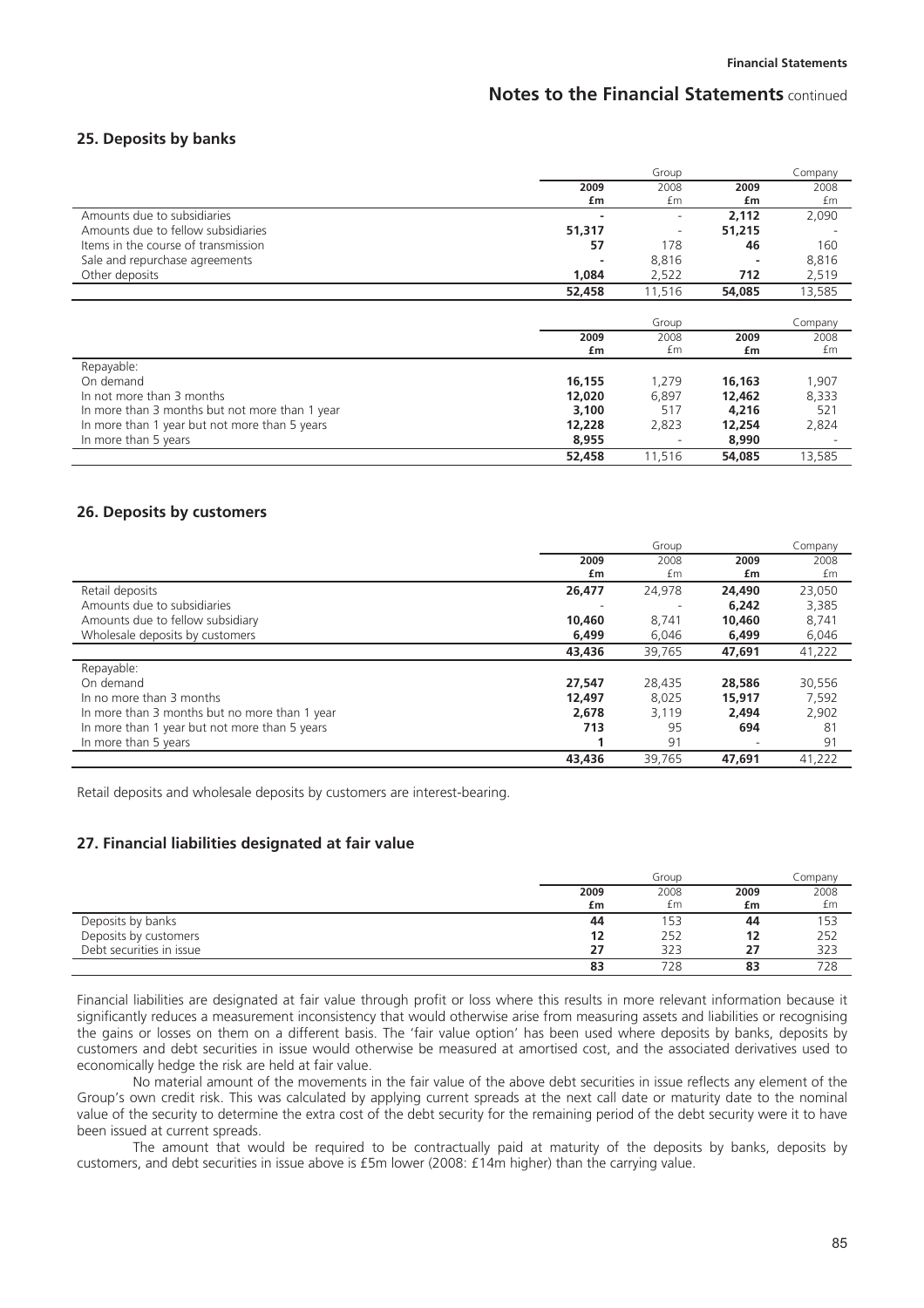## 25. Deposits by banks

| | Group | | Company | |
|---|---|---|---|---|
| | **2009** | 2008 | **2009** | 2008 |
| | **£m** | £m | **£m** | £m |
| Amounts due to subsidiaries | **-** | - | **2,112** | 2,090 |
| Amounts due to fellow subsidiaries | **51,317** | - | **51,215** | - |
| Items in the course of transmission | **57** | 178 | **46** | 160 |
| Sale and repurchase agreements | **-** | 8,816 | **-** | 8,816 |
| Other deposits | **1,084** | 2,522 | **712** | 2,519 |
| | **52,458** | 11,516 | **54,085** | 13,585 |

| | Group | | Company | |
|---|---|---|---|---|
| | **2009** | 2008 | **2009** | 2008 |
| | **£m** | £m | **£m** | £m |
| Repayable: | | | | |
| On demand | **16,155** | 1,279 | **16,163** | 1,907 |
| In not more than 3 months | **12,020** | 6,897 | **12,462** | 8,333 |
| In more than 3 months but not more than 1 year | **3,100** | 517 | **4,216** | 521 |
| In more than 1 year but not more than 5 years | **12,228** | 2,823 | **12,254** | 2,824 |
| In more than 5 years | **8,955** | - | **8,990** | - |
| | **52,458** | 11,516 | **54,085** | 13,585 |

## 26. Deposits by customers

| | Group | | Company | |
|---|---|---|---|---|
| | **2009** | 2008 | **2009** | 2008 |
| | **£m** | £m | **£m** | £m |
| Retail deposits | **26,477** | 24,978 | **24,490** | 23,050 |
| Amounts due to subsidiaries | - | - | **6,242** | 3,385 |
| Amounts due to fellow subsidiary | **10,460** | 8,741 | **10,460** | 8,741 |
| Wholesale deposits by customers | **6,499** | 6,046 | **6,499** | 6,046 |
| | **43,436** | 39,765 | **47,691** | 41,222 |
| Repayable: | | | | |
| On demand | **27,547** | 28,435 | **28,586** | 30,556 |
| In no more than 3 months | **12,497** | 8,025 | **15,917** | 7,592 |
| In more than 3 months but no more than 1 year | **2,678** | 3,119 | **2,494** | 2,902 |
| In more than 1 year but not more than 5 years | **713** | 95 | **694** | 81 |
| In more than 5 years | **1** | 91 | - | 91 |
| | **43,436** | 39,765 | **47,691** | 41,222 |

Retail deposits and wholesale deposits by customers are interest-bearing.

## 27. Financial liabilities designated at fair value

| | Group | | Company | |
|---|---|---|---|---|
| | **2009** | 2008 | **2009** | 2008 |
| | **£m** | £m | **£m** | £m |
| Deposits by banks | **44** | 153 | **44** | 153 |
| Deposits by customers | **12** | 252 | **12** | 252 |
| Debt securities in issue | **27** | 323 | **27** | 323 |
| | **83** | 728 | **83** | 728 |

Financial liabilities are designated at fair value through profit or loss where this results in more relevant information because it significantly reduces a measurement inconsistency that would otherwise arise from measuring assets and liabilities or recognising the gains or losses on them on a different basis. The 'fair value option' has been used where deposits by banks, deposits by customers and debt securities in issue would otherwise be measured at amortised cost, and the associated derivatives used to economically hedge the risk are held at fair value.

No material amount of the movements in the fair value of the above debt securities in issue reflects any element of the Group's own credit risk. This was calculated by applying current spreads at the next call date or maturity date to the nominal value of the security to determine the extra cost of the debt security for the remaining period of the debt security were it to have been issued at current spreads.

The amount that would be required to be contractually paid at maturity of the deposits by banks, deposits by customers, and debt securities in issue above is £5m lower (2008: £14m higher) than the carrying value.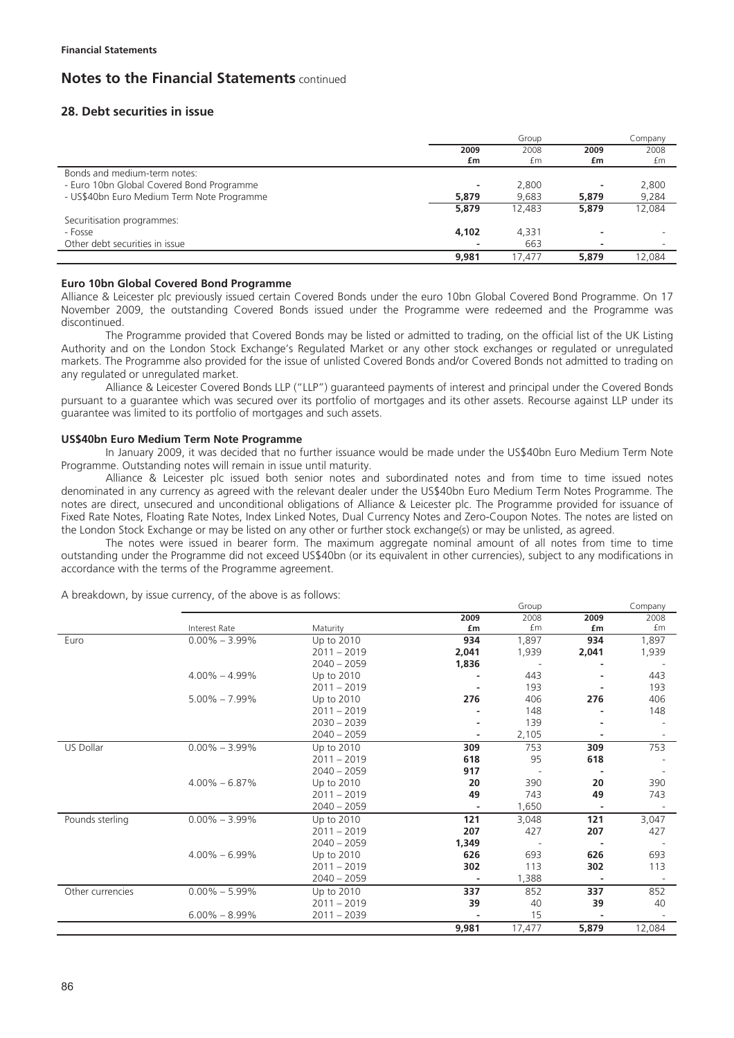**Financial Statements**

# Notes to the Financial Statements continued

## 28. Debt securities in issue

| | Group | | Company | |
|---|---|---|---|---|
| | **2009** | 2008 | **2009** | 2008 |
| | **£m** | £m | **£m** | £m |
| Bonds and medium-term notes: | | | | |
| - Euro 10bn Global Covered Bond Programme | **-** | 2,800 | **-** | 2,800 |
| - US$40bn Euro Medium Term Note Programme | **5,879** | 9,683 | **5,879** | 9,284 |
| | **5,879** | 12,483 | **5,879** | 12,084 |
| Securitisation programmes: | | | | |
| - Fosse | **4,102** | 4,331 | **-** | - |
| Other debt securities in issue | **-** | 663 | **-** | - |
| | **9,981** | 17,477 | **5,879** | 12,084 |

### Euro 10bn Global Covered Bond Programme

Alliance & Leicester plc previously issued certain Covered Bonds under the euro 10bn Global Covered Bond Programme. On 17 November 2009, the outstanding Covered Bonds issued under the Programme were redeemed and the Programme was discontinued.

The Programme provided that Covered Bonds may be listed or admitted to trading, on the official list of the UK Listing Authority and on the London Stock Exchange's Regulated Market or any other stock exchanges or regulated or unregulated markets. The Programme also provided for the issue of unlisted Covered Bonds and/or Covered Bonds not admitted to trading on any regulated or unregulated market.

Alliance & Leicester Covered Bonds LLP ("LLP") guaranteed payments of interest and principal under the Covered Bonds pursuant to a guarantee which was secured over its portfolio of mortgages and its other assets. Recourse against LLP under its guarantee was limited to its portfolio of mortgages and such assets.

### US$40bn Euro Medium Term Note Programme

In January 2009, it was decided that no further issuance would be made under the US$40bn Euro Medium Term Note Programme. Outstanding notes will remain in issue until maturity.

Alliance & Leicester plc issued both senior notes and subordinated notes and from time to time issued notes denominated in any currency as agreed with the relevant dealer under the US$40bn Euro Medium Term Notes Programme. The notes are direct, unsecured and unconditional obligations of Alliance & Leicester plc. The Programme provided for issuance of Fixed Rate Notes, Floating Rate Notes, Index Linked Notes, Dual Currency Notes and Zero-Coupon Notes. The notes are listed on the London Stock Exchange or may be listed on any other or further stock exchange(s) or may be unlisted, as agreed.

The notes were issued in bearer form. The maximum aggregate nominal amount of all notes from time to time outstanding under the Programme did not exceed US$40bn (or its equivalent in other currencies), subject to any modifications in accordance with the terms of the Programme agreement.

A breakdown, by issue currency, of the above is as follows:

| | | | Group | | Company | |
|---|---|---|---|---|---|---|
| | Interest Rate | Maturity | **2009 £m** | 2008 £m | **2009 £m** | 2008 £m |
| Euro | 0.00% – 3.99% | Up to 2010 | **934** | 1,897 | **934** | 1,897 |
| | | 2011 – 2019 | **2,041** | 1,939 | **2,041** | 1,939 |
| | | 2040 – 2059 | **1,836** | - | **-** | - |
| | 4.00% – 4.99% | Up to 2010 | **-** | 443 | **-** | 443 |
| | | 2011 – 2019 | **-** | 193 | **-** | 193 |
| | 5.00% – 7.99% | Up to 2010 | **276** | 406 | **276** | 406 |
| | | 2011 – 2019 | **-** | 148 | **-** | 148 |
| | | 2030 – 2039 | **-** | 139 | **-** | - |
| | | 2040 – 2059 | **-** | 2,105 | **-** | - |
| US Dollar | 0.00% – 3.99% | Up to 2010 | **309** | 753 | **309** | 753 |
| | | 2011 – 2019 | **618** | 95 | **618** | - |
| | | 2040 – 2059 | **917** | - | **-** | - |
| | 4.00% – 6.87% | Up to 2010 | **20** | 390 | **20** | 390 |
| | | 2011 – 2019 | **49** | 743 | **49** | 743 |
| | | 2040 – 2059 | **-** | 1,650 | **-** | - |
| Pounds sterling | 0.00% – 3.99% | Up to 2010 | **121** | 3,048 | **121** | 3,047 |
| | | 2011 – 2019 | **207** | 427 | **207** | 427 |
| | | 2040 – 2059 | **1,349** | - | **-** | - |
| | 4.00% – 6.99% | Up to 2010 | **626** | 693 | **626** | 693 |
| | | 2011 – 2019 | **302** | 113 | **302** | 113 |
| | | 2040 – 2059 | **-** | 1,388 | **-** | - |
| Other currencies | 0.00% – 5.99% | Up to 2010 | **337** | 852 | **337** | 852 |
| | | 2011 – 2019 | **39** | 40 | **39** | 40 |
| | 6.00% – 8.99% | 2011 – 2039 | **-** | 15 | **-** | - |
| | | | **9,981** | 17,477 | **5,879** | 12,084 |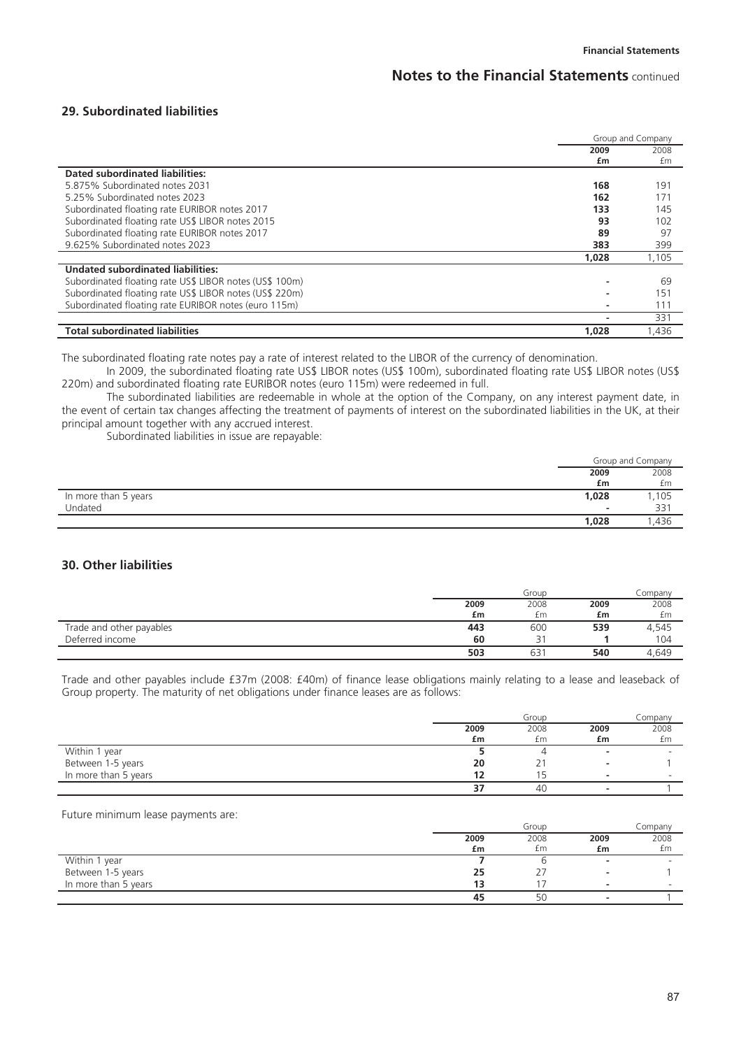## 29. Subordinated liabilities

| | Group and Company | |
|---|---|---|
| | **2009** | 2008 |
| | **£m** | £m |
| **Dated subordinated liabilities:** | | |
| 5.875% Subordinated notes 2031 | **168** | 191 |
| 5.25% Subordinated notes 2023 | **162** | 171 |
| Subordinated floating rate EURIBOR notes 2017 | **133** | 145 |
| Subordinated floating rate US$ LIBOR notes 2015 | **93** | 102 |
| Subordinated floating rate EURIBOR notes 2017 | **89** | 97 |
| 9.625% Subordinated notes 2023 | **383** | 399 |
| | **1,028** | 1,105 |
| **Undated subordinated liabilities:** | | |
| Subordinated floating rate US$ LIBOR notes (US$ 100m) | **-** | 69 |
| Subordinated floating rate US$ LIBOR notes (US$ 220m) | **-** | 151 |
| Subordinated floating rate EURIBOR notes (euro 115m) | **-** | 111 |
| | **-** | 331 |
| **Total subordinated liabilities** | **1,028** | 1,436 |

The subordinated floating rate notes pay a rate of interest related to the LIBOR of the currency of denomination.

In 2009, the subordinated floating rate US$ LIBOR notes (US$ 100m), subordinated floating rate US$ LIBOR notes (US$ 220m) and subordinated floating rate EURIBOR notes (euro 115m) were redeemed in full.

The subordinated liabilities are redeemable in whole at the option of the Company, on any interest payment date, in the event of certain tax changes affecting the treatment of payments of interest on the subordinated liabilities in the UK, at their principal amount together with any accrued interest.

Subordinated liabilities in issue are repayable:

| | Group and Company | |
|---|---|---|
| | **2009** | 2008 |
| | **£m** | £m |
| In more than 5 years | **1,028** | 1,105 |
| Undated | **-** | 331 |
| | **1,028** | 1,436 |

## 30. Other liabilities

| | Group | | Company | |
|---|---|---|---|---|
| | **2009** | 2008 | **2009** | 2008 |
| | **£m** | £m | **£m** | £m |
| Trade and other payables | **443** | 600 | **539** | 4,545 |
| Deferred income | **60** | 31 | **1** | 104 |
| | **503** | 631 | **540** | 4,649 |

Trade and other payables include £37m (2008: £40m) of finance lease obligations mainly relating to a lease and leaseback of Group property. The maturity of net obligations under finance leases are as follows:

| | Group | | Company | |
|---|---|---|---|---|
| | **2009** | 2008 | **2009** | 2008 |
| | **£m** | £m | **£m** | £m |
| Within 1 year | **5** | 4 | **-** | - |
| Between 1-5 years | **20** | 21 | **-** | 1 |
| In more than 5 years | **12** | 15 | **-** | - |
| | **37** | 40 | **-** | 1 |

Future minimum lease payments are:

| | Group | | Company | |
|---|---|---|---|---|
| | **2009** | 2008 | **2009** | 2008 |
| | **£m** | £m | **£m** | £m |
| Within 1 year | **7** | 6 | **-** | - |
| Between 1-5 years | **25** | 27 | **-** | 1 |
| In more than 5 years | **13** | 17 | **-** | - |
| | **45** | 50 | **-** | 1 |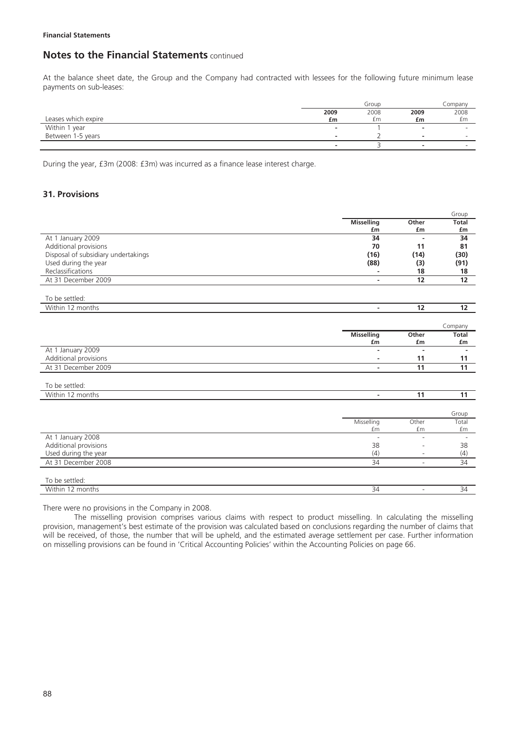**Financial Statements**

## Notes to the Financial Statements continued

At the balance sheet date, the Group and the Company had contracted with lessees for the following future minimum lease payments on sub-leases:

| | Group | | Company | |
|---|---|---|---|---|
| Leases which expire | **2009** **£m** | 2008 £m | **2009** **£m** | 2008 £m |
| Within 1 year | **-** | 1 | **-** | - |
| Between 1-5 years | **-** | 2 | **-** | - |
| | **-** | 3 | **-** | - |

During the year, £3m (2008: £3m) was incurred as a finance lease interest charge.

### 31. Provisions

| | | | Group |
|---|---|---|---|
| | **Misselling** **£m** | **Other** **£m** | **Total** **£m** |
| At 1 January 2009 | **34** | **-** | **34** |
| Additional provisions | **70** | **11** | **81** |
| Disposal of subsidiary undertakings | **(16)** | **(14)** | **(30)** |
| Used during the year | **(88)** | **(3)** | **(91)** |
| Reclassifications | **-** | **18** | **18** |
| At 31 December 2009 | **-** | **12** | **12** |
| | | | |
| To be settled: | | | |
| Within 12 months | **-** | **12** | **12** |

| | | | Company |
|---|---|---|---|
| | **Misselling** **£m** | **Other** **£m** | **Total** **£m** |
| At 1 January 2009 | **-** | **-** | **-** |
| Additional provisions | **-** | **11** | **11** |
| At 31 December 2009 | **-** | **11** | **11** |
| | | | |
| To be settled: | | | |
| Within 12 months | **-** | **11** | **11** |

| | | | Group |
|---|---|---|---|
| | Misselling £m | Other £m | Total £m |
| At 1 January 2008 | - | - | - |
| Additional provisions | 38 | - | 38 |
| Used during the year | (4) | - | (4) |
| At 31 December 2008 | 34 | - | 34 |
| | | | |
| To be settled: | | | |
| Within 12 months | 34 | - | 34 |

There were no provisions in the Company in 2008.

The misselling provision comprises various claims with respect to product misselling. In calculating the misselling provision, management's best estimate of the provision was calculated based on conclusions regarding the number of claims that will be received, of those, the number that will be upheld, and the estimated average settlement per case. Further information on misselling provisions can be found in 'Critical Accounting Policies' within the Accounting Policies on page 66.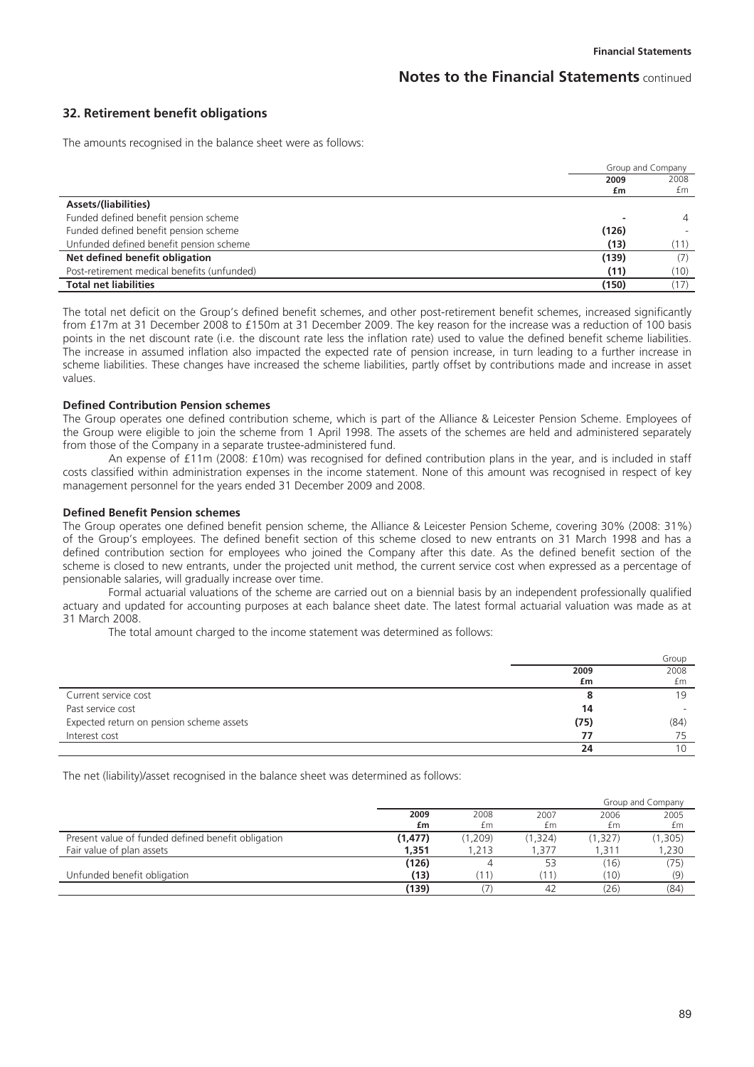## 32. Retirement benefit obligations

The amounts recognised in the balance sheet were as follows:

| | Group and Company | |
|---|---|---|
| | **2009** | 2008 |
| | **£m** | £m |
| **Assets/(liabilities)** | | |
| Funded defined benefit pension scheme | **-** | 4 |
| Funded defined benefit pension scheme | **(126)** | - |
| Unfunded defined benefit pension scheme | **(13)** | (11) |
| **Net defined benefit obligation** | **(139)** | (7) |
| Post-retirement medical benefits (unfunded) | **(11)** | (10) |
| **Total net liabilities** | **(150)** | (17) |

The total net deficit on the Group's defined benefit schemes, and other post-retirement benefit schemes, increased significantly from £17m at 31 December 2008 to £150m at 31 December 2009. The key reason for the increase was a reduction of 100 basis points in the net discount rate (i.e. the discount rate less the inflation rate) used to value the defined benefit scheme liabilities. The increase in assumed inflation also impacted the expected rate of pension increase, in turn leading to a further increase in scheme liabilities. These changes have increased the scheme liabilities, partly offset by contributions made and increase in asset values.

### Defined Contribution Pension schemes

The Group operates one defined contribution scheme, which is part of the Alliance & Leicester Pension Scheme. Employees of the Group were eligible to join the scheme from 1 April 1998. The assets of the schemes are held and administered separately from those of the Company in a separate trustee-administered fund.

An expense of £11m (2008: £10m) was recognised for defined contribution plans in the year, and is included in staff costs classified within administration expenses in the income statement. None of this amount was recognised in respect of key management personnel for the years ended 31 December 2009 and 2008.

### Defined Benefit Pension schemes

The Group operates one defined benefit pension scheme, the Alliance & Leicester Pension Scheme, covering 30% (2008: 31%) of the Group's employees. The defined benefit section of this scheme closed to new entrants on 31 March 1998 and has a defined contribution section for employees who joined the Company after this date. As the defined benefit section of the scheme is closed to new entrants, under the projected unit method, the current service cost when expressed as a percentage of pensionable salaries, will gradually increase over time.

Formal actuarial valuations of the scheme are carried out on a biennial basis by an independent professionally qualified actuary and updated for accounting purposes at each balance sheet date. The latest formal actuarial valuation was made as at 31 March 2008.

The total amount charged to the income statement was determined as follows:

| | Group | |
|---|---|---|
| | **2009** | 2008 |
| | **£m** | £m |
| Current service cost | **8** | 19 |
| Past service cost | **14** | - |
| Expected return on pension scheme assets | **(75)** | (84) |
| Interest cost | **77** | 75 |
| | **24** | 10 |

The net (liability)/asset recognised in the balance sheet was determined as follows:

| | Group and Company | | | | |
|---|---|---|---|---|---|
| | **2009** | 2008 | 2007 | 2006 | 2005 |
| | **£m** | £m | £m | £m | £m |
| Present value of funded defined benefit obligation | **(1,477)** | (1,209) | (1,324) | (1,327) | (1,305) |
| Fair value of plan assets | **1,351** | 1,213 | 1,377 | 1,311 | 1,230 |
| | **(126)** | 4 | 53 | (16) | (75) |
| Unfunded benefit obligation | **(13)** | (11) | (11) | (10) | (9) |
| | **(139)** | (7) | 42 | (26) | (84) |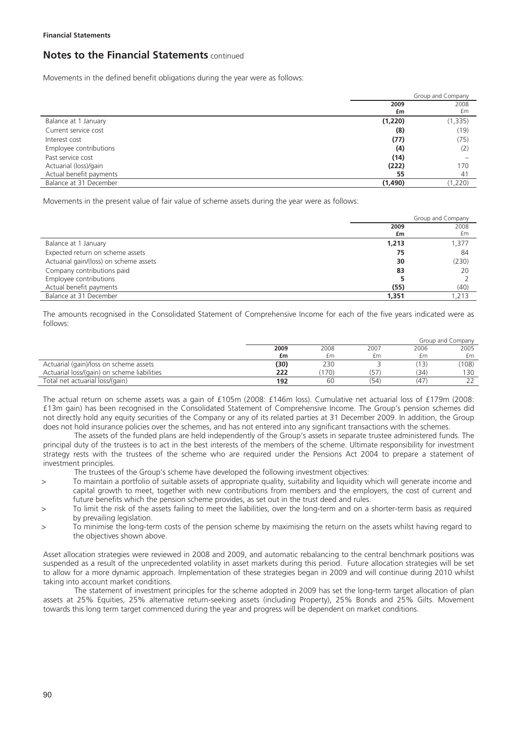**Financial Statements**

## Notes to the Financial Statements continued

Movements in the defined benefit obligations during the year were as follows:

| | Group and Company | |
|---|---|---|
| | **2009** **£m** | 2008 £m |
| Balance at 1 January | **(1,220)** | (1,335) |
| Current service cost | **(8)** | (19) |
| Interest cost | **(77)** | (75) |
| Employee contributions | **(4)** | (2) |
| Past service cost | **(14)** | – |
| Actuarial (loss)/gain | **(222)** | 170 |
| Actual benefit payments | **55** | 41 |
| Balance at 31 December | **(1,490)** | (1,220) |

Movements in the present value of fair value of scheme assets during the year were as follows:

| | Group and Company | |
|---|---|---|
| | **2009** **£m** | 2008 £m |
| Balance at 1 January | **1,213** | 1,377 |
| Expected return on scheme assets | **75** | 84 |
| Actuarial gain/(loss) on scheme assets | **30** | (230) |
| Company contributions paid | **83** | 20 |
| Employee contributions | **5** | 2 |
| Actual benefit payments | **(55)** | (40) |
| Balance at 31 December | **1,351** | 1,213 |

The amounts recognised in the Consolidated Statement of Comprehensive Income for each of the five years indicated were as follows:

| | Group and Company | | | | |
|---|---|---|---|---|---|
| | **2009** **£m** | 2008 £m | 2007 £m | 2006 £m | 2005 £m |
| Actuarial (gain)/loss on scheme assets | **(30)** | 230 | 3 | (13) | (108) |
| Actuarial loss/(gain) on scheme liabilities | **222** | (170) | (57) | (34) | 130 |
| Total net actuarial loss/(gain) | **192** | 60 | (54) | (47) | 22 |

The actual return on scheme assets was a gain of £105m (2008: £146m loss). Cumulative net actuarial loss of £179m (2008: £13m gain) has been recognised in the Consolidated Statement of Comprehensive Income. The Group's pension schemes did not directly hold any equity securities of the Company or any of its related parties at 31 December 2009. In addition, the Group does not hold insurance policies over the schemes, and has not entered into any significant transactions with the schemes.

The assets of the funded plans are held independently of the Group's assets in separate trustee administered funds. The principal duty of the trustees is to act in the best interests of the members of the scheme. Ultimate responsibility for investment strategy rests with the trustees of the scheme who are required under the Pensions Act 2004 to prepare a statement of investment principles.

The trustees of the Group's scheme have developed the following investment objectives:

- To maintain a portfolio of suitable assets of appropriate quality, suitability and liquidity which will generate income and capital growth to meet, together with new contributions from members and the employers, the cost of current and future benefits which the pension scheme provides, as set out in the trust deed and rules.
- To limit the risk of the assets failing to meet the liabilities, over the long-term and on a shorter-term basis as required by prevailing legislation.
- To minimise the long-term costs of the pension scheme by maximising the return on the assets whilst having regard to the objectives shown above.

Asset allocation strategies were reviewed in 2008 and 2009, and automatic rebalancing to the central benchmark positions was suspended as a result of the unprecedented volatility in asset markets during this period. Future allocation strategies will be set to allow for a more dynamic approach. Implementation of these strategies began in 2009 and will continue during 2010 whilst taking into account market conditions.

The statement of investment principles for the scheme adopted in 2009 has set the long-term target allocation of plan assets at 25% Equities, 25% alternative return-seeking assets (including Property), 25% Bonds and 25% Gilts. Movement towards this long term target commenced during the year and progress will be dependent on market conditions.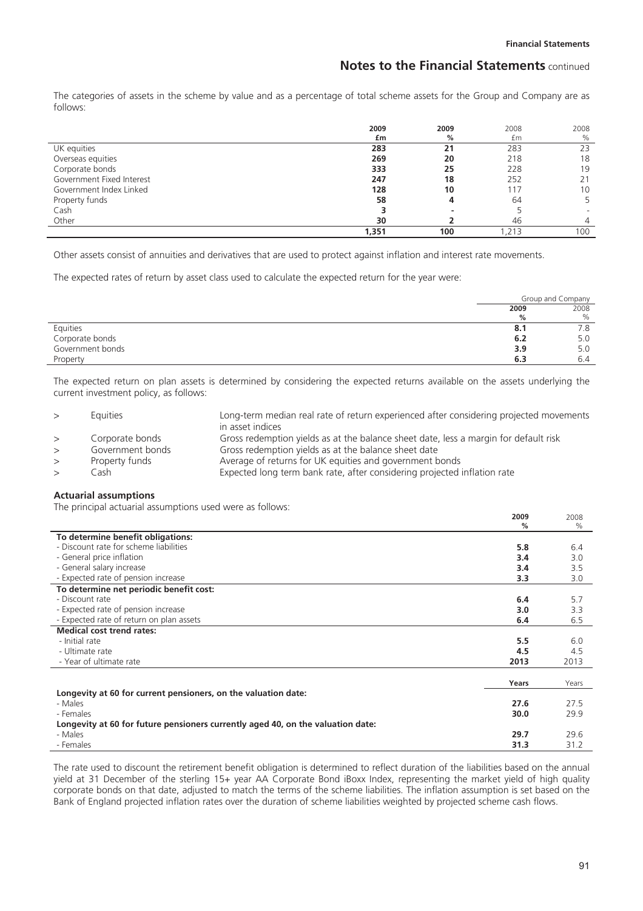The categories of assets in the scheme by value and as a percentage of total scheme assets for the Group and Company are as follows:

| | 2009 £m | 2009 % | 2008 £m | 2008 % |
|---|---|---|---|---|
| UK equities | **283** | **21** | 283 | 23 |
| Overseas equities | **269** | **20** | 218 | 18 |
| Corporate bonds | **333** | **25** | 228 | 19 |
| Government Fixed Interest | **247** | **18** | 252 | 21 |
| Government Index Linked | **128** | **10** | 117 | 10 |
| Property funds | **58** | **4** | 64 | 5 |
| Cash | **3** | **-** | 5 | - |
| Other | **30** | **2** | 46 | 4 |
| | **1,351** | **100** | 1,213 | 100 |

Other assets consist of annuities and derivatives that are used to protect against inflation and interest rate movements.

The expected rates of return by asset class used to calculate the expected return for the year were:

| | Group and Company | |
|---|---|---|
| | 2009 % | 2008 % |
| Equities | **8.1** | 7.8 |
| Corporate bonds | **6.2** | 5.0 |
| Government bonds | **3.9** | 5.0 |
| Property | **6.3** | 6.4 |

The expected return on plan assets is determined by considering the expected returns available on the assets underlying the current investment policy, as follows:

- Equities — Long-term median real rate of return experienced after considering projected movements in asset indices
- Corporate bonds — Gross redemption yields as at the balance sheet date, less a margin for default risk
- Government bonds — Gross redemption yields as at the balance sheet date
- Property funds — Average of returns for UK equities and government bonds
- Cash — Expected long term bank rate, after considering projected inflation rate

**Actuarial assumptions**

The principal actuarial assumptions used were as follows:

| | 2009 % | 2008 % |
|---|---|---|
| **To determine benefit obligations:** | | |
| - Discount rate for scheme liabilities | **5.8** | 6.4 |
| - General price inflation | **3.4** | 3.0 |
| - General salary increase | **3.4** | 3.5 |
| - Expected rate of pension increase | **3.3** | 3.0 |
| **To determine net periodic benefit cost:** | | |
| - Discount rate | **6.4** | 5.7 |
| - Expected rate of pension increase | **3.0** | 3.3 |
| - Expected rate of return on plan assets | **6.4** | 6.5 |
| **Medical cost trend rates:** | | |
| - Initial rate | **5.5** | 6.0 |
| - Ultimate rate | **4.5** | 4.5 |
| - Year of ultimate rate | **2013** | 2013 |

| | Years | Years |
|---|---|---|
| **Longevity at 60 for current pensioners, on the valuation date:** | | |
| - Males | **27.6** | 27.5 |
| - Females | **30.0** | 29.9 |
| **Longevity at 60 for future pensioners currently aged 40, on the valuation date:** | | |
| - Males | **29.7** | 29.6 |
| - Females | **31.3** | 31.2 |

The rate used to discount the retirement benefit obligation is determined to reflect duration of the liabilities based on the annual yield at 31 December of the sterling 15+ year AA Corporate Bond iBoxx Index, representing the market yield of high quality corporate bonds on that date, adjusted to match the terms of the scheme liabilities. The inflation assumption is set based on the Bank of England projected inflation rates over the duration of scheme liabilities weighted by projected scheme cash flows.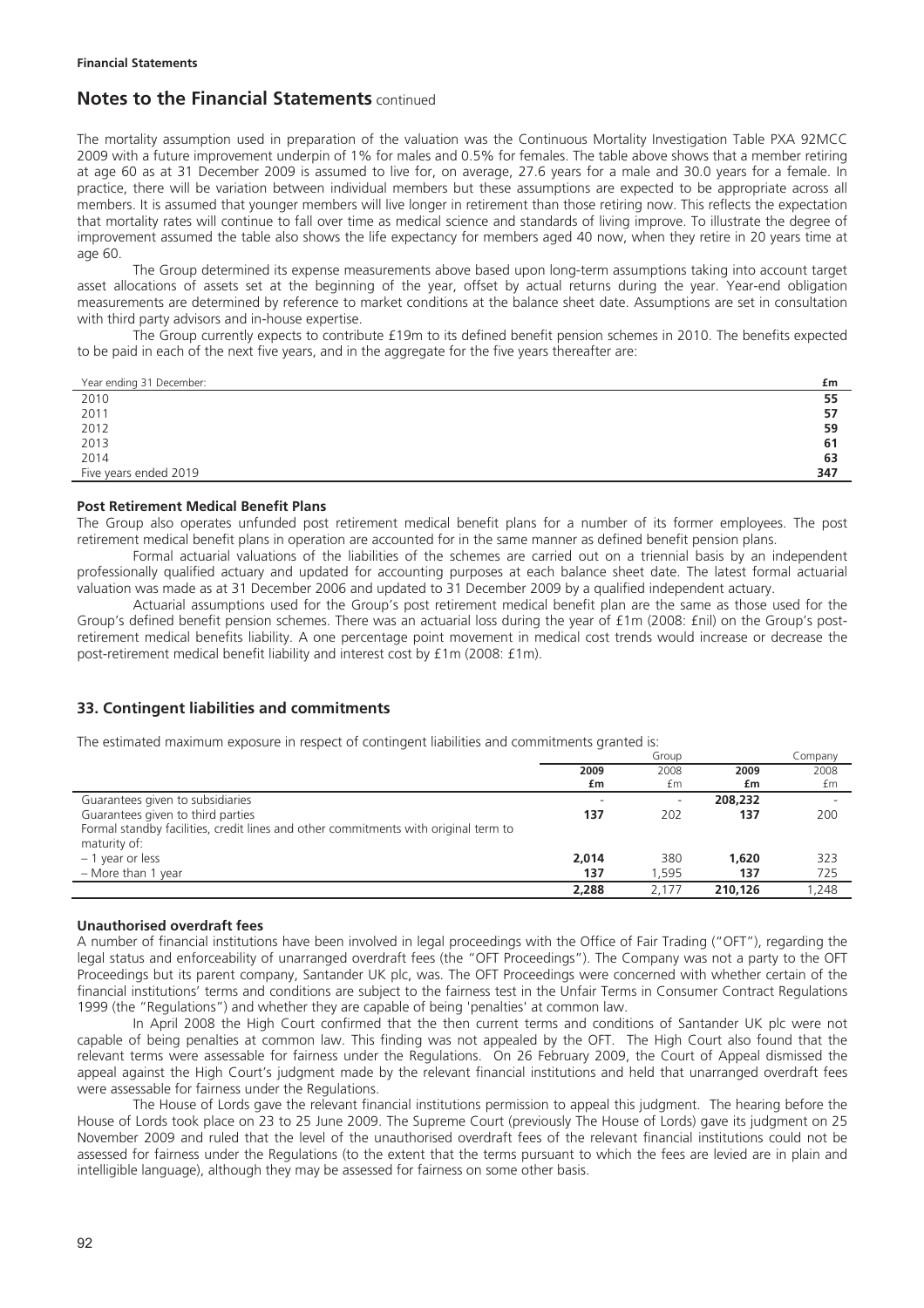The mortality assumption used in preparation of the valuation was the Continuous Mortality Investigation Table PXA 92MCC 2009 with a future improvement underpin of 1% for males and 0.5% for females. The table above shows that a member retiring at age 60 as at 31 December 2009 is assumed to live for, on average, 27.6 years for a male and 30.0 years for a female. In practice, there will be variation between individual members but these assumptions are expected to be appropriate across all members. It is assumed that younger members will live longer in retirement than those retiring now. This reflects the expectation that mortality rates will continue to fall over time as medical science and standards of living improve. To illustrate the degree of improvement assumed the table also shows the life expectancy for members aged 40 now, when they retire in 20 years time at age 60.

The Group determined its expense measurements above based upon long-term assumptions taking into account target asset allocations of assets set at the beginning of the year, offset by actual returns during the year. Year-end obligation measurements are determined by reference to market conditions at the balance sheet date. Assumptions are set in consultation with third party advisors and in-house expertise.

The Group currently expects to contribute £19m to its defined benefit pension schemes in 2010. The benefits expected to be paid in each of the next five years, and in the aggregate for the five years thereafter are:

| Year ending 31 December: | £m |
|---|---|
| 2010 | 55 |
| 2011 | 57 |
| 2012 | 59 |
| 2013 | 61 |
| 2014 | 63 |
| Five years ended 2019 | 347 |

**Post Retirement Medical Benefit Plans**

The Group also operates unfunded post retirement medical benefit plans for a number of its former employees. The post retirement medical benefit plans in operation are accounted for in the same manner as defined benefit pension plans.

Formal actuarial valuations of the liabilities of the schemes are carried out on a triennial basis by an independent professionally qualified actuary and updated for accounting purposes at each balance sheet date. The latest formal actuarial valuation was made as at 31 December 2006 and updated to 31 December 2009 by a qualified independent actuary.

Actuarial assumptions used for the Group's post retirement medical benefit plan are the same as those used for the Group's defined benefit pension schemes. There was an actuarial loss during the year of £1m (2008: £nil) on the Group's post-retirement medical benefits liability. A one percentage point movement in medical cost trends would increase or decrease the post-retirement medical benefit liability and interest cost by £1m (2008: £1m).

## 33. Contingent liabilities and commitments

The estimated maximum exposure in respect of contingent liabilities and commitments granted is:

| | Group | | Company | |
|---|---|---|---|---|
| | **2009** | 2008 | **2009** | 2008 |
| | **£m** | £m | **£m** | £m |
| Guarantees given to subsidiaries | - | - | **208,232** | - |
| Guarantees given to third parties | **137** | 202 | **137** | 200 |
| Formal standby facilities, credit lines and other commitments with original term to maturity of: | | | | |
| – 1 year or less | **2,014** | 380 | **1,620** | 323 |
| – More than 1 year | **137** | 1,595 | **137** | 725 |
| | **2,288** | 2,177 | **210,126** | 1,248 |

**Unauthorised overdraft fees**

A number of financial institutions have been involved in legal proceedings with the Office of Fair Trading ("OFT"), regarding the legal status and enforceability of unarranged overdraft fees (the "OFT Proceedings"). The Company was not a party to the OFT Proceedings but its parent company, Santander UK plc, was. The OFT Proceedings were concerned with whether certain of the financial institutions' terms and conditions are subject to the fairness test in the Unfair Terms in Consumer Contract Regulations 1999 (the "Regulations") and whether they are capable of being 'penalties' at common law.

In April 2008 the High Court confirmed that the then current terms and conditions of Santander UK plc were not capable of being penalties at common law. This finding was not appealed by the OFT. The High Court also found that the relevant terms were assessable for fairness under the Regulations. On 26 February 2009, the Court of Appeal dismissed the appeal against the High Court's judgment made by the relevant financial institutions and held that unarranged overdraft fees were assessable for fairness under the Regulations.

The House of Lords gave the relevant financial institutions permission to appeal this judgment. The hearing before the House of Lords took place on 23 to 25 June 2009. The Supreme Court (previously The House of Lords) gave its judgment on 25 November 2009 and ruled that the level of the unauthorised overdraft fees of the relevant financial institutions could not be assessed for fairness under the Regulations (to the extent that the terms pursuant to which the fees are levied are in plain and intelligible language), although they may be assessed for fairness on some other basis.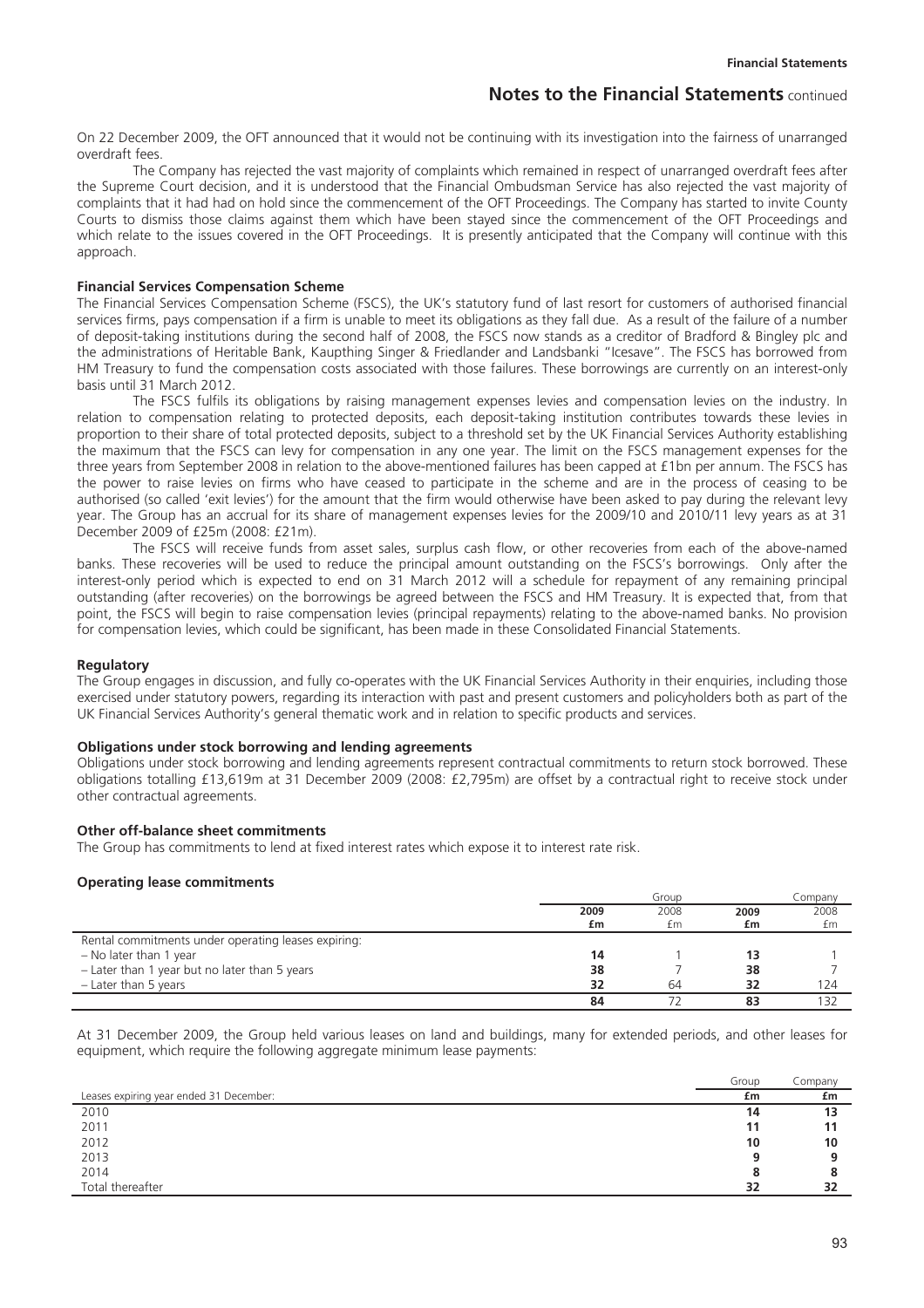On 22 December 2009, the OFT announced that it would not be continuing with its investigation into the fairness of unarranged overdraft fees.

The Company has rejected the vast majority of complaints which remained in respect of unarranged overdraft fees after the Supreme Court decision, and it is understood that the Financial Ombudsman Service has also rejected the vast majority of complaints that it had had on hold since the commencement of the OFT Proceedings. The Company has started to invite County Courts to dismiss those claims against them which have been stayed since the commencement of the OFT Proceedings and which relate to the issues covered in the OFT Proceedings. It is presently anticipated that the Company will continue with this approach.

**Financial Services Compensation Scheme**

The Financial Services Compensation Scheme (FSCS), the UK's statutory fund of last resort for customers of authorised financial services firms, pays compensation if a firm is unable to meet its obligations as they fall due. As a result of the failure of a number of deposit-taking institutions during the second half of 2008, the FSCS now stands as a creditor of Bradford & Bingley plc and the administrations of Heritable Bank, Kaupthing Singer & Friedlander and Landsbanki "Icesave". The FSCS has borrowed from HM Treasury to fund the compensation costs associated with those failures. These borrowings are currently on an interest-only basis until 31 March 2012.

The FSCS fulfils its obligations by raising management expenses levies and compensation levies on the industry. In relation to compensation relating to protected deposits, each deposit-taking institution contributes towards these levies in proportion to their share of total protected deposits, subject to a threshold set by the UK Financial Services Authority establishing the maximum that the FSCS can levy for compensation in any one year. The limit on the FSCS management expenses for the three years from September 2008 in relation to the above-mentioned failures has been capped at £1bn per annum. The FSCS has the power to raise levies on firms who have ceased to participate in the scheme and are in the process of ceasing to be authorised (so called 'exit levies') for the amount that the firm would otherwise have been asked to pay during the relevant levy year. The Group has an accrual for its share of management expenses levies for the 2009/10 and 2010/11 levy years as at 31 December 2009 of £25m (2008: £21m).

The FSCS will receive funds from asset sales, surplus cash flow, or other recoveries from each of the above-named banks. These recoveries will be used to reduce the principal amount outstanding on the FSCS's borrowings. Only after the interest-only period which is expected to end on 31 March 2012 will a schedule for repayment of any remaining principal outstanding (after recoveries) on the borrowings be agreed between the FSCS and HM Treasury. It is expected that, from that point, the FSCS will begin to raise compensation levies (principal repayments) relating to the above-named banks. No provision for compensation levies, which could be significant, has been made in these Consolidated Financial Statements.

**Regulatory**

The Group engages in discussion, and fully co-operates with the UK Financial Services Authority in their enquiries, including those exercised under statutory powers, regarding its interaction with past and present customers and policyholders both as part of the UK Financial Services Authority's general thematic work and in relation to specific products and services.

**Obligations under stock borrowing and lending agreements**

Obligations under stock borrowing and lending agreements represent contractual commitments to return stock borrowed. These obligations totalling £13,619m at 31 December 2009 (2008: £2,795m) are offset by a contractual right to receive stock under other contractual agreements.

**Other off-balance sheet commitments**

The Group has commitments to lend at fixed interest rates which expose it to interest rate risk.

**Operating lease commitments**

| | Group | | Company | |
|---|---|---|---|---|
| | **2009** | 2008 | **2009** | 2008 |
| | **£m** | £m | **£m** | £m |
| Rental commitments under operating leases expiring: | | | | |
| – No later than 1 year | **14** | 1 | **13** | 1 |
| – Later than 1 year but no later than 5 years | **38** | 7 | **38** | 7 |
| – Later than 5 years | **32** | 64 | **32** | 124 |
| | **84** | 72 | **83** | 132 |

At 31 December 2009, the Group held various leases on land and buildings, many for extended periods, and other leases for equipment, which require the following aggregate minimum lease payments:

| | Group | Company |
|---|---|---|
| Leases expiring year ended 31 December: | **£m** | **£m** |
| 2010 | **14** | **13** |
| 2011 | **11** | **11** |
| 2012 | **10** | **10** |
| 2013 | **9** | **9** |
| 2014 | **8** | **8** |
| Total thereafter | **32** | **32** |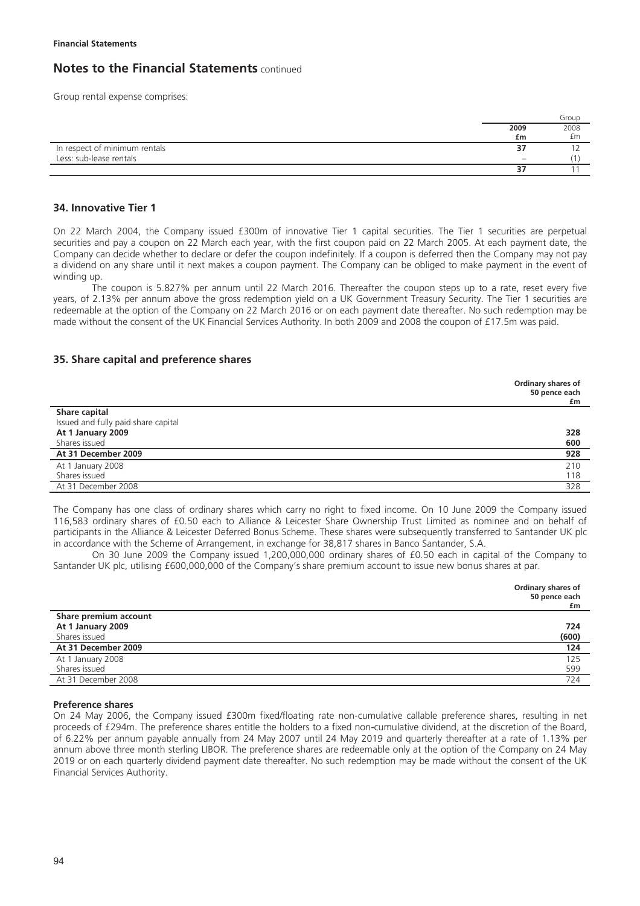**Financial Statements**

## Notes to the Financial Statements continued

Group rental expense comprises:

| | Group | |
|---|---|---|
| | **2009 £m** | 2008 £m |
| In respect of minimum rentals | **37** | 12 |
| Less: sub-lease rentals | **–** | (1) |
| | **37** | 11 |

### 34. Innovative Tier 1

On 22 March 2004, the Company issued £300m of innovative Tier 1 capital securities. The Tier 1 securities are perpetual securities and pay a coupon on 22 March each year, with the first coupon paid on 22 March 2005. At each payment date, the Company can decide whether to declare or defer the coupon indefinitely. If a coupon is deferred then the Company may not pay a dividend on any share until it next makes a coupon payment. The Company can be obliged to make payment in the event of winding up.

The coupon is 5.827% per annum until 22 March 2016. Thereafter the coupon steps up to a rate, reset every five years, of 2.13% per annum above the gross redemption yield on a UK Government Treasury Security. The Tier 1 securities are redeemable at the option of the Company on 22 March 2016 or on each payment date thereafter. No such redemption may be made without the consent of the UK Financial Services Authority. In both 2009 and 2008 the coupon of £17.5m was paid.

### 35. Share capital and preference shares

| | **Ordinary shares of 50 pence each £m** |
|---|---|
| **Share capital** | |
| Issued and fully paid share capital | |
| **At 1 January 2009** | **328** |
| Shares issued | **600** |
| **At 31 December 2009** | **928** |
| At 1 January 2008 | 210 |
| Shares issued | 118 |
| At 31 December 2008 | 328 |

The Company has one class of ordinary shares which carry no right to fixed income. On 10 June 2009 the Company issued 116,583 ordinary shares of £0.50 each to Alliance & Leicester Share Ownership Trust Limited as nominee and on behalf of participants in the Alliance & Leicester Deferred Bonus Scheme. These shares were subsequently transferred to Santander UK plc in accordance with the Scheme of Arrangement, in exchange for 38,817 shares in Banco Santander, S.A.

On 30 June 2009 the Company issued 1,200,000,000 ordinary shares of £0.50 each in capital of the Company to Santander UK plc, utilising £600,000,000 of the Company's share premium account to issue new bonus shares at par.

| | **Ordinary shares of 50 pence each £m** |
|---|---|
| **Share premium account** | |
| **At 1 January 2009** | **724** |
| Shares issued | **(600)** |
| **At 31 December 2009** | **124** |
| At 1 January 2008 | 125 |
| Shares issued | 599 |
| At 31 December 2008 | 724 |

#### Preference shares

On 24 May 2006, the Company issued £300m fixed/floating rate non-cumulative callable preference shares, resulting in net proceeds of £294m. The preference shares entitle the holders to a fixed non-cumulative dividend, at the discretion of the Board, of 6.22% per annum payable annually from 24 May 2007 until 24 May 2019 and quarterly thereafter at a rate of 1.13% per annum above three month sterling LIBOR. The preference shares are redeemable only at the option of the Company on 24 May 2019 or on each quarterly dividend payment date thereafter. No such redemption may be made without the consent of the UK Financial Services Authority.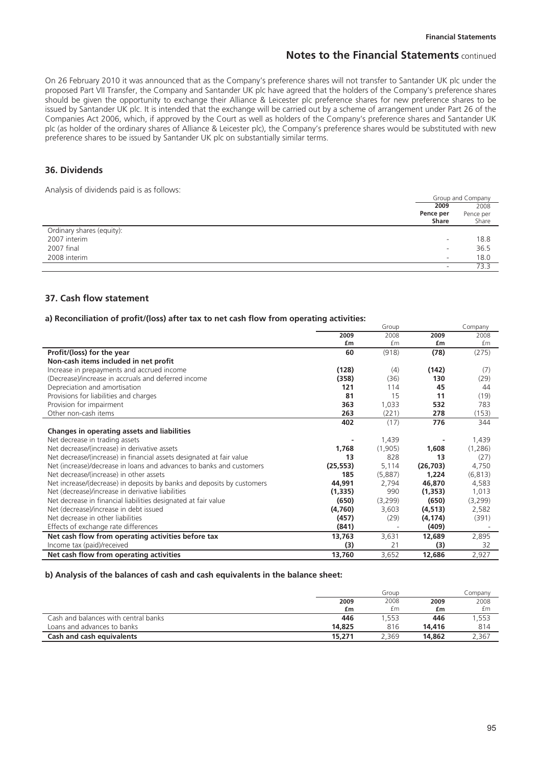On 26 February 2010 it was announced that as the Company's preference shares will not transfer to Santander UK plc under the proposed Part VII Transfer, the Company and Santander UK plc have agreed that the holders of the Company's preference shares should be given the opportunity to exchange their Alliance & Leicester plc preference shares for new preference shares to be issued by Santander UK plc. It is intended that the exchange will be carried out by a scheme of arrangement under Part 26 of the Companies Act 2006, which, if approved by the Court as well as holders of the Company's preference shares and Santander UK plc (as holder of the ordinary shares of Alliance & Leicester plc), the Company's preference shares would be substituted with new preference shares to be issued by Santander UK plc on substantially similar terms.

## 36. Dividends

Analysis of dividends paid is as follows:

| | Group and Company | |
|---|---|---|
| | **2009 Pence per Share** | 2008 Pence per Share |
| Ordinary shares (equity): | | |
| 2007 interim | - | 18.8 |
| 2007 final | - | 36.5 |
| 2008 interim | - | 18.0 |
| | - | 73.3 |

## 37. Cash flow statement

### a) Reconciliation of profit/(loss) after tax to net cash flow from operating activities:

| | Group | | Company | |
|---|---|---|---|---|
| | **2009 £m** | 2008 £m | **2009 £m** | 2008 £m |
| **Profit/(loss) for the year** | **60** | (918) | **(78)** | (275) |
| **Non-cash items included in net profit** | | | | |
| Increase in prepayments and accrued income | **(128)** | (4) | **(142)** | (7) |
| (Decrease)/increase in accruals and deferred income | **(358)** | (36) | **130** | (29) |
| Depreciation and amortisation | **121** | 114 | **45** | 44 |
| Provisions for liabilities and charges | **81** | 15 | **11** | (19) |
| Provision for impairment | **363** | 1,033 | **532** | 783 |
| Other non-cash items | **263** | (221) | **278** | (153) |
| | **402** | (17) | **776** | 344 |
| **Changes in operating assets and liabilities** | | | | |
| Net decrease in trading assets | **-** | 1,439 | **-** | 1,439 |
| Net decrease/(increase) in derivative assets | **1,768** | (1,905) | **1,608** | (1,286) |
| Net decrease/(increase) in financial assets designated at fair value | **13** | 828 | **13** | (27) |
| Net (increase)/decrease in loans and advances to banks and customers | **(25,553)** | 5,114 | **(26,703)** | 4,750 |
| Net decrease/(increase) in other assets | **185** | (5,887) | **1,224** | (6,813) |
| Net increase/(decrease) in deposits by banks and deposits by customers | **44,991** | 2,794 | **46,870** | 4,583 |
| Net (decrease)/increase in derivative liabilities | **(1,335)** | 990 | **(1,353)** | 1,013 |
| Net decrease in financial liabilities designated at fair value | **(650)** | (3,299) | **(650)** | (3,299) |
| Net (decrease)/increase in debt issued | **(4,760)** | 3,603 | **(4,513)** | 2,582 |
| Net decrease in other liabilities | **(457)** | (29) | **(4,174)** | (391) |
| Effects of exchange rate differences | **(841)** | - | **(409)** | - |
| **Net cash flow from operating activities before tax** | **13,763** | 3,631 | **12,689** | 2,895 |
| Income tax (paid)/received | **(3)** | 21 | **(3)** | 32 |
| **Net cash flow from operating activities** | **13,760** | 3,652 | **12,686** | 2,927 |

### b) Analysis of the balances of cash and cash equivalents in the balance sheet:

| | Group | | Company | |
|---|---|---|---|---|
| | **2009 £m** | 2008 £m | **2009 £m** | 2008 £m |
| Cash and balances with central banks | **446** | 1,553 | **446** | 1,553 |
| Loans and advances to banks | **14,825** | 816 | **14,416** | 814 |
| **Cash and cash equivalents** | **15,271** | 2,369 | **14,862** | 2,367 |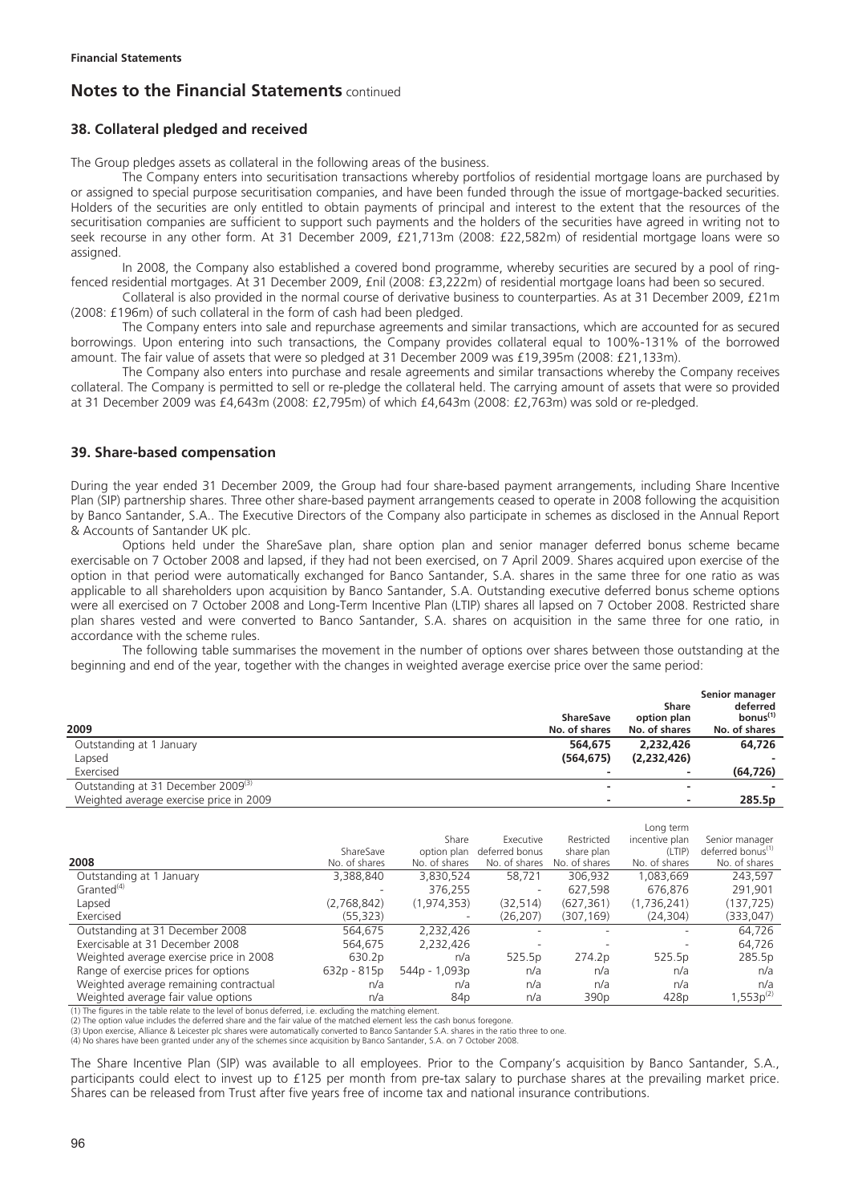## 38. Collateral pledged and received

The Group pledges assets as collateral in the following areas of the business.

The Company enters into securitisation transactions whereby portfolios of residential mortgage loans are purchased by or assigned to special purpose securitisation companies, and have been funded through the issue of mortgage-backed securities. Holders of the securities are only entitled to obtain payments of principal and interest to the extent that the resources of the securitisation companies are sufficient to support such payments and the holders of the securities have agreed in writing not to seek recourse in any other form. At 31 December 2009, £21,713m (2008: £22,582m) of residential mortgage loans were so assigned.

In 2008, the Company also established a covered bond programme, whereby securities are secured by a pool of ring-fenced residential mortgages. At 31 December 2009, £nil (2008: £3,222m) of residential mortgage loans had been so secured.

Collateral is also provided in the normal course of derivative business to counterparties. As at 31 December 2009, £21m (2008: £196m) of such collateral in the form of cash had been pledged.

The Company enters into sale and repurchase agreements and similar transactions, which are accounted for as secured borrowings. Upon entering into such transactions, the Company provides collateral equal to 100%-131% of the borrowed amount. The fair value of assets that were so pledged at 31 December 2009 was £19,395m (2008: £21,133m).

The Company also enters into purchase and resale agreements and similar transactions whereby the Company receives collateral. The Company is permitted to sell or re-pledge the collateral held. The carrying amount of assets that were so provided at 31 December 2009 was £4,643m (2008: £2,795m) of which £4,643m (2008: £2,763m) was sold or re-pledged.

## 39. Share-based compensation

During the year ended 31 December 2009, the Group had four share-based payment arrangements, including Share Incentive Plan (SIP) partnership shares. Three other share-based payment arrangements ceased to operate in 2008 following the acquisition by Banco Santander, S.A.. The Executive Directors of the Company also participate in schemes as disclosed in the Annual Report & Accounts of Santander UK plc.

Options held under the ShareSave plan, share option plan and senior manager deferred bonus scheme became exercisable on 7 October 2008 and lapsed, if they had not been exercised, on 7 April 2009. Shares acquired upon exercise of the option in that period were automatically exchanged for Banco Santander, S.A. shares in the same three for one ratio as was applicable to all shareholders upon acquisition by Banco Santander, S.A. Outstanding executive deferred bonus scheme options were all exercised on 7 October 2008 and Long-Term Incentive Plan (LTIP) shares all lapsed on 7 October 2008. Restricted share plan shares vested and were converted to Banco Santander, S.A. shares on acquisition in the same three for one ratio, in accordance with the scheme rules.

The following table summarises the movement in the number of options over shares between those outstanding at the beginning and end of the year, together with the changes in weighted average exercise price over the same period:

| 2009 | ShareSave No. of shares | Share option plan No. of shares | Senior manager deferred bonus[1] No. of shares |
|---|---|---|---|
| Outstanding at 1 January | **564,675** | **2,232,426** | **64,726** |
| Lapsed | **(564,675)** | **(2,232,426)** | **-** |
| Exercised | **-** | **-** | **(64,726)** |
| Outstanding at 31 December 2009[3] | **-** | **-** | **-** |
| Weighted average exercise price in 2009 | **-** | **-** | **285.5p** |

| 2008 | ShareSave No. of shares | Share option plan No. of shares | Executive deferred bonus No. of shares | Restricted share plan No. of shares | Long term incentive plan (LTIP) No. of shares | Senior manager deferred bonus[1] No. of shares |
|---|---|---|---|---|---|---|
| Outstanding at 1 January | 3,388,840 | 3,830,524 | 58,721 | 306,932 | 1,083,669 | 243,597 |
| Granted[4] | - | 376,255 | - | 627,598 | 676,876 | 291,901 |
| Lapsed | (2,768,842) | (1,974,353) | (32,514) | (627,361) | (1,736,241) | (137,725) |
| Exercised | (55,323) | - | (26,207) | (307,169) | (24,304) | (333,047) |
| Outstanding at 31 December 2008 | 564,675 | 2,232,426 | - | - | - | 64,726 |
| Exercisable at 31 December 2008 | 564,675 | 2,232,426 | - | - | - | 64,726 |
| Weighted average exercise price in 2008 | 630.2p | n/a | 525.5p | 274.2p | 525.5p | 285.5p |
| Range of exercise prices for options | 632p - 815p | 544p - 1,093p | n/a | n/a | n/a | n/a |
| Weighted average remaining contractual | n/a | n/a | n/a | n/a | n/a | n/a |
| Weighted average fair value options | n/a | 84p | n/a | 390p | 428p | 1,553p[2] |

(1) The figures in the table relate to the level of bonus deferred, i.e. excluding the matching element.
(2) The option value includes the deferred share and the fair value of the matched element less the cash bonus foregone.
(3) Upon exercise, Alliance & Leicester plc shares were automatically converted to Banco Santander S.A. shares in the ratio three to one.
(4) No shares have been granted under any of the schemes since acquisition by Banco Santander, S.A. on 7 October 2008.

The Share Incentive Plan (SIP) was available to all employees. Prior to the Company's acquisition by Banco Santander, S.A., participants could elect to invest up to £125 per month from pre-tax salary to purchase shares at the prevailing market price. Shares can be released from Trust after five years free of income tax and national insurance contributions.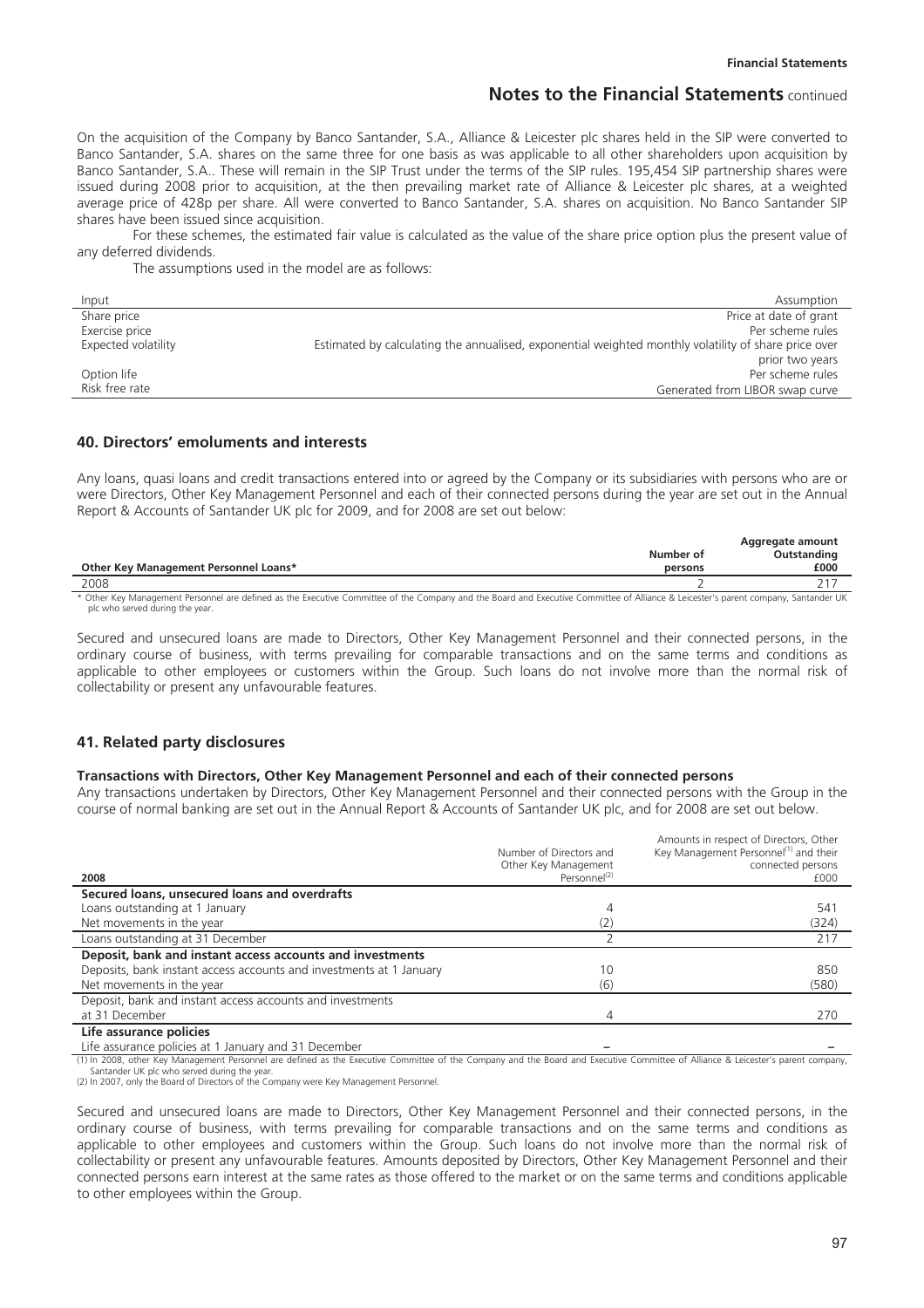On the acquisition of the Company by Banco Santander, S.A., Alliance & Leicester plc shares held in the SIP were converted to Banco Santander, S.A. shares on the same three for one basis as was applicable to all other shareholders upon acquisition by Banco Santander, S.A.. These will remain in the SIP Trust under the terms of the SIP rules. 195,454 SIP partnership shares were issued during 2008 prior to acquisition, at the then prevailing market rate of Alliance & Leicester plc shares, at a weighted average price of 428p per share. All were converted to Banco Santander, S.A. shares on acquisition. No Banco Santander SIP shares have been issued since acquisition.

For these schemes, the estimated fair value is calculated as the value of the share price option plus the present value of any deferred dividends.

The assumptions used in the model are as follows:

| Input | Assumption |
|---|---|
| Share price | Price at date of grant |
| Exercise price | Per scheme rules |
| Expected volatility | Estimated by calculating the annualised, exponential weighted monthly volatility of share price over prior two years |
| Option life | Per scheme rules |
| Risk free rate | Generated from LIBOR swap curve |

## 40. Directors' emoluments and interests

Any loans, quasi loans and credit transactions entered into or agreed by the Company or its subsidiaries with persons who are or were Directors, Other Key Management Personnel and each of their connected persons during the year are set out in the Annual Report & Accounts of Santander UK plc for 2009, and for 2008 are set out below:

| Other Key Management Personnel Loans* | Number of persons | Aggregate amount Outstanding £000 |
|---|---|---|
| 2008 | 2 | 217 |

\* Other Key Management Personnel are defined as the Executive Committee of the Company and the Board and Executive Committee of Alliance & Leicester's parent company, Santander UK plc who served during the year.

Secured and unsecured loans are made to Directors, Other Key Management Personnel and their connected persons, in the ordinary course of business, with terms prevailing for comparable transactions and on the same terms and conditions as applicable to other employees or customers within the Group. Such loans do not involve more than the normal risk of collectability or present any unfavourable features.

## 41. Related party disclosures

### Transactions with Directors, Other Key Management Personnel and each of their connected persons

Any transactions undertaken by Directors, Other Key Management Personnel and their connected persons with the Group in the course of normal banking are set out in the Annual Report & Accounts of Santander UK plc, and for 2008 are set out below:

| 2008 | Number of Directors and Other Key Management Personnel[2] | Amounts in respect of Directors, Other Key Management Personnel[1] and their connected persons £000 |
|---|---|---|
| **Secured loans, unsecured loans and overdrafts** | | |
| Loans outstanding at 1 January | 4 | 541 |
| Net movements in the year | (2) | (324) |
| Loans outstanding at 31 December | 2 | 217 |
| **Deposit, bank and instant access accounts and investments** | | |
| Deposits, bank instant access accounts and investments at 1 January | 10 | 850 |
| Net movements in the year | (6) | (580) |
| Deposit, bank and instant access accounts and investments at 31 December | 4 | 270 |
| **Life assurance policies** | | |
| Life assurance policies at 1 January and 31 December | – | – |

(1) In 2008, other Key Management Personnel are defined as the Executive Committee of the Company and the Board and Executive Committee of Alliance & Leicester's parent company, Santander UK plc who served during the year.
(2) In 2007, only the Board of Directors of the Company were Key Management Personnel.

Secured and unsecured loans are made to Directors, Other Key Management Personnel and their connected persons, in the ordinary course of business, with terms prevailing for comparable transactions and on the same terms and conditions as applicable to other employees and customers within the Group. Such loans do not involve more than the normal risk of collectability or present any unfavourable features. Amounts deposited by Directors, Other Key Management Personnel and their connected persons earn interest at the same rates as those offered to the market or on the same terms and conditions applicable to other employees within the Group.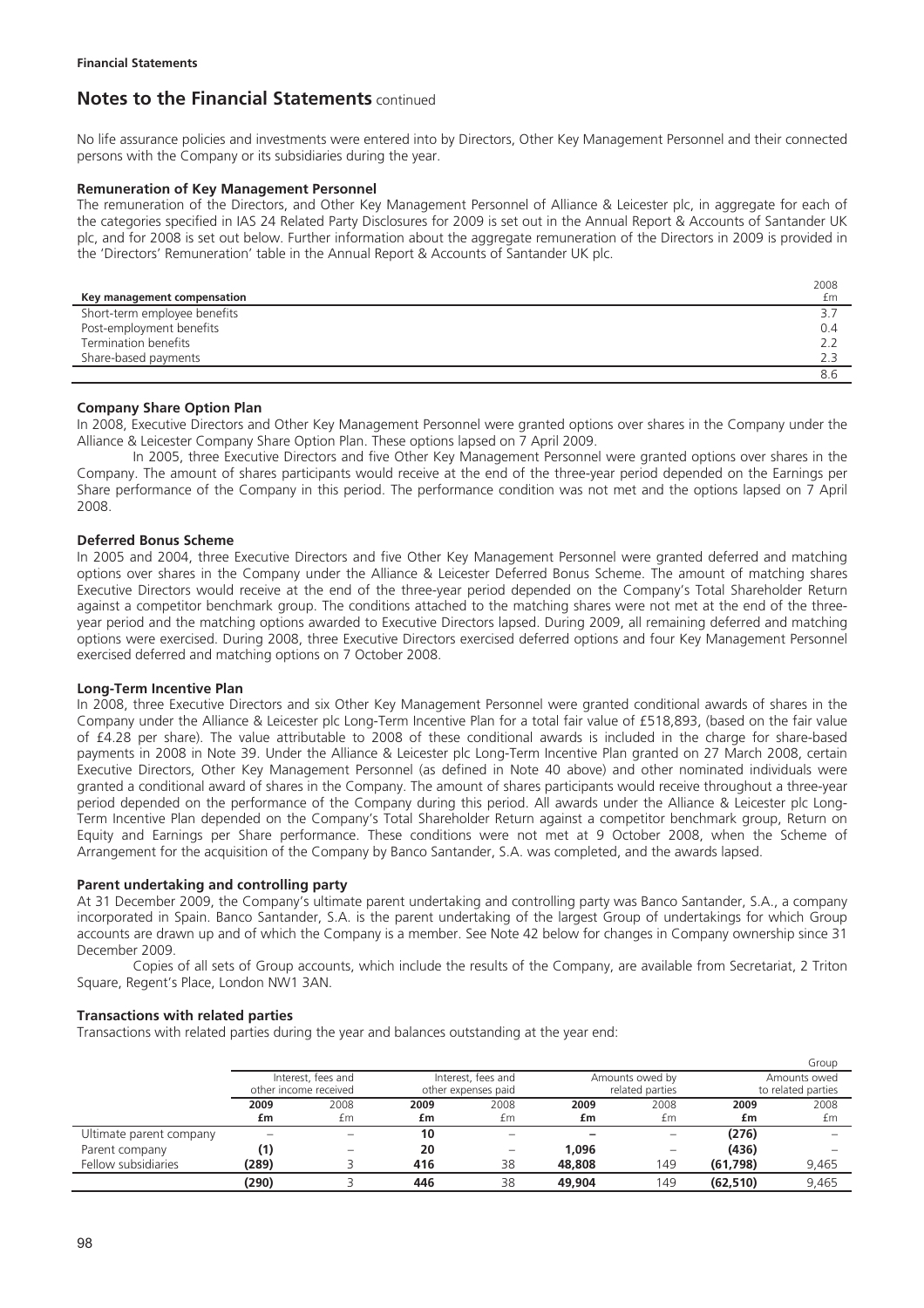Financial Statements

# Notes to the Financial Statements continued

No life assurance policies and investments were entered into by Directors, Other Key Management Personnel and their connected persons with the Company or its subsidiaries during the year.

### Remuneration of Key Management Personnel

The remuneration of the Directors, and Other Key Management Personnel of Alliance & Leicester plc, in aggregate for each of the categories specified in IAS 24 Related Party Disclosures for 2009 is set out in the Annual Report & Accounts of Santander UK plc, and for 2008 is set out below. Further information about the aggregate remuneration of the Directors in 2009 is provided in the 'Directors' Remuneration' table in the Annual Report & Accounts of Santander UK plc.

| Key management compensation | 2008 £m |
|---|---|
| Short-term employee benefits | 3.7 |
| Post-employment benefits | 0.4 |
| Termination benefits | 2.2 |
| Share-based payments | 2.3 |
| | 8.6 |

### Company Share Option Plan

In 2008, Executive Directors and Other Key Management Personnel were granted options over shares in the Company under the Alliance & Leicester Company Share Option Plan. These options lapsed on 7 April 2009.

In 2005, three Executive Directors and five Other Key Management Personnel were granted options over shares in the Company. The amount of shares participants would receive at the end of the three-year period depended on the Earnings per Share performance of the Company in this period. The performance condition was not met and the options lapsed on 7 April 2008.

### Deferred Bonus Scheme

In 2005 and 2004, three Executive Directors and five Other Key Management Personnel were granted deferred and matching options over shares in the Company under the Alliance & Leicester Deferred Bonus Scheme. The amount of matching shares Executive Directors would receive at the end of the three-year period depended on the Company's Total Shareholder Return against a competitor benchmark group. The conditions attached to the matching shares were not met at the end of the three-year period and the matching options awarded to Executive Directors lapsed. During 2009, all remaining deferred and matching options were exercised. During 2008, three Executive Directors exercised deferred options and four Key Management Personnel exercised deferred and matching options on 7 October 2008.

### Long-Term Incentive Plan

In 2008, three Executive Directors and six Other Key Management Personnel were granted conditional awards of shares in the Company under the Alliance & Leicester plc Long-Term Incentive Plan for a total fair value of £518,893, (based on the fair value of £4.28 per share). The value attributable to 2008 of these conditional awards is included in the charge for share-based payments in 2008 in Note 39. Under the Alliance & Leicester plc Long-Term Incentive Plan granted on 27 March 2008, certain Executive Directors, Other Key Management Personnel (as defined in Note 40 above) and other nominated individuals were granted a conditional award of shares in the Company. The amount of shares participants would receive throughout a three-year period depended on the performance of the Company during this period. All awards under the Alliance & Leicester plc Long-Term Incentive Plan depended on the Company's Total Shareholder Return against a competitor benchmark group, Return on Equity and Earnings per Share performance. These conditions were not met at 9 October 2008, when the Scheme of Arrangement for the acquisition of the Company by Banco Santander, S.A. was completed, and the awards lapsed.

### Parent undertaking and controlling party

At 31 December 2009, the Company's ultimate parent undertaking and controlling party was Banco Santander, S.A., a company incorporated in Spain. Banco Santander, S.A. is the parent undertaking of the largest Group of undertakings for which Group accounts are drawn up and of which the Company is a member. See Note 42 below for changes in Company ownership since 31 December 2009.

Copies of all sets of Group accounts, which include the results of the Company, are available from Secretariat, 2 Triton Square, Regent's Place, London NW1 3AN.

### Transactions with related parties

Transactions with related parties during the year and balances outstanding at the year end:

| | Interest, fees and other income received | | Interest, fees and other expenses paid | | Amounts owed by related parties | | Group Amounts owed to related parties | |
|---|---|---|---|---|---|---|---|---|
| | **2009 £m** | 2008 £m | **2009 £m** | 2008 £m | **2009 £m** | 2008 £m | **2009 £m** | 2008 £m |
| Ultimate parent company | – | – | **10** | – | – | – | **(276)** | – |
| Parent company | **(1)** | – | **20** | – | **1,096** | – | **(436)** | – |
| Fellow subsidiaries | **(289)** | 3 | **416** | 38 | **48,808** | 149 | **(61,798)** | 9,465 |
| | **(290)** | 3 | **446** | 38 | **49,904** | 149 | **(62,510)** | 9,465 |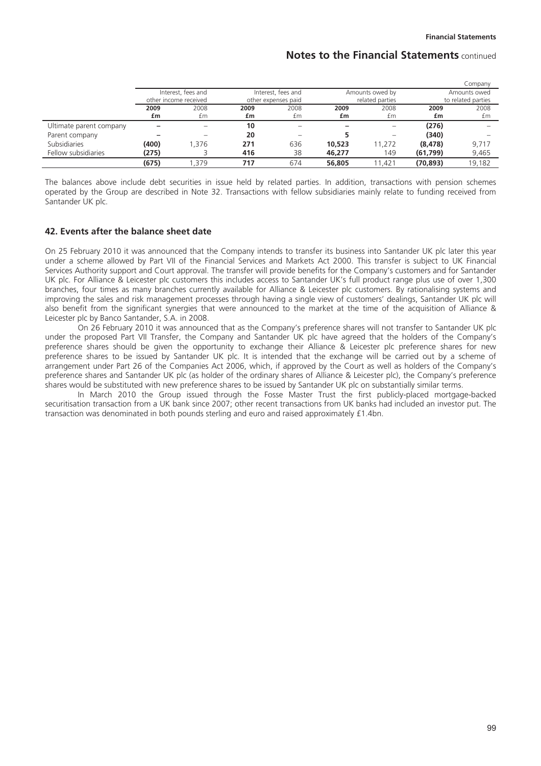| | Interest, fees and other income received | | Interest, fees and other expenses paid | | Amounts owed by related parties | | Company Amounts owed to related parties | |
|---|---|---|---|---|---|---|---|---|
| | **2009** | 2008 | **2009** | 2008 | **2009** | 2008 | **2009** | 2008 |
| | **£m** | £m | **£m** | £m | **£m** | £m | **£m** | £m |
| Ultimate parent company | **–** | – | **10** | – | **–** | – | **(276)** | – |
| Parent company | **–** | – | **20** | – | **5** | – | **(340)** | – |
| Subsidiaries | **(400)** | 1,376 | **271** | 636 | **10,523** | 11,272 | **(8,478)** | 9,717 |
| Fellow subsidiaries | **(275)** | 3 | **416** | 38 | **46,277** | 149 | **(61,799)** | 9,465 |
| | **(675)** | 1,379 | **717** | 674 | **56,805** | 11,421 | **(70,893)** | 19,182 |

The balances above include debt securities in issue held by related parties. In addition, transactions with pension schemes operated by the Group are described in Note 32. Transactions with fellow subsidiaries mainly relate to funding received from Santander UK plc.

## 42. Events after the balance sheet date

On 25 February 2010 it was announced that the Company intends to transfer its business into Santander UK plc later this year under a scheme allowed by Part VII of the Financial Services and Markets Act 2000. This transfer is subject to UK Financial Services Authority support and Court approval. The transfer will provide benefits for the Company's customers and for Santander UK plc. For Alliance & Leicester plc customers this includes access to Santander UK's full product range plus use of over 1,300 branches, four times as many branches currently available for Alliance & Leicester plc customers. By rationalising systems and improving the sales and risk management processes through having a single view of customers' dealings, Santander UK plc will also benefit from the significant synergies that were announced to the market at the time of the acquisition of Alliance & Leicester plc by Banco Santander, S.A. in 2008.

On 26 February 2010 it was announced that as the Company's preference shares will not transfer to Santander UK plc under the proposed Part VII Transfer, the Company and Santander UK plc have agreed that the holders of the Company's preference shares should be given the opportunity to exchange their Alliance & Leicester plc preference shares for new preference shares to be issued by Santander UK plc. It is intended that the exchange will be carried out by a scheme of arrangement under Part 26 of the Companies Act 2006, which, if approved by the Court as well as holders of the Company's preference shares and Santander UK plc (as holder of the ordinary shares of Alliance & Leicester plc), the Company's preference shares would be substituted with new preference shares to be issued by Santander UK plc on substantially similar terms.

In March 2010 the Group issued through the Fosse Master Trust the first publicly-placed mortgage-backed securitisation transaction from a UK bank since 2007; other recent transactions from UK banks had included an investor put. The transaction was denominated in both pounds sterling and euro and raised approximately £1.4bn.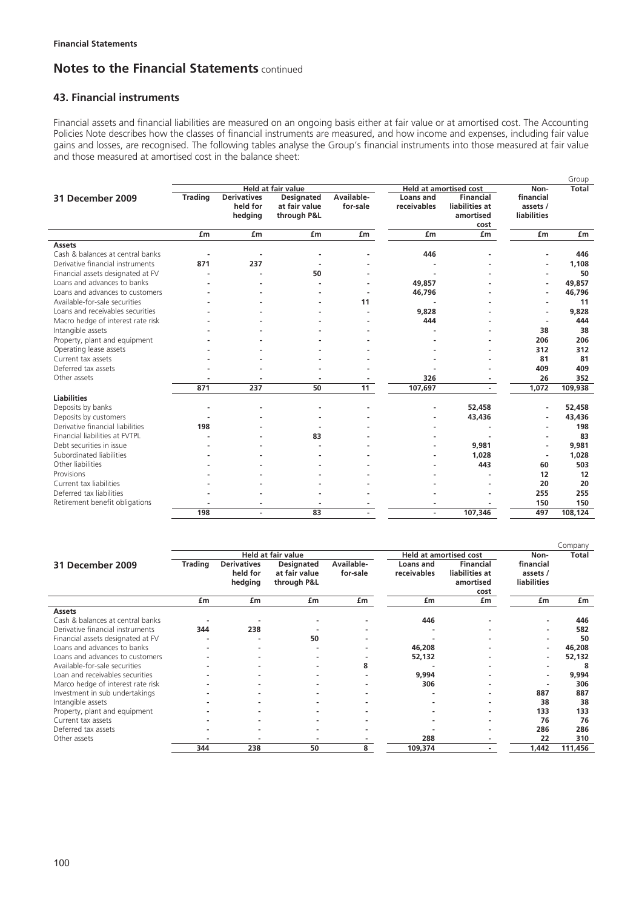**Financial Statements**

## Notes to the Financial Statements continued

### 43. Financial instruments

Financial assets and financial liabilities are measured on an ongoing basis either at fair value or at amortised cost. The Accounting Policies Note describes how the classes of financial instruments are measured, and how income and expenses, including fair value gains and losses, are recognised. The following tables analyse the Group's financial instruments into those measured at fair value and those measured at amortised cost in the balance sheet:

Group

| 31 December 2009 | Held at fair value | | | | Held at amortised cost | | Non-financial assets / liabilities | Total |
|---|---|---|---|---|---|---|---|---|
| | Trading | Derivatives held for hedging | Designated at fair value through P&L | Available-for-sale | Loans and receivables | Financial liabilities at amortised cost | | |
| | £m | £m | £m | £m | £m | £m | £m | £m |
| **Assets** | | | | | | | | |
| Cash & balances at central banks | - | - | - | - | 446 | - | - | **446** |
| Derivative financial instruments | 871 | 237 | - | - | - | - | - | **1,108** |
| Financial assets designated at FV | - | - | 50 | - | - | - | - | **50** |
| Loans and advances to banks | - | - | - | - | 49,857 | - | - | **49,857** |
| Loans and advances to customers | - | - | - | - | 46,796 | - | - | **46,796** |
| Available-for-sale securities | - | - | - | 11 | - | - | - | **11** |
| Loans and receivables securities | - | - | - | - | 9,828 | - | - | **9,828** |
| Macro hedge of interest rate risk | - | - | - | - | 444 | - | - | **444** |
| Intangible assets | - | - | - | - | - | - | 38 | **38** |
| Property, plant and equipment | - | - | - | - | - | - | 206 | **206** |
| Operating lease assets | - | - | - | - | - | - | 312 | **312** |
| Current tax assets | - | - | - | - | - | - | 81 | **81** |
| Deferred tax assets | - | - | - | - | - | - | 409 | **409** |
| Other assets | - | - | - | - | 326 | - | 26 | **352** |
| | 871 | 237 | 50 | 11 | 107,697 | - | 1,072 | **109,938** |
| **Liabilities** | | | | | | | | |
| Deposits by banks | - | - | - | - | - | 52,458 | - | **52,458** |
| Deposits by customers | - | - | - | - | - | 43,436 | - | **43,436** |
| Derivative financial liabilities | 198 | - | - | - | - | - | - | **198** |
| Financial liabilities at FVTPL | - | - | 83 | - | - | - | - | **83** |
| Debt securities in issue | - | - | - | - | - | 9,981 | - | **9,981** |
| Subordinated liabilities | - | - | - | - | - | 1,028 | - | **1,028** |
| Other liabilities | - | - | - | - | - | 443 | 60 | **503** |
| Provisions | - | - | - | - | - | - | 12 | **12** |
| Current tax liabilities | - | - | - | - | - | - | 20 | **20** |
| Deferred tax liabilities | - | - | - | - | - | - | 255 | **255** |
| Retirement benefit obligations | - | - | - | - | - | - | 150 | **150** |
| | 198 | - | 83 | - | - | 107,346 | 497 | **108,124** |

Company

| 31 December 2009 | Held at fair value | | | | Held at amortised cost | | Non-financial assets / liabilities | Total |
|---|---|---|---|---|---|---|---|---|
| | Trading | Derivatives held for hedging | Designated at fair value through P&L | Available-for-sale | Loans and receivables | Financial liabilities at amortised cost | | |
| | £m | £m | £m | £m | £m | £m | £m | £m |
| **Assets** | | | | | | | | |
| Cash & balances at central banks | - | - | - | - | 446 | - | - | **446** |
| Derivative financial instruments | 344 | 238 | - | - | - | - | - | **582** |
| Financial assets designated at FV | - | - | 50 | - | - | - | - | **50** |
| Loans and advances to banks | - | - | - | - | 46,208 | - | - | **46,208** |
| Loans and advances to customers | - | - | - | - | 52,132 | - | - | **52,132** |
| Available-for-sale securities | - | - | - | 8 | - | - | - | **8** |
| Loan and receivables securities | - | - | - | - | 9,994 | - | - | **9,994** |
| Marco hedge of interest rate risk | - | - | - | - | 306 | - | - | **306** |
| Investment in sub undertakings | - | - | - | - | - | - | 887 | **887** |
| Intangible assets | - | - | - | - | - | - | 38 | **38** |
| Property, plant and equipment | - | - | - | - | - | - | 133 | **133** |
| Current tax assets | - | - | - | - | - | - | 76 | **76** |
| Deferred tax assets | - | - | - | - | - | - | 286 | **286** |
| Other assets | - | - | - | - | 288 | - | 22 | **310** |
| | 344 | 238 | 50 | 8 | 109,374 | - | 1,442 | **111,456** |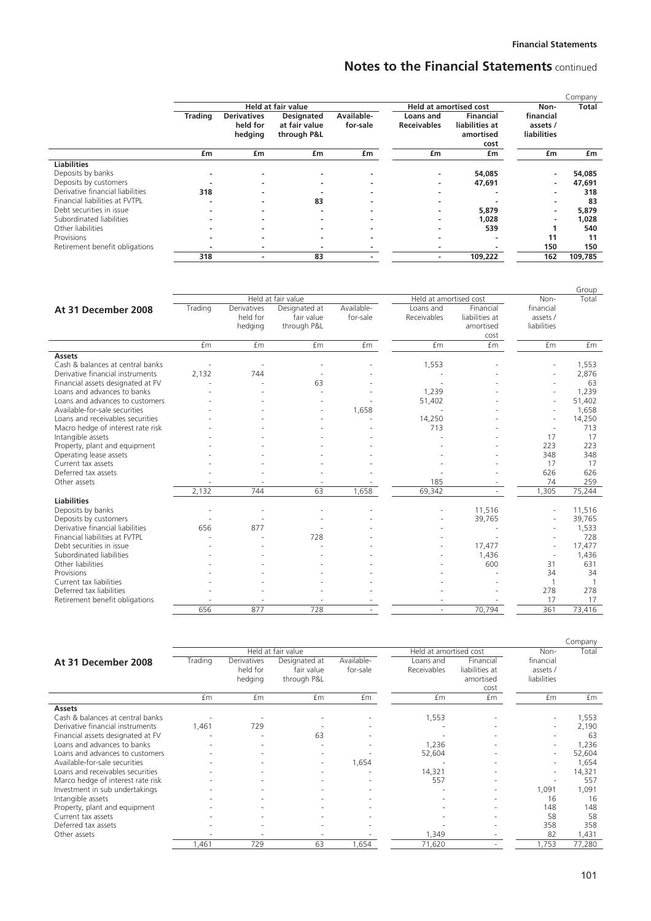## Notes to the Financial Statements continued

| | Held at fair value | | | | Held at amortised cost | | Non-financial assets / liabilities | Company Total |
|---|---|---|---|---|---|---|---|---|
| | Trading | Derivatives held for hedging | Designated at fair value through P&L | Available-for-sale | Loans and Receivables | Financial liabilities at amortised cost | | |
| | £m | £m | £m | £m | £m | £m | £m | £m |
| **Liabilities** | | | | | | | | |
| Deposits by banks | - | - | - | - | - | 54,085 | - | 54,085 |
| Deposits by customers | - | - | - | - | - | 47,691 | - | 47,691 |
| Derivative financial liabilities | 318 | - | - | - | - | - | - | 318 |
| Financial liabilities at FVTPL | - | - | 83 | - | - | - | - | 83 |
| Debt securities in issue | - | - | - | - | - | 5,879 | - | 5,879 |
| Subordinated liabilities | - | - | - | - | - | 1,028 | - | 1,028 |
| Other liabilities | - | - | - | - | - | 539 | 1 | 540 |
| Provisions | - | - | - | - | - | - | 11 | 11 |
| Retirement benefit obligations | - | - | - | - | - | - | 150 | 150 |
| | 318 | - | 83 | - | - | 109,222 | 162 | 109,785 |

| At 31 December 2008 | Held at fair value | | | | Held at amortised cost | | Non-financial assets / liabilities | Group Total |
|---|---|---|---|---|---|---|---|---|
| | Trading | Derivatives held for hedging | Designated at fair value through P&L | Available-for-sale | Loans and Receivables | Financial liabilities at amortised cost | | |
| | £m | £m | £m | £m | £m | £m | £m | £m |
| **Assets** | | | | | | | | |
| Cash & balances at central banks | - | - | - | - | 1,553 | - | - | 1,553 |
| Derivative financial instruments | 2,132 | 744 | - | - | - | - | - | 2,876 |
| Financial assets designated at FV | - | - | 63 | - | - | - | - | 63 |
| Loans and advances to banks | - | - | - | - | 1,239 | - | - | 1,239 |
| Loans and advances to customers | - | - | - | - | 51,402 | - | - | 51,402 |
| Available-for-sale securities | - | - | - | 1,658 | - | - | - | 1,658 |
| Loans and receivables securities | - | - | - | - | 14,250 | - | - | 14,250 |
| Macro hedge of interest rate risk | - | - | - | - | 713 | - | - | 713 |
| Intangible assets | - | - | - | - | - | - | 17 | 17 |
| Property, plant and equipment | - | - | - | - | - | - | 223 | 223 |
| Operating lease assets | - | - | - | - | - | - | 348 | 348 |
| Current tax assets | - | - | - | - | - | - | 17 | 17 |
| Deferred tax assets | - | - | - | - | - | - | 626 | 626 |
| Other assets | - | - | - | - | 185 | - | 74 | 259 |
| | 2,132 | 744 | 63 | 1,658 | 69,342 | - | 1,305 | 75,244 |
| **Liabilities** | | | | | | | | |
| Deposits by banks | - | - | - | - | - | 11,516 | - | 11,516 |
| Deposits by customers | - | - | - | - | - | 39,765 | - | 39,765 |
| Derivative financial liabilities | 656 | 877 | - | - | - | - | - | 1,533 |
| Financial liabilities at FVTPL | - | - | 728 | - | - | - | - | 728 |
| Debt securities in issue | - | - | - | - | - | 17,477 | - | 17,477 |
| Subordinated liabilities | - | - | - | - | - | 1,436 | - | 1,436 |
| Other liabilities | - | - | - | - | - | 600 | 31 | 631 |
| Provisions | - | - | - | - | - | - | 34 | 34 |
| Current tax liabilities | - | - | - | - | - | - | 1 | 1 |
| Deferred tax liabilities | - | - | - | - | - | - | 278 | 278 |
| Retirement benefit obligations | - | - | - | - | - | - | 17 | 17 |
| | 656 | 877 | 728 | - | - | 70,794 | 361 | 73,416 |

| At 31 December 2008 | Held at fair value | | | | Held at amortised cost | | Non-financial assets / liabilities | Company Total |
|---|---|---|---|---|---|---|---|---|
| | Trading | Derivatives held for hedging | Designated at fair value through P&L | Available-for-sale | Loans and Receivables | Financial liabilities at amortised cost | | |
| | £m | £m | £m | £m | £m | £m | £m | £m |
| **Assets** | | | | | | | | |
| Cash & balances at central banks | - | - | - | - | 1,553 | - | - | 1,553 |
| Derivative financial instruments | 1,461 | 729 | - | - | - | - | - | 2,190 |
| Financial assets designated at FV | - | - | 63 | - | - | - | - | 63 |
| Loans and advances to banks | - | - | - | - | 1,236 | - | - | 1,236 |
| Loans and advances to customers | - | - | - | - | 52,604 | - | - | 52,604 |
| Available-for-sale securities | - | - | - | 1,654 | - | - | - | 1,654 |
| Loans and receivables securities | - | - | - | - | 14,321 | - | - | 14,321 |
| Marco hedge of interest rate risk | - | - | - | - | 557 | - | - | 557 |
| Investment in sub undertakings | - | - | - | - | - | - | 1,091 | 1,091 |
| Intangible assets | - | - | - | - | - | - | 16 | 16 |
| Property, plant and equipment | - | - | - | - | - | - | 148 | 148 |
| Current tax assets | - | - | - | - | - | - | 58 | 58 |
| Deferred tax assets | - | - | - | - | - | - | 358 | 358 |
| Other assets | - | - | - | - | 1,349 | - | 82 | 1,431 |
| | 1,461 | 729 | 63 | 1,654 | 71,620 | - | 1,753 | 77,280 |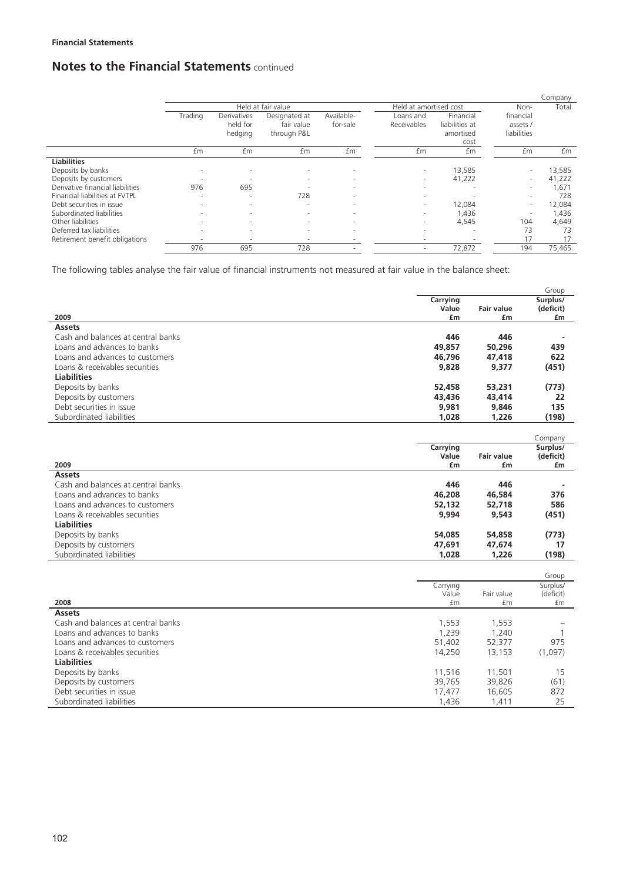**Financial Statements**

# Notes to the Financial Statements continued

| | Held at fair value | | | | Held at amortised cost | | Non-financial assets / liabilities | Company Total |
|---|---|---|---|---|---|---|---|---|
| | Trading | Derivatives held for hedging | Designated at fair value through P&L | Available-for-sale | Loans and Receivables | Financial liabilities at amortised cost | | |
| | £m | £m | £m | £m | £m | £m | £m | £m |
| **Liabilities** | | | | | | | | |
| Deposits by banks | - | - | - | - | - | 13,585 | - | 13,585 |
| Deposits by customers | - | - | - | - | - | 41,222 | - | 41,222 |
| Derivative financial liabilities | 976 | 695 | - | - | - | - | - | 1,671 |
| Financial liabilities at FVTPL | - | - | 728 | - | - | - | - | 728 |
| Debt securities in issue | - | - | - | - | - | 12,084 | - | 12,084 |
| Subordinated liabilities | - | - | - | - | - | 1,436 | - | 1,436 |
| Other liabilities | - | - | - | - | - | 4,545 | 104 | 4,649 |
| Deferred tax liabilities | - | - | - | - | - | - | 73 | 73 |
| Retirement benefit obligations | - | - | - | - | - | - | 17 | 17 |
| | 976 | 695 | 728 | - | - | 72,872 | 194 | 75,465 |

The following tables analyse the fair value of financial instruments not measured at fair value in the balance sheet:

| 2009 | Carrying Value £m | Fair value £m | Group Surplus/ (deficit) £m |
|---|---|---|---|
| **Assets** | | | |
| Cash and balances at central banks | **446** | **446** | **-** |
| Loans and advances to banks | **49,857** | **50,296** | **439** |
| Loans and advances to customers | **46,796** | **47,418** | **622** |
| Loans & receivables securities | **9,828** | **9,377** | **(451)** |
| **Liabilities** | | | |
| Deposits by banks | **52,458** | **53,231** | **(773)** |
| Deposits by customers | **43,436** | **43,414** | **22** |
| Debt securities in issue | **9,981** | **9,846** | **135** |
| Subordinated liabilities | **1,028** | **1,226** | **(198)** |

| 2009 | Carrying Value £m | Fair value £m | Company Surplus/ (deficit) £m |
|---|---|---|---|
| **Assets** | | | |
| Cash and balances at central banks | **446** | **446** | **-** |
| Loans and advances to banks | **46,208** | **46,584** | **376** |
| Loans and advances to customers | **52,132** | **52,718** | **586** |
| Loans & receivables securities | **9,994** | **9,543** | **(451)** |
| **Liabilities** | | | |
| Deposits by banks | **54,085** | **54,858** | **(773)** |
| Deposits by customers | **47,691** | **47,674** | **17** |
| Subordinated liabilities | **1,028** | **1,226** | **(198)** |

| 2008 | Carrying Value £m | Fair value £m | Group Surplus/ (deficit) £m |
|---|---|---|---|
| **Assets** | | | |
| Cash and balances at central banks | 1,553 | 1,553 | – |
| Loans and advances to banks | 1,239 | 1,240 | 1 |
| Loans and advances to customers | 51,402 | 52,377 | 975 |
| Loans & receivables securities | 14,250 | 13,153 | (1,097) |
| **Liabilities** | | | |
| Deposits by banks | 11,516 | 11,501 | 15 |
| Deposits by customers | 39,765 | 39,826 | (61) |
| Debt securities in issue | 17,477 | 16,605 | 872 |
| Subordinated liabilities | 1,436 | 1,411 | 25 |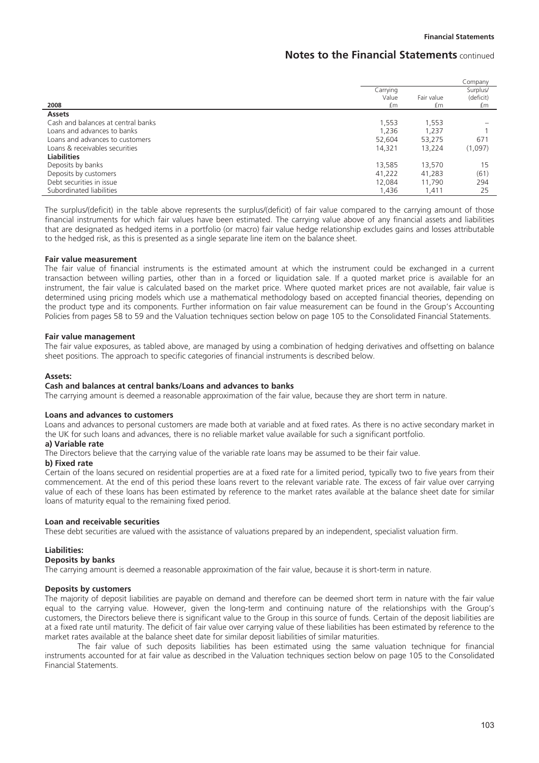| 2008 | Carrying Value £m | Fair value £m | Company Surplus/ (deficit) £m |
|---|---|---|---|
| **Assets** | | | |
| Cash and balances at central banks | 1,553 | 1,553 | – |
| Loans and advances to banks | 1,236 | 1,237 | 1 |
| Loans and advances to customers | 52,604 | 53,275 | 671 |
| Loans & receivables securities | 14,321 | 13,224 | (1,097) |
| **Liabilities** | | | |
| Deposits by banks | 13,585 | 13,570 | 15 |
| Deposits by customers | 41,222 | 41,283 | (61) |
| Debt securities in issue | 12,084 | 11,790 | 294 |
| Subordinated liabilities | 1,436 | 1,411 | 25 |

The surplus/(deficit) in the table above represents the surplus/(deficit) of fair value compared to the carrying amount of those financial instruments for which fair values have been estimated. The carrying value above of any financial assets and liabilities that are designated as hedged items in a portfolio (or macro) fair value hedge relationship excludes gains and losses attributable to the hedged risk, as this is presented as a single separate line item on the balance sheet.

**Fair value measurement**

The fair value of financial instruments is the estimated amount at which the instrument could be exchanged in a current transaction between willing parties, other than in a forced or liquidation sale. If a quoted market price is available for an instrument, the fair value is calculated based on the market price. Where quoted market prices are not available, fair value is determined using pricing models which use a mathematical methodology based on accepted financial theories, depending on the product type and its components. Further information on fair value measurement can be found in the Group's Accounting Policies from pages 58 to 59 and the Valuation techniques section below on page 105 to the Consolidated Financial Statements.

**Fair value management**

The fair value exposures, as tabled above, are managed by using a combination of hedging derivatives and offsetting on balance sheet positions. The approach to specific categories of financial instruments is described below.

**Assets:**

**Cash and balances at central banks/Loans and advances to banks**

The carrying amount is deemed a reasonable approximation of the fair value, because they are short term in nature.

**Loans and advances to customers**

Loans and advances to personal customers are made both at variable and at fixed rates. As there is no active secondary market in the UK for such loans and advances, there is no reliable market value available for such a significant portfolio.

**a) Variable rate**

The Directors believe that the carrying value of the variable rate loans may be assumed to be their fair value.

**b) Fixed rate**

Certain of the loans secured on residential properties are at a fixed rate for a limited period, typically two to five years from their commencement. At the end of this period these loans revert to the relevant variable rate. The excess of fair value over carrying value of each of these loans has been estimated by reference to the market rates available at the balance sheet date for similar loans of maturity equal to the remaining fixed period.

**Loan and receivable securities**

These debt securities are valued with the assistance of valuations prepared by an independent, specialist valuation firm.

**Liabilities:**

**Deposits by banks**

The carrying amount is deemed a reasonable approximation of the fair value, because it is short-term in nature.

**Deposits by customers**

The majority of deposit liabilities are payable on demand and therefore can be deemed short term in nature with the fair value equal to the carrying value. However, given the long-term and continuing nature of the relationships with the Group's customers, the Directors believe there is significant value to the Group in this source of funds. Certain of the deposit liabilities are at a fixed rate until maturity. The deficit of fair value over carrying value of these liabilities has been estimated by reference to the market rates available at the balance sheet date for similar deposit liabilities of similar maturities.

The fair value of such deposits liabilities has been estimated using the same valuation technique for financial instruments accounted for at fair value as described in the Valuation techniques section below on page 105 to the Consolidated Financial Statements.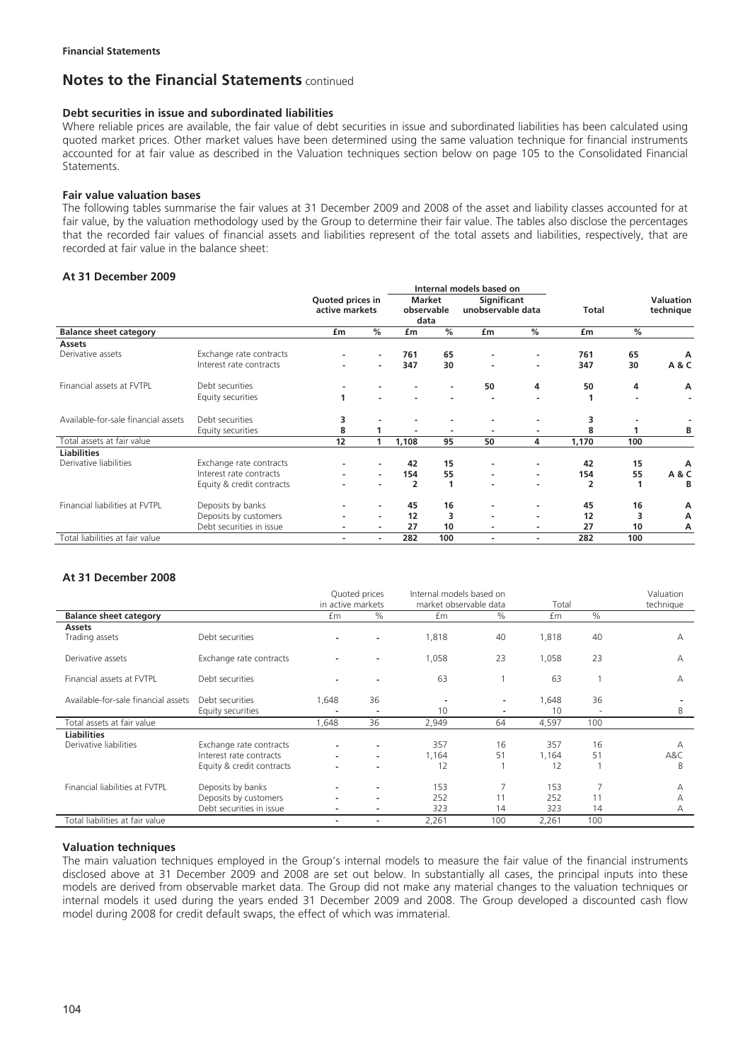**Financial Statements**

# Notes to the Financial Statements continued

### Debt securities in issue and subordinated liabilities

Where reliable prices are available, the fair value of debt securities in issue and subordinated liabilities has been calculated using quoted market prices. Other market values have been determined using the same valuation technique for financial instruments accounted for at fair value as described in the Valuation techniques section below on page 105 to the Consolidated Financial Statements.

### Fair value valuation bases

The following tables summarise the fair values at 31 December 2009 and 2008 of the asset and liability classes accounted for at fair value, by the valuation methodology used by the Group to determine their fair value. The tables also disclose the percentages that the recorded fair values of financial assets and liabilities represent of the total assets and liabilities, respectively, that are recorded at fair value in the balance sheet:

### At 31 December 2009

| | | Quoted prices in active markets | | Internal models based on Market observable data | | Internal models based on Significant unobservable data | | Total | | Valuation technique |
|---|---|---|---|---|---|---|---|---|---|---|
| **Balance sheet category** | | **£m** | **%** | **£m** | **%** | **£m** | **%** | **£m** | **%** | |
| **Assets** | | | | | | | | | | |
| Derivative assets | Exchange rate contracts | - | - | 761 | 65 | - | - | 761 | 65 | A |
| | Interest rate contracts | - | - | 347 | 30 | - | - | 347 | 30 | A & C |
| Financial assets at FVTPL | Debt securities | - | - | - | - | 50 | 4 | 50 | 4 | A |
| | Equity securities | 1 | - | - | - | - | - | 1 | - | - |
| Available-for-sale financial assets | Debt securities | 3 | - | - | - | - | - | 3 | - | - |
| | Equity securities | 8 | 1 | - | - | - | - | 8 | 1 | B |
| Total assets at fair value | | 12 | 1 | 1,108 | 95 | 50 | 4 | 1,170 | 100 | |
| **Liabilities** | | | | | | | | | | |
| Derivative liabilities | Exchange rate contracts | - | - | 42 | 15 | - | - | 42 | 15 | A |
| | Interest rate contracts | - | - | 154 | 55 | - | - | 154 | 55 | A & C |
| | Equity & credit contracts | - | - | 2 | 1 | - | - | 2 | 1 | B |
| Financial liabilities at FVTPL | Deposits by banks | - | - | 45 | 16 | - | - | 45 | 16 | A |
| | Deposits by customers | - | - | 12 | 3 | - | - | 12 | 3 | A |
| | Debt securities in issue | - | - | 27 | 10 | - | - | 27 | 10 | A |
| Total liabilities at fair value | | - | - | 282 | 100 | - | - | 282 | 100 | |

### At 31 December 2008

| | | Quoted prices in active markets | | Internal models based on market observable data | | Total | | Valuation technique |
|---|---|---|---|---|---|---|---|---|
| **Balance sheet category** | | £m | % | £m | % | £m | % | |
| **Assets** | | | | | | | | |
| Trading assets | Debt securities | - | - | 1,818 | 40 | 1,818 | 40 | A |
| Derivative assets | Exchange rate contracts | - | - | 1,058 | 23 | 1,058 | 23 | A |
| Financial assets at FVTPL | Debt securities | - | - | 63 | 1 | 63 | 1 | A |
| Available-for-sale financial assets | Debt securities | 1,648 | 36 | - | - | 1,648 | 36 | - |
| | Equity securities | - | - | 10 | - | 10 | - | B |
| Total assets at fair value | | 1,648 | 36 | 2,949 | 64 | 4,597 | 100 | |
| **Liabilities** | | | | | | | | |
| Derivative liabilities | Exchange rate contracts | - | - | 357 | 16 | 357 | 16 | A |
| | Interest rate contracts | - | - | 1,164 | 51 | 1,164 | 51 | A&C |
| | Equity & credit contracts | - | - | 12 | 1 | 12 | 1 | B |
| Financial liabilities at FVTPL | Deposits by banks | - | - | 153 | 7 | 153 | 7 | A |
| | Deposits by customers | - | - | 252 | 11 | 252 | 11 | A |
| | Debt securities in issue | - | - | 323 | 14 | 323 | 14 | A |
| Total liabilities at fair value | | - | - | 2,261 | 100 | 2,261 | 100 | |

### Valuation techniques

The main valuation techniques employed in the Group's internal models to measure the fair value of the financial instruments disclosed above at 31 December 2009 and 2008 are set out below. In substantially all cases, the principal inputs into these models are derived from observable market data. The Group did not make any material changes to the valuation techniques or internal models it used during the years ended 31 December 2009 and 2008. The Group developed a discounted cash flow model during 2008 for credit default swaps, the effect of which was immaterial.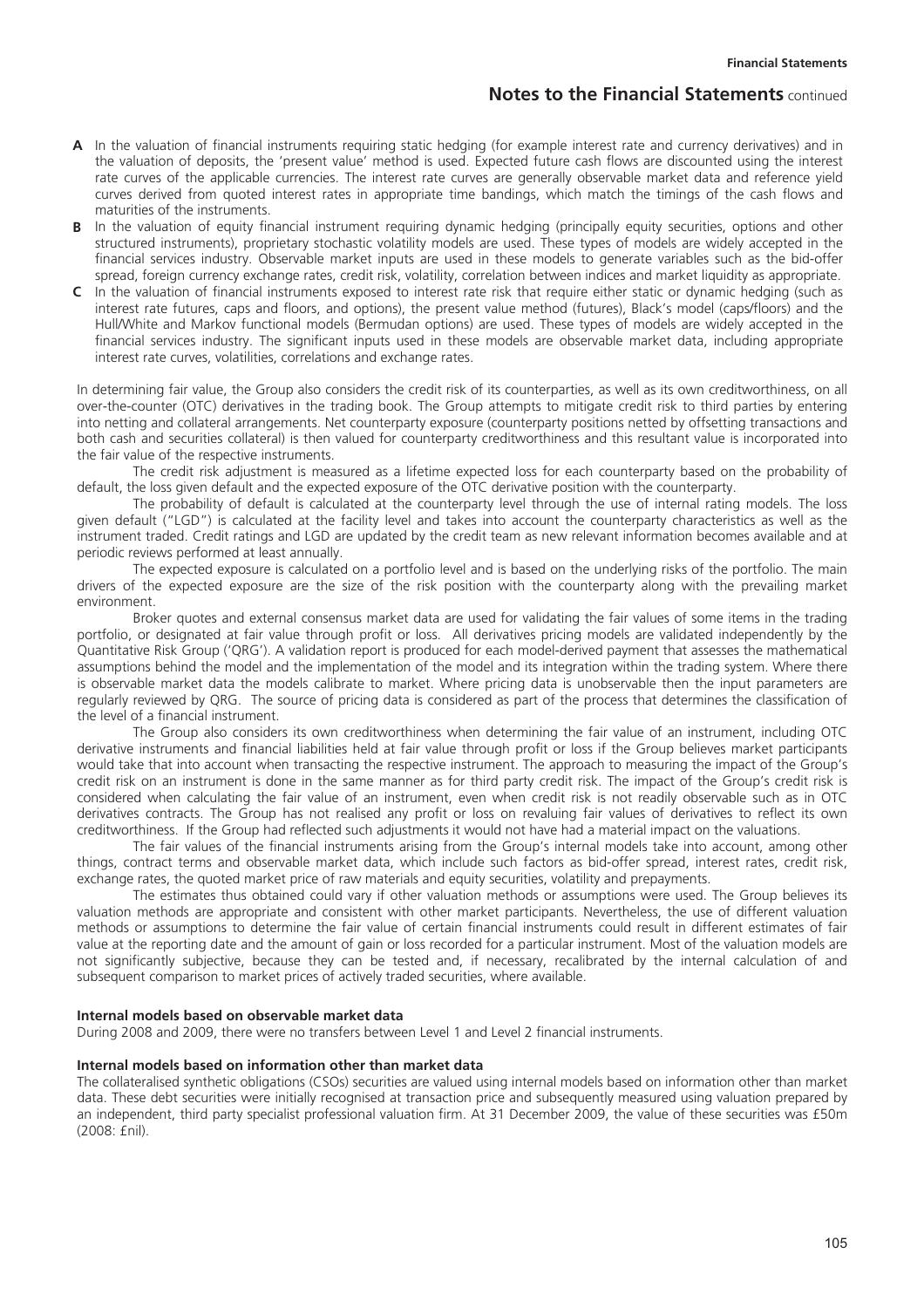**A** In the valuation of financial instruments requiring static hedging (for example interest rate and currency derivatives) and in the valuation of deposits, the 'present value' method is used. Expected future cash flows are discounted using the interest rate curves of the applicable currencies. The interest rate curves are generally observable market data and reference yield curves derived from quoted interest rates in appropriate time bandings, which match the timings of the cash flows and maturities of the instruments.

**B** In the valuation of equity financial instrument requiring dynamic hedging (principally equity securities, options and other structured instruments), proprietary stochastic volatility models are used. These types of models are widely accepted in the financial services industry. Observable market inputs are used in these models to generate variables such as the bid-offer spread, foreign currency exchange rates, credit risk, volatility, correlation between indices and market liquidity as appropriate.

**C** In the valuation of financial instruments exposed to interest rate risk that require either static or dynamic hedging (such as interest rate futures, caps and floors, and options), the present value method (futures), Black's model (caps/floors) and the Hull/White and Markov functional models (Bermudan options) are used. These types of models are widely accepted in the financial services industry. The significant inputs used in these models are observable market data, including appropriate interest rate curves, volatilities, correlations and exchange rates.

In determining fair value, the Group also considers the credit risk of its counterparties, as well as its own creditworthiness, on all over-the-counter (OTC) derivatives in the trading book. The Group attempts to mitigate credit risk to third parties by entering into netting and collateral arrangements. Net counterparty exposure (counterparty positions netted by offsetting transactions and both cash and securities collateral) is then valued for counterparty creditworthiness and this resultant value is incorporated into the fair value of the respective instruments.

The credit risk adjustment is measured as a lifetime expected loss for each counterparty based on the probability of default, the loss given default and the expected exposure of the OTC derivative position with the counterparty.

The probability of default is calculated at the counterparty level through the use of internal rating models. The loss given default ("LGD") is calculated at the facility level and takes into account the counterparty characteristics as well as the instrument traded. Credit ratings and LGD are updated by the credit team as new relevant information becomes available and at periodic reviews performed at least annually.

The expected exposure is calculated on a portfolio level and is based on the underlying risks of the portfolio. The main drivers of the expected exposure are the size of the risk position with the counterparty along with the prevailing market environment.

Broker quotes and external consensus market data are used for validating the fair values of some items in the trading portfolio, or designated at fair value through profit or loss. All derivatives pricing models are validated independently by the Quantitative Risk Group ('QRG'). A validation report is produced for each model-derived payment that assesses the mathematical assumptions behind the model and the implementation of the model and its integration within the trading system. Where there is observable market data the models calibrate to market. Where pricing data is unobservable then the input parameters are regularly reviewed by QRG. The source of pricing data is considered as part of the process that determines the classification of the level of a financial instrument.

The Group also considers its own creditworthiness when determining the fair value of an instrument, including OTC derivative instruments and financial liabilities held at fair value through profit or loss if the Group believes market participants would take that into account when transacting the respective instrument. The approach to measuring the impact of the Group's credit risk on an instrument is done in the same manner as for third party credit risk. The impact of the Group's credit risk is considered when calculating the fair value of an instrument, even when credit risk is not readily observable such as in OTC derivatives contracts. The Group has not realised any profit or loss on revaluing fair values of derivatives to reflect its own creditworthiness. If the Group had reflected such adjustments it would not have had a material impact on the valuations.

The fair values of the financial instruments arising from the Group's internal models take into account, among other things, contract terms and observable market data, which include such factors as bid-offer spread, interest rates, credit risk, exchange rates, the quoted market price of raw materials and equity securities, volatility and prepayments.

The estimates thus obtained could vary if other valuation methods or assumptions were used. The Group believes its valuation methods are appropriate and consistent with other market participants. Nevertheless, the use of different valuation methods or assumptions to determine the fair value of certain financial instruments could result in different estimates of fair value at the reporting date and the amount of gain or loss recorded for a particular instrument. Most of the valuation models are not significantly subjective, because they can be tested and, if necessary, recalibrated by the internal calculation of and subsequent comparison to market prices of actively traded securities, where available.

**Internal models based on observable market data**

During 2008 and 2009, there were no transfers between Level 1 and Level 2 financial instruments.

**Internal models based on information other than market data**

The collateralised synthetic obligations (CSOs) securities are valued using internal models based on information other than market data. These debt securities were initially recognised at transaction price and subsequently measured using valuation prepared by an independent, third party specialist professional valuation firm. At 31 December 2009, the value of these securities was £50m (2008: £nil).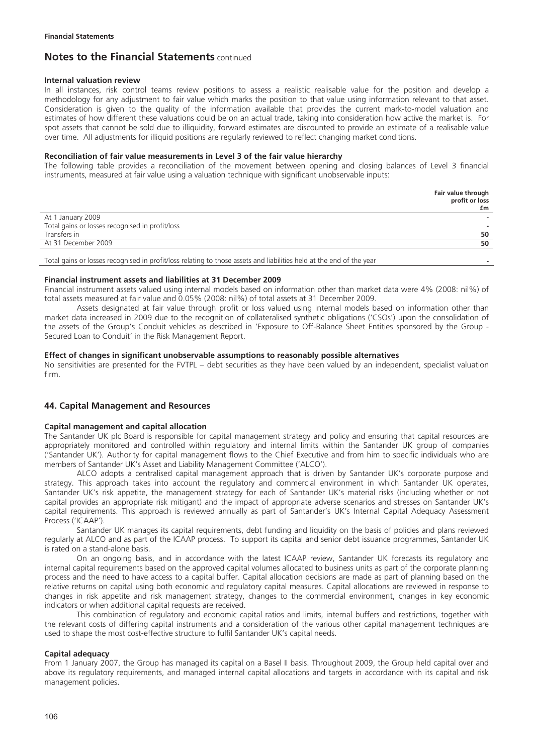## Notes to the Financial Statements continued

### Internal valuation review

In all instances, risk control teams review positions to assess a realistic realisable value for the position and develop a methodology for any adjustment to fair value which marks the position to that value using information relevant to that asset. Consideration is given to the quality of the information available that provides the current mark-to-model valuation and estimates of how different these valuations could be on an actual trade, taking into consideration how active the market is. For spot assets that cannot be sold due to illiquidity, forward estimates are discounted to provide an estimate of a realisable value over time. All adjustments for illiquid positions are regularly reviewed to reflect changing market conditions.

### Reconciliation of fair value measurements in Level 3 of the fair value hierarchy

The following table provides a reconciliation of the movement between opening and closing balances of Level 3 financial instruments, measured at fair value using a valuation technique with significant unobservable inputs:

| | Fair value through profit or loss £m |
|---|---|
| At 1 January 2009 | - |
| Total gains or losses recognised in profit/loss | - |
| Transfers in | 50 |
| At 31 December 2009 | 50 |
| | |
| Total gains or losses recognised in profit/loss relating to those assets and liabilities held at the end of the year | - |

### Financial instrument assets and liabilities at 31 December 2009

Financial instrument assets valued using internal models based on information other than market data were 4% (2008: nil%) of total assets measured at fair value and 0.05% (2008: nil%) of total assets at 31 December 2009.

Assets designated at fair value through profit or loss valued using internal models based on information other than market data increased in 2009 due to the recognition of collateralised synthetic obligations ('CSOs') upon the consolidation of the assets of the Group's Conduit vehicles as described in 'Exposure to Off-Balance Sheet Entities sponsored by the Group - Secured Loan to Conduit' in the Risk Management Report.

### Effect of changes in significant unobservable assumptions to reasonably possible alternatives

No sensitivities are presented for the FVTPL – debt securities as they have been valued by an independent, specialist valuation firm.

## 44. Capital Management and Resources

### Capital management and capital allocation

The Santander UK plc Board is responsible for capital management strategy and policy and ensuring that capital resources are appropriately monitored and controlled within regulatory and internal limits within the Santander UK group of companies ('Santander UK'). Authority for capital management flows to the Chief Executive and from him to specific individuals who are members of Santander UK's Asset and Liability Management Committee ('ALCO').

ALCO adopts a centralised capital management approach that is driven by Santander UK's corporate purpose and strategy. This approach takes into account the regulatory and commercial environment in which Santander UK operates, Santander UK's risk appetite, the management strategy for each of Santander UK's material risks (including whether or not capital provides an appropriate risk mitigant) and the impact of appropriate adverse scenarios and stresses on Santander UK's capital requirements. This approach is reviewed annually as part of Santander's UK's Internal Capital Adequacy Assessment Process ('ICAAP').

Santander UK manages its capital requirements, debt funding and liquidity on the basis of policies and plans reviewed regularly at ALCO and as part of the ICAAP process. To support its capital and senior debt issuance programmes, Santander UK is rated on a stand-alone basis.

On an ongoing basis, and in accordance with the latest ICAAP review, Santander UK forecasts its regulatory and internal capital requirements based on the approved capital volumes allocated to business units as part of the corporate planning process and the need to have access to a capital buffer. Capital allocation decisions are made as part of planning based on the relative returns on capital using both economic and regulatory capital measures. Capital allocations are reviewed in response to changes in risk appetite and risk management strategy, changes to the commercial environment, changes in key economic indicators or when additional capital requests are received.

This combination of regulatory and economic capital ratios and limits, internal buffers and restrictions, together with the relevant costs of differing capital instruments and a consideration of the various other capital management techniques are used to shape the most cost-effective structure to fulfil Santander UK's capital needs.

### Capital adequacy

From 1 January 2007, the Group has managed its capital on a Basel II basis. Throughout 2009, the Group held capital over and above its regulatory requirements, and managed internal capital allocations and targets in accordance with its capital and risk management policies.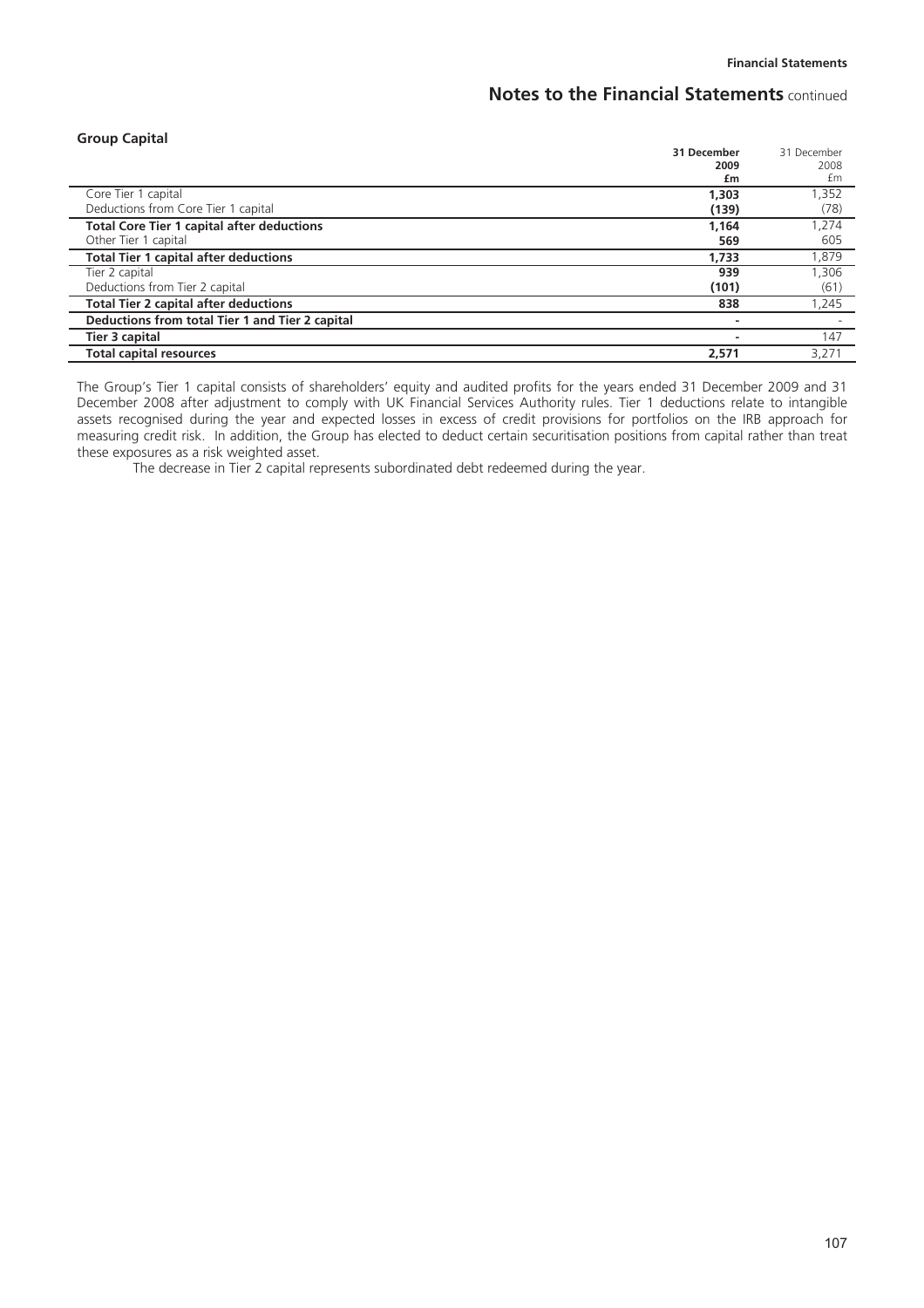## Group Capital

| | 31 December 2009 £m | 31 December 2008 £m |
|---|---|---|
| Core Tier 1 capital | **1,303** | 1,352 |
| Deductions from Core Tier 1 capital | **(139)** | (78) |
| **Total Core Tier 1 capital after deductions** | **1,164** | 1,274 |
| Other Tier 1 capital | **569** | 605 |
| **Total Tier 1 capital after deductions** | **1,733** | 1,879 |
| Tier 2 capital | **939** | 1,306 |
| Deductions from Tier 2 capital | **(101)** | (61) |
| **Total Tier 2 capital after deductions** | **838** | 1,245 |
| **Deductions from total Tier 1 and Tier 2 capital** | **-** | - |
| **Tier 3 capital** | **-** | 147 |
| **Total capital resources** | **2,571** | 3,271 |

The Group's Tier 1 capital consists of shareholders' equity and audited profits for the years ended 31 December 2009 and 31 December 2008 after adjustment to comply with UK Financial Services Authority rules. Tier 1 deductions relate to intangible assets recognised during the year and expected losses in excess of credit provisions for portfolios on the IRB approach for measuring credit risk. In addition, the Group has elected to deduct certain securitisation positions from capital rather than treat these exposures as a risk weighted asset.

The decrease in Tier 2 capital represents subordinated debt redeemed during the year.